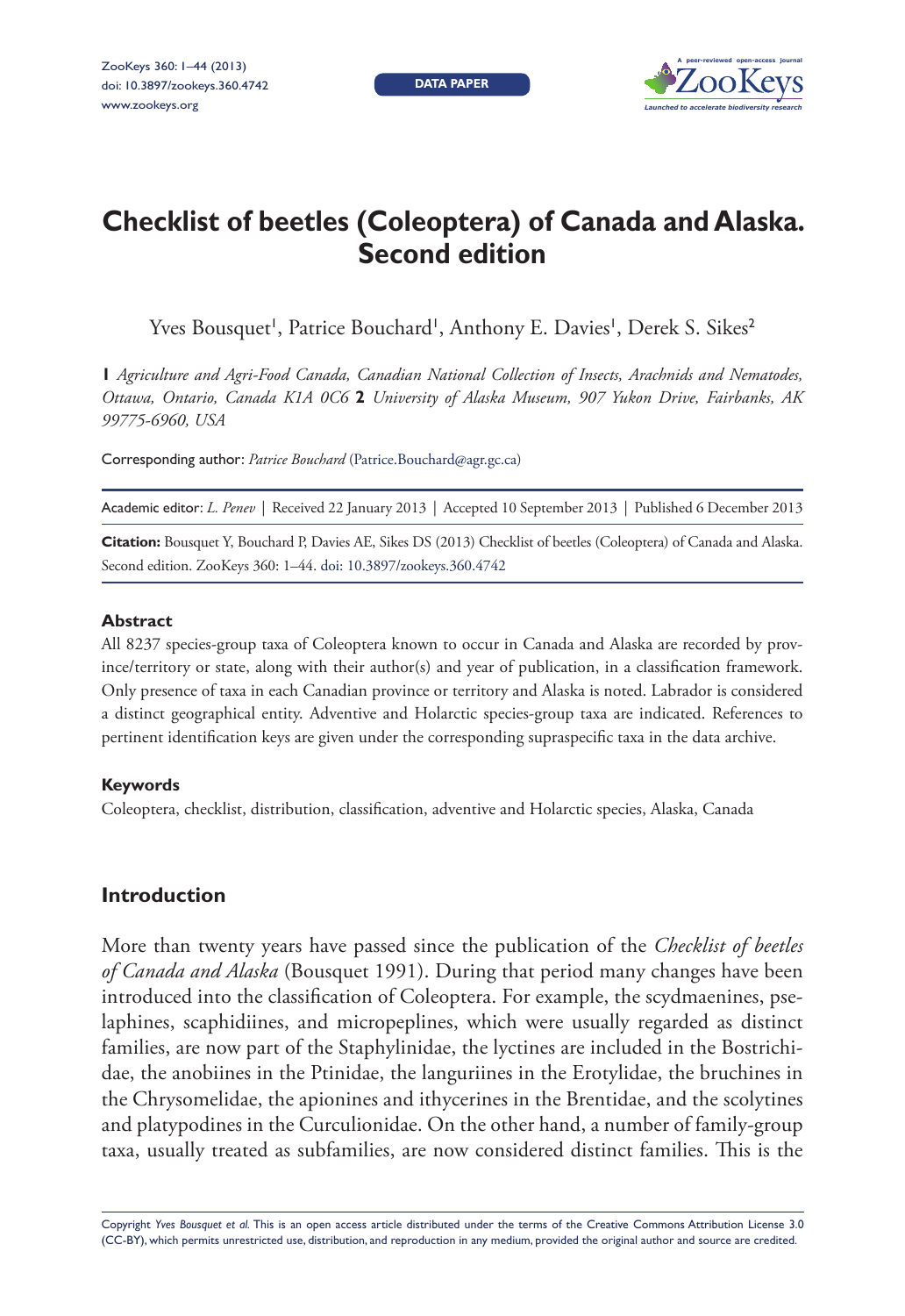DATA PAPER

# Checklist of beetles (Coleoptera) of Canada and Alaska. Second edition

Yves Bousquet[1], Patrice Bouchard[1], Anthony E. Davies[1], Derek S. Sikes[2]

**1** *Agriculture and Agri-Food Canada, Canadian National Collection of Insects, Arachnids and Nematodes, Ottawa, Ontario, Canada K1A 0C6* **2** *University of Alaska Museum, 907 Yukon Drive, Fairbanks, AK 99775-6960, USA*

Corresponding author: *Patrice Bouchard* (Patrice.Bouchard@agr.gc.ca)

Academic editor: *L. Penev* | Received 22 January 2013 | Accepted 10 September 2013 | Published 6 December 2013

**Citation:** Bousquet Y, Bouchard P, Davies AE, Sikes DS (2013) Checklist of beetles (Coleoptera) of Canada and Alaska. Second edition. ZooKeys 360: 1–44. doi: 10.3897/zookeys.360.4742

### Abstract

All 8237 species-group taxa of Coleoptera known to occur in Canada and Alaska are recorded by province/territory or state, along with their author(s) and year of publication, in a classification framework. Only presence of taxa in each Canadian province or territory and Alaska is noted. Labrador is considered a distinct geographical entity. Adventive and Holarctic species-group taxa are indicated. References to pertinent identification keys are given under the corresponding supraspecific taxa in the data archive.

### Keywords

Coleoptera, checklist, distribution, classification, adventive and Holarctic species, Alaska, Canada

## Introduction

More than twenty years have passed since the publication of the *Checklist of beetles of Canada and Alaska* (Bousquet 1991). During that period many changes have been introduced into the classification of Coleoptera. For example, the scydmaenines, pselaphines, scaphidiines, and micropeplines, which were usually regarded as distinct families, are now part of the Staphylinidae, the lyctines are included in the Bostrichidae, the anobiines in the Ptinidae, the languriines in the Erotylidae, the bruchines in the Chrysomelidae, the apionines and ithycerines in the Brentidae, and the scolytines and platypodines in the Curculionidae. On the other hand, a number of family-group taxa, usually treated as subfamilies, are now considered distinct families. This is the

Copyright *Yves Bousquet et al.* This is an open access article distributed under the terms of the Creative Commons Attribution License 3.0 (CC-BY), which permits unrestricted use, distribution, and reproduction in any medium, provided the original author and source are credited.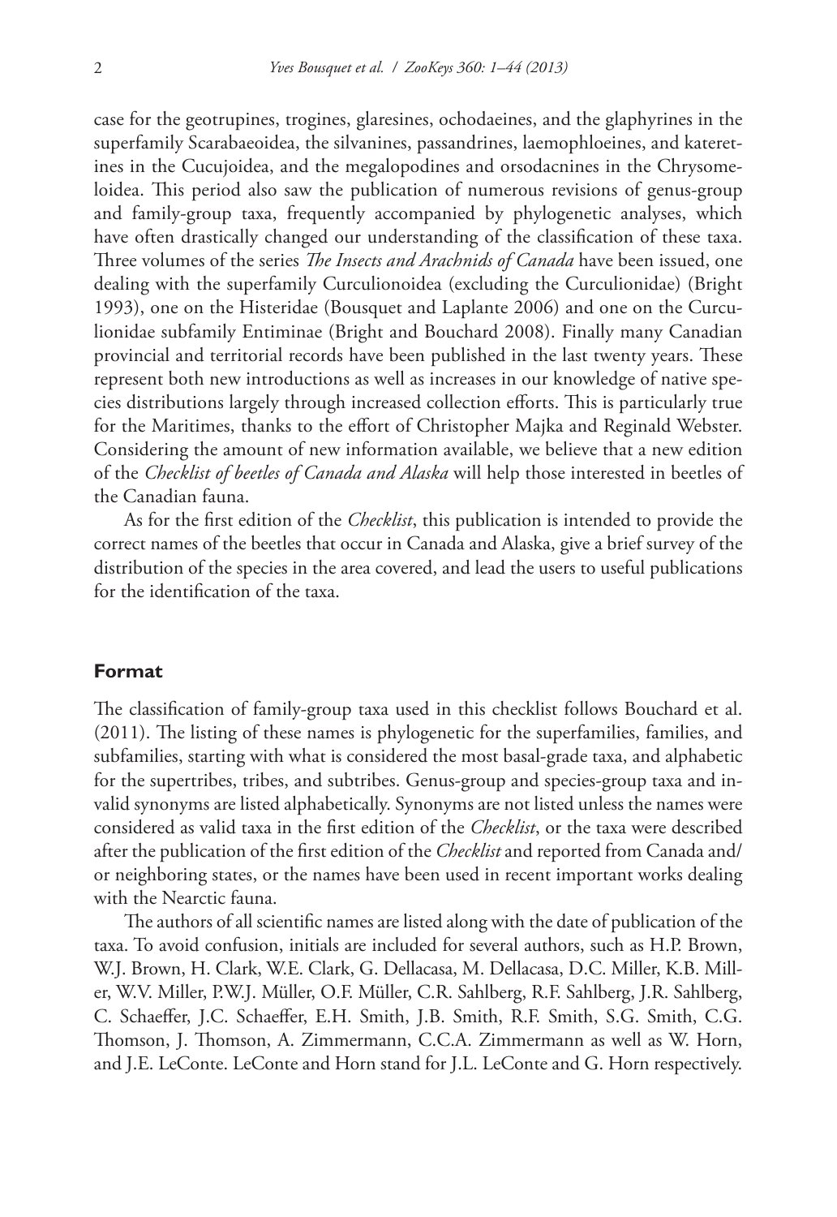case for the geotrupines, trogines, glaresines, ochodaeines, and the glaphyrines in the superfamily Scarabaeoidea, the silvanines, passandrines, laemophloeines, and kateretines in the Cucujoidea, and the megalopodines and orsodacnines in the Chrysomeloidea. This period also saw the publication of numerous revisions of genus-group and family-group taxa, frequently accompanied by phylogenetic analyses, which have often drastically changed our understanding of the classification of these taxa. Three volumes of the series *The Insects and Arachnids of Canada* have been issued, one dealing with the superfamily Curculionoidea (excluding the Curculionidae) (Bright 1993), one on the Histeridae (Bousquet and Laplante 2006) and one on the Curculionidae subfamily Entiminae (Bright and Bouchard 2008). Finally many Canadian provincial and territorial records have been published in the last twenty years. These represent both new introductions as well as increases in our knowledge of native species distributions largely through increased collection efforts. This is particularly true for the Maritimes, thanks to the effort of Christopher Majka and Reginald Webster. Considering the amount of new information available, we believe that a new edition of the *Checklist of beetles of Canada and Alaska* will help those interested in beetles of the Canadian fauna.

As for the first edition of the *Checklist*, this publication is intended to provide the correct names of the beetles that occur in Canada and Alaska, give a brief survey of the distribution of the species in the area covered, and lead the users to useful publications for the identification of the taxa.

## Format

The classification of family-group taxa used in this checklist follows Bouchard et al. (2011). The listing of these names is phylogenetic for the superfamilies, families, and subfamilies, starting with what is considered the most basal-grade taxa, and alphabetic for the supertribes, tribes, and subtribes. Genus-group and species-group taxa and invalid synonyms are listed alphabetically. Synonyms are not listed unless the names were considered as valid taxa in the first edition of the *Checklist*, or the taxa were described after the publication of the first edition of the *Checklist* and reported from Canada and/or neighboring states, or the names have been used in recent important works dealing with the Nearctic fauna.

The authors of all scientific names are listed along with the date of publication of the taxa. To avoid confusion, initials are included for several authors, such as H.P. Brown, W.J. Brown, H. Clark, W.E. Clark, G. Dellacasa, M. Dellacasa, D.C. Miller, K.B. Miller, W.V. Miller, P.W.J. Müller, O.F. Müller, C.R. Sahlberg, R.F. Sahlberg, J.R. Sahlberg, C. Schaeffer, J.C. Schaeffer, E.H. Smith, J.B. Smith, R.F. Smith, S.G. Smith, C.G. Thomson, J. Thomson, A. Zimmermann, C.C.A. Zimmermann as well as W. Horn, and J.E. LeConte. LeConte and Horn stand for J.L. LeConte and G. Horn respectively.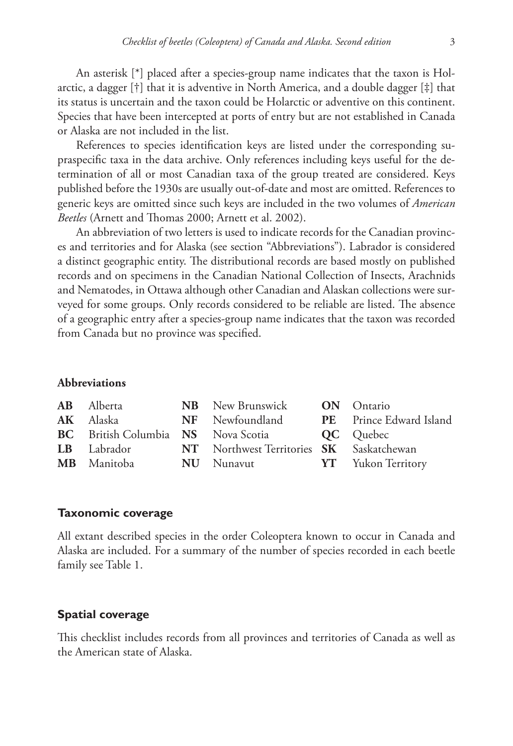An asterisk [*] placed after a species-group name indicates that the taxon is Holarctic, a dagger [†] that it is adventive in North America, and a double dagger [‡] that its status is uncertain and the taxon could be Holarctic or adventive on this continent. Species that have been intercepted at ports of entry but are not established in Canada or Alaska are not included in the list.

References to species identification keys are listed under the corresponding supraspecific taxa in the data archive. Only references including keys useful for the determination of all or most Canadian taxa of the group treated are considered. Keys published before the 1930s are usually out-of-date and most are omitted. References to generic keys are omitted since such keys are included in the two volumes of *American Beetles* (Arnett and Thomas 2000; Arnett et al. 2002).

An abbreviation of two letters is used to indicate records for the Canadian provinces and territories and for Alaska (see section "Abbreviations"). Labrador is considered a distinct geographic entity. The distributional records are based mostly on published records and on specimens in the Canadian National Collection of Insects, Arachnids and Nematodes, in Ottawa although other Canadian and Alaskan collections were surveyed for some groups. Only records considered to be reliable are listed. The absence of a geographic entry after a species-group name indicates that the taxon was recorded from Canada but no province was specified.

### Abbreviations

| | | | | | |
|---|---|---|---|---|---|
| **AB** | Alberta | **NB** | New Brunswick | **ON** | Ontario |
| **AK** | Alaska | **NF** | Newfoundland | **PE** | Prince Edward Island |
| **BC** | British Columbia | **NS** | Nova Scotia | **QC** | Quebec |
| **LB** | Labrador | **NT** | Northwest Territories | **SK** | Saskatchewan |
| **MB** | Manitoba | **NU** | Nunavut | **YT** | Yukon Territory |

## Taxonomic coverage

All extant described species in the order Coleoptera known to occur in Canada and Alaska are included. For a summary of the number of species recorded in each beetle family see Table 1.

## Spatial coverage

This checklist includes records from all provinces and territories of Canada as well as the American state of Alaska.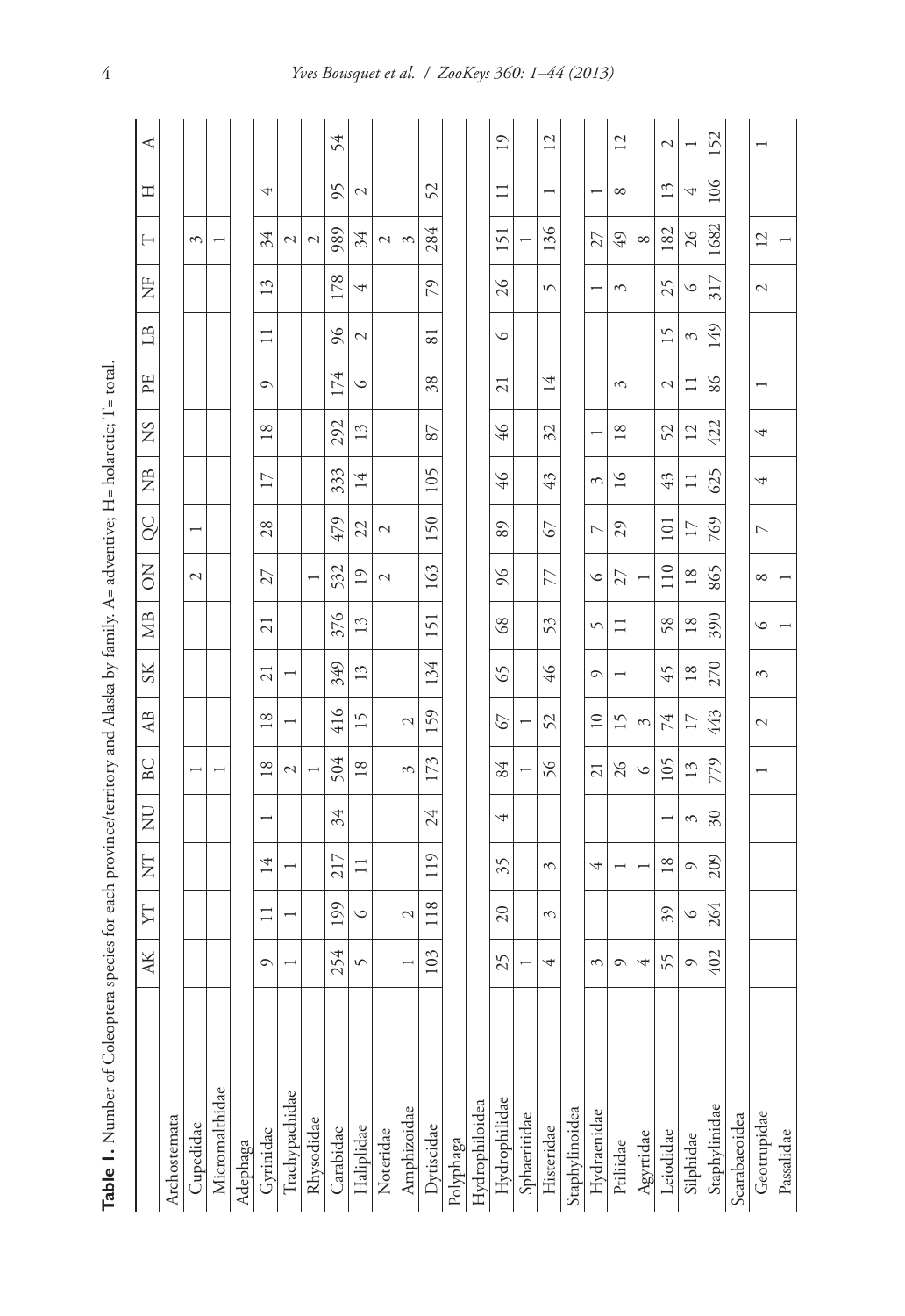**Table 1.** Number of Coleoptera species for each province/territory and Alaska by family. A= adventive; H= holarctic; T= total.

| | AK | YT | NT | NU | BC | AB | SK | MB | ON | QC | NB | NS | PE | LB | NF | T | H | A |
|---|---|---|---|---|---|---|---|---|---|---|---|---|---|---|---|---|---|---|
| Archostemata | | | | | | | | | | | | | | | | | | |
| Cupedidae | | | | | 1 | | | | | | | | | | | 3 | | |
| Micromalthidae | | | | | 1 | | | | | | | | | | | 1 | | |
| Adephaga | | | | | | | | | | | | | | | | | | |
| Gyrinidae | 9 | 11 | 14 | 1 | 18 | 18 | 21 | 21 | 27 | 28 | 17 | 18 | 9 | 11 | 13 | 34 | 4 | |
| Trachypachidae | 1 | 1 | 1 | | 2 | 1 | 1 | | | | | | | | | 2 | | |
| Rhysodidae | | | | | 1 | | | | 1 | | | | | | | 2 | | |
| Carabidae | 254 | 199 | 217 | 34 | 504 | 416 | 349 | 376 | 532 | 479 | 333 | 292 | 174 | 96 | 178 | 989 | 95 | 54 |
| Haliplidae | 5 | 6 | 11 | | 18 | 15 | 13 | 13 | 19 | 22 | 14 | 13 | 6 | 2 | 4 | 34 | 2 | |
| Noteridae | | | | | | | | | 2 | 2 | | | | | | 2 | | |
| Amphizoidae | 1 | 2 | | | 3 | 2 | | | | | | | | | | 3 | | |
| Dytiscidae | 103 | 118 | 119 | 24 | 173 | 159 | 134 | 151 | 163 | 150 | 105 | 87 | 38 | 81 | 79 | 284 | 52 | |
| Polyphaga | | | | | | | | | | | | | | | | | | |
| Hydrophiloidea | | | | | | | | | | | | | | | | | | |
| Hydrophilidae | 25 | 20 | 35 | 4 | 84 | 67 | 65 | 68 | 96 | 89 | 46 | 46 | 21 | 6 | 26 | 151 | 11 | 19 |
| Sphaeritidae | 1 | | | | 1 | 1 | | | | | | | | | | 1 | | |
| Histeridae | 4 | 3 | 3 | | 56 | 52 | 46 | 53 | 77 | 67 | 43 | 32 | 14 | | 5 | 136 | 1 | 12 |
| Staphylinoidea | | | | | | | | | | | | | | | | | | |
| Hydraenidae | 3 | | 4 | | 21 | 10 | 9 | 5 | 6 | 7 | 3 | 1 | | | 1 | 27 | 1 | |
| Ptiliidae | 9 | | 1 | | 26 | 15 | 1 | 11 | 27 | 29 | 16 | 18 | 3 | | 3 | 49 | 8 | 12 |
| Agyrtidae | 4 | | 1 | | 6 | 3 | | | 1 | | | | | | | 8 | | |
| Leiodidae | 55 | 39 | 18 | 1 | 105 | 74 | 45 | 58 | 110 | 101 | 43 | 52 | 2 | 15 | 25 | 182 | 13 | 2 |
| Silphidae | 9 | 6 | 9 | 3 | 13 | 17 | 18 | 18 | 18 | 17 | 11 | 12 | 11 | 3 | 6 | 26 | 4 | 1 |
| Staphylinidae | 402 | 264 | 209 | 30 | 779 | 443 | 270 | 390 | 865 | 769 | 625 | 422 | 86 | 149 | 317 | 1682 | 106 | 152 |
| Scarabaeoidea | | | | | | | | | | | | | | | | | | |
| Geotrupidae | | | | | 1 | 2 | 3 | 6 | 8 | 7 | 4 | 4 | 1 | | 2 | 12 | | 1 |
| Passalidae | | | | | | | | 1 | 1 | | | | | | | 1 | | |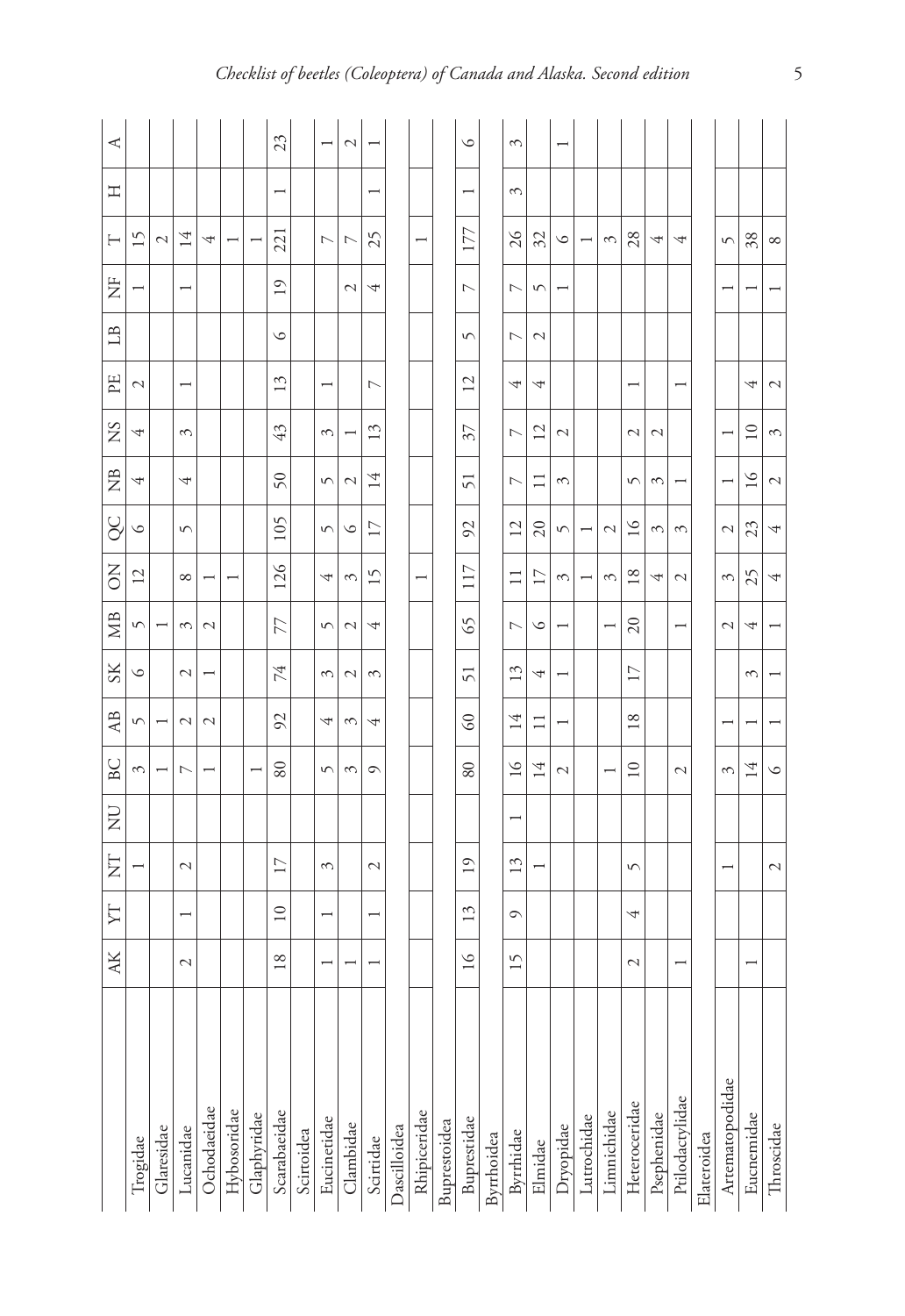| | AK | YT | NT | NU | BC | AB | SK | MB | ON | QC | NB | NS | PE | LB | NF | T | H | A |
|---|---|---|---|---|---|---|---|---|---|---|---|---|---|---|---|---|---|---|
| Trogidae | | | 1 | | 3 | 5 | 6 | 5 | 12 | 6 | 4 | 4 | 2 | | 1 | 15 | | |
| Glaresidae | | | | | 1 | 1 | | 1 | | | | | | | | 2 | | |
| Lucanidae | 2 | 1 | 2 | | 7 | 2 | 2 | 3 | 8 | 5 | 4 | 3 | 1 | | 1 | 14 | | |
| Ochodaeidae | | | | | 1 | 2 | 1 | 2 | 1 | | | | | | | 4 | | |
| Hybosoridae | | | | | | | | | 1 | | | | | | | 1 | | |
| Glaphyridae | | | | | 1 | | | | | | | | | | | 1 | | |
| Scarabaeidae | 18 | 10 | 17 | | 80 | 92 | 74 | 77 | 126 | 105 | 50 | 43 | 13 | 6 | 19 | 221 | 1 | 23 |
| Scirtoidea | | | | | | | | | | | | | | | | | | |
| Eucinetidae | 1 | 1 | 3 | | 5 | 4 | 3 | 5 | 4 | 5 | 5 | 3 | 1 | | | 7 | | 1 |
| Clambidae | 1 | | | | 3 | 3 | 2 | 2 | 3 | 6 | 2 | 1 | | | 2 | 7 | | 2 |
| Scirtidae | 1 | 1 | 2 | | 9 | 4 | 3 | 4 | 15 | 17 | 14 | 13 | 7 | | 4 | 25 | 1 | 1 |
| Dascilloidea | | | | | | | | | | | | | | | | | | |
| Rhipiceridae | | | | | | | | | 1 | | | | | | | 1 | | |
| Buprestoidea | | | | | | | | | | | | | | | | | | |
| Buprestidae | 16 | 13 | 19 | | 80 | 60 | 51 | 65 | 117 | 92 | 51 | 37 | 12 | 5 | 7 | 177 | 1 | 6 |
| Byrrhoidea | | | | | | | | | | | | | | | | | | |
| Byrrhidae | 15 | 9 | 13 | 1 | 16 | 14 | 13 | 7 | 11 | 12 | 7 | 7 | 4 | 7 | 7 | 26 | 3 | 3 |
| Elmidae | | | 1 | | 14 | 11 | 4 | 6 | 17 | 20 | 11 | 12 | 4 | 2 | 5 | 32 | | |
| Dryopidae | | | | | 2 | 1 | 1 | 1 | 3 | 5 | 3 | 2 | | | 1 | 6 | | 1 |
| Lutrochidae | | | | | | | | | 1 | 1 | | | | | | 1 | | |
| Limnichidae | | | | | 1 | | | 1 | 3 | 2 | | | | | | 3 | | |
| Heteroceridae | 2 | 4 | 5 | | 10 | 18 | 17 | 20 | 18 | 16 | 5 | 2 | 1 | | | 28 | | |
| Psephenidae | | | | | | | | | 4 | 3 | 3 | 2 | | | | 4 | | |
| Ptilodactylidae | 1 | | | | 2 | | | 1 | 2 | 3 | 1 | | 1 | | | 4 | | |
| Elateroidea | | | | | | | | | | | | | | | | | | |
| Artematopodidae | | | 1 | | 3 | 1 | | 2 | 3 | 2 | 1 | 1 | | | 1 | 5 | | |
| Eucnemidae | 1 | | | | 14 | 1 | 3 | 4 | 25 | 23 | 16 | 10 | 4 | | 1 | 38 | | |
| Throscidae | | | 2 | | 6 | 1 | 1 | 1 | 4 | 4 | 2 | 3 | 2 | | 1 | 8 | | |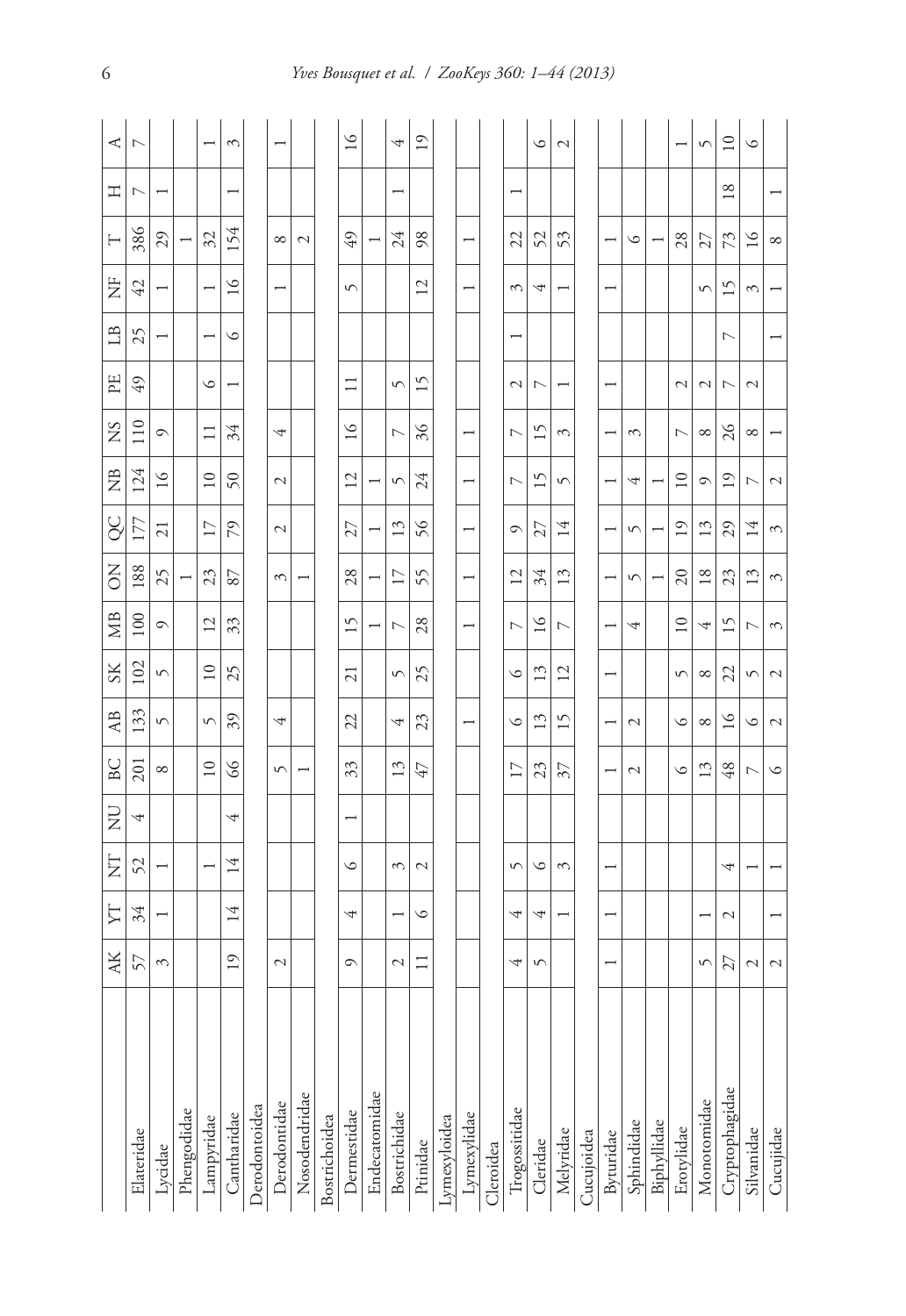| | AK | YT | NT | NU | BC | AB | SK | MB | ON | QC | NB | NS | PE | LB | NF | T | H | A |
|---|---|---|---|---|---|---|---|---|---|---|---|---|---|---|---|---|---|---|
| Elateridae | 57 | 34 | 52 | 4 | 201 | 133 | 102 | 100 | 188 | 177 | 124 | 110 | 49 | 25 | 42 | 386 | 7 | 7 |
| Lycidae | 3 | 1 | 1 | | 8 | 5 | 5 | 9 | 25 | 21 | 16 | 9 | | 1 | 1 | 29 | 1 | |
| Phengodidae | | | | | | | | | 1 | | | | | | | 1 | | |
| Lampyridae | | | 1 | | 10 | 5 | 10 | 12 | 23 | 17 | 10 | 11 | 6 | 1 | 1 | 32 | | 1 |
| Cantharidae | 19 | 14 | 14 | 4 | 66 | 39 | 25 | 33 | 87 | 79 | 50 | 34 | 1 | 6 | 16 | 154 | 1 | 3 |
| Derodontoidea | | | | | | | | | | | | | | | | | | |
| Derodontidae | 2 | | | | 5 | 4 | | | 3 | 2 | 2 | 4 | | | 1 | 8 | | 1 |
| Nosodendridae | | | | | 1 | | | | 1 | | | | | | | 2 | | |
| Bostrichoidea | | | | | | | | | | | | | | | | | | |
| Dermestidae | 9 | 4 | 6 | 1 | 33 | 22 | 21 | 15 | 28 | 27 | 12 | 16 | 11 | | 5 | 49 | | 16 |
| Endecatomidae | | | | | | | | 1 | 1 | 1 | 1 | | | | | 1 | | |
| Bostrichidae | 2 | 1 | 3 | | 13 | 4 | 5 | 7 | 17 | 13 | 5 | 7 | 5 | | | 24 | 1 | 4 |
| Ptinidae | 11 | 6 | 2 | | 47 | 23 | 25 | 28 | 55 | 56 | 24 | 36 | 15 | | 12 | 98 | | 19 |
| Lymexyloidea | | | | | | | | | | | | | | | | | | |
| Lymexylidae | | | | | | 1 | | 1 | 1 | 1 | 1 | 1 | | | 1 | 1 | | |
| Cleroidea | | | | | | | | | | | | | | | | | | |
| Trogossitidae | 4 | 4 | 5 | | 17 | 6 | 6 | 7 | 12 | 9 | 7 | 7 | 2 | 1 | 3 | 22 | 1 | |
| Cleridae | 5 | 4 | 6 | | 23 | 13 | 13 | 16 | 34 | 27 | 15 | 15 | 7 | | 4 | 52 | | 6 |
| Melyridae | | 1 | 3 | | 37 | 15 | 12 | 7 | 13 | 14 | 5 | 3 | 1 | | 1 | 53 | | 2 |
| Cucujoidea | | | | | | | | | | | | | | | | | | |
| Byturidae | 1 | 1 | 1 | | 1 | 1 | 1 | 1 | 1 | 1 | 1 | 1 | 1 | | 1 | 1 | | |
| Sphindidae | | | | | 2 | 2 | | 4 | 5 | 5 | 4 | 3 | | | | 6 | | |
| Biphyllidae | | | | | | | | | 1 | 1 | 1 | | | | | 1 | | |
| Erotylidae | | | | | 6 | 6 | 5 | 10 | 20 | 19 | 10 | 7 | 2 | | | 28 | | 1 |
| Monotomidae | 5 | 1 | | | 13 | 8 | 8 | 4 | 18 | 13 | 9 | 8 | 2 | | 5 | 27 | | 5 |
| Cryptophagidae | 27 | 2 | 4 | | 48 | 16 | 22 | 15 | 23 | 29 | 19 | 26 | 7 | 7 | 15 | 73 | 18 | 10 |
| Silvanidae | 2 | | 1 | | 7 | 6 | 5 | 7 | 13 | 14 | 7 | 8 | 2 | | 3 | 16 | | 6 |
| Cucujidae | 2 | 1 | 1 | | 6 | 2 | 2 | 3 | 3 | 3 | 2 | 1 | | 1 | 1 | 8 | 1 | |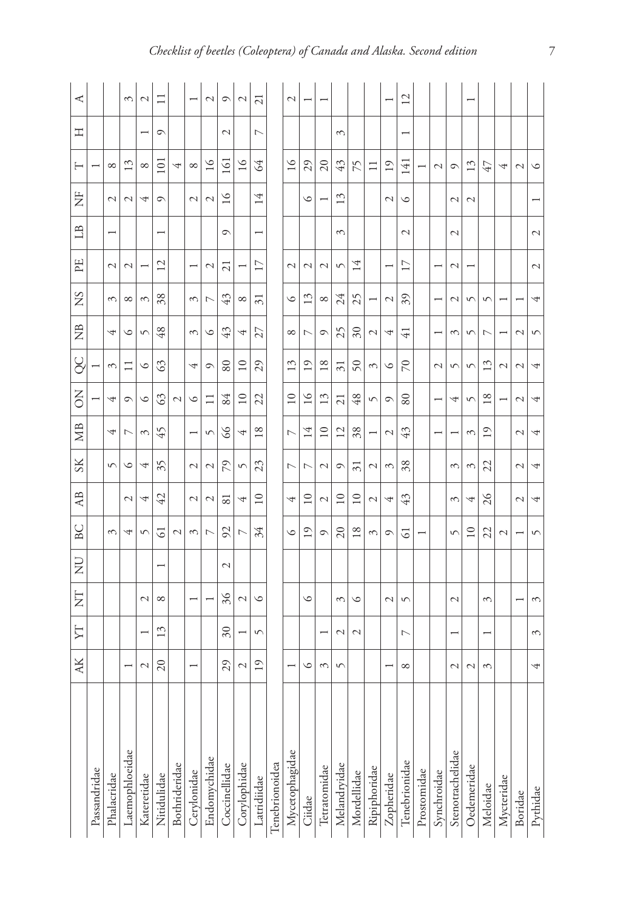|  | AK | YT | NT | NU | BC | AB | SK | MB | ON | QC | NB | NS | PE | LB | NF | T | H | A |
|---|---|---|---|---|---|---|---|---|---|---|---|---|---|---|---|---|---|---|
| Passandridae |  |  |  |  |  |  |  |  | 1 | 1 |  |  |  |  |  | 1 |  |  |
| Phalacridae |  |  |  |  | 3 |  | 5 | 4 | 4 | 3 | 4 | 3 | 2 | 1 | 2 | 8 |  |  |
| Laemophloeidae | 1 |  |  |  | 4 | 2 | 6 | 7 | 9 | 11 | 6 | 8 | 2 |  | 2 | 13 |  | 3 |
| Kateretidae | 2 | 1 | 2 |  | 5 | 4 | 4 | 3 | 6 | 6 | 5 | 3 | 1 |  | 4 | 8 | 1 | 2 |
| Nitidulidae | 20 | 13 | 8 | 1 | 61 | 42 | 35 | 45 | 63 | 63 | 48 | 38 | 12 | 1 | 9 | 101 | 9 | 11 |
| Bothrideridae |  |  |  |  | 2 |  |  |  | 2 |  |  |  |  |  |  | 4 |  |  |
| Cerylonidae | 1 |  | 1 |  | 3 | 2 | 2 | 1 | 6 | 4 | 3 | 3 | 1 |  | 2 | 8 |  | 1 |
| Endomychidae |  |  | 1 |  | 7 | 2 | 2 | 5 | 11 | 9 | 6 | 7 | 2 |  | 2 | 16 |  | 2 |
| Coccinellidae | 29 | 30 | 36 | 2 | 92 | 81 | 79 | 66 | 84 | 80 | 43 | 43 | 21 | 9 | 16 | 161 | 2 | 9 |
| Corylophidae | 2 | 1 | 2 |  | 7 | 4 | 5 | 4 | 10 | 10 | 4 | 8 | 1 |  |  | 16 |  | 2 |
| Latridiidae | 19 | 5 | 6 |  | 34 | 10 | 23 | 18 | 22 | 29 | 27 | 31 | 17 | 1 | 14 | 64 | 7 | 21 |
| Tenebrionoidea |  |  |  |  |  |  |  |  |  |  |  |  |  |  |  |  |  |  |
| Mycetophagidae | 1 |  |  |  | 6 | 4 | 7 | 7 | 10 | 13 | 8 | 6 | 2 |  |  | 16 |  | 2 |
| Ciidae | 6 |  | 6 |  | 19 | 10 | 7 | 14 | 16 | 19 | 7 | 13 | 2 |  | 6 | 29 |  | 1 |
| Tetratomidae | 3 | 1 |  |  | 9 | 2 | 2 | 10 | 13 | 18 | 9 | 8 | 2 |  | 1 | 20 |  | 1 |
| Melandryidae | 5 | 2 | 3 |  | 20 | 10 | 9 | 12 | 21 | 31 | 25 | 24 | 5 | 3 | 13 | 43 | 3 |  |
| Mordellidae |  | 2 | 6 |  | 18 | 10 | 31 | 38 | 48 | 50 | 30 | 25 | 14 |  |  | 75 |  |  |
| Ripiphoridae |  |  |  |  | 3 | 2 | 2 | 1 | 5 | 3 | 2 | 1 |  |  |  | 11 |  |  |
| Zopheridae | 1 |  | 2 |  | 9 | 4 | 3 | 2 | 9 | 6 | 4 | 2 | 1 |  | 2 | 19 |  | 1 |
| Tenebrionidae | 8 | 7 | 5 |  | 61 | 43 | 38 | 43 | 80 | 70 | 41 | 39 | 17 | 2 | 6 | 141 | 1 | 12 |
| Prostomidae |  |  |  |  | 1 |  |  |  |  |  |  |  |  |  |  | 1 |  |  |
| Synchroidae |  |  |  |  |  |  |  | 1 | 1 | 2 | 1 | 1 | 1 |  |  | 2 |  |  |
| Stenotrachelidae | 2 | 1 | 2 |  | 5 | 3 | 3 | 1 | 4 | 5 | 3 | 2 | 2 | 2 | 2 | 9 |  |  |
| Oedemeridae | 2 |  |  |  | 10 | 4 | 3 | 3 | 5 | 5 | 5 | 5 | 1 |  | 2 | 13 |  | 1 |
| Meloidae | 3 | 1 | 3 |  | 22 | 26 | 22 | 19 | 18 | 13 | 7 | 5 |  |  |  | 47 |  |  |
| Mycteridae |  |  |  |  | 2 |  |  |  | 1 | 2 | 1 | 1 |  |  |  | 4 |  |  |
| Boridae |  |  | 1 |  | 1 | 2 | 2 | 2 | 2 | 2 | 2 | 1 |  |  |  | 2 |  |  |
| Pythidae | 4 | 3 | 3 |  | 5 | 4 | 4 | 4 | 4 | 4 | 5 | 4 | 2 | 2 | 1 | 6 |  |  |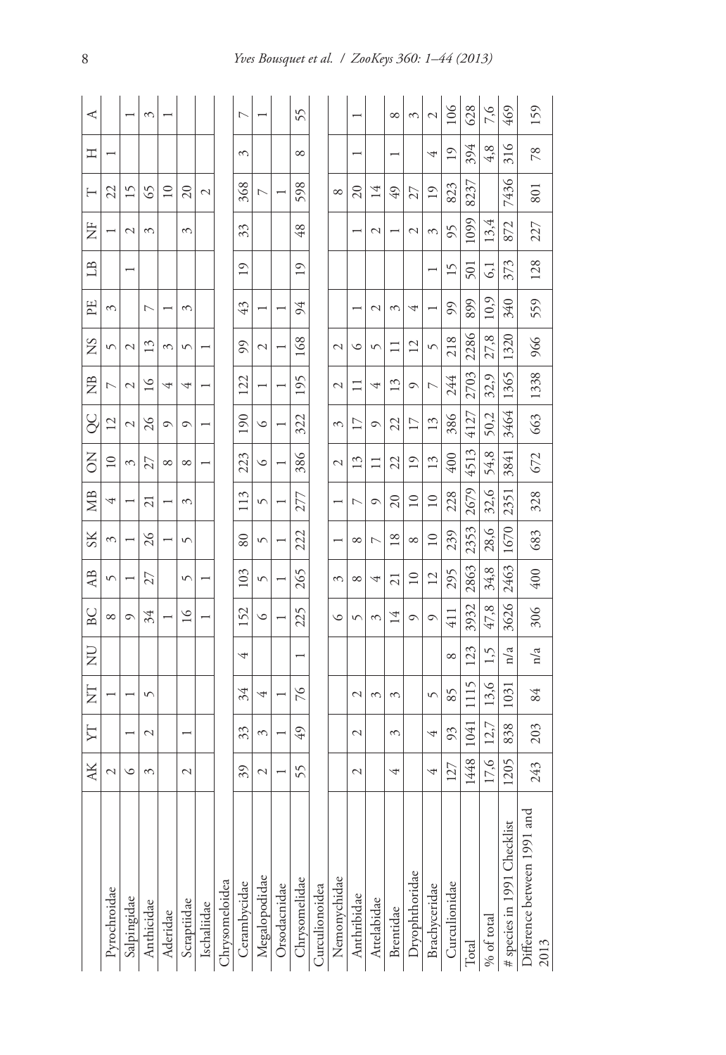| | AK | YT | NT | NU | BC | AB | SK | MB | ON | QC | NB | NS | PE | LB | NF | T | H | A |
|---|---|---|---|---|---|---|---|---|---|---|---|---|---|---|---|---|---|---|
| Pyrochroidae | 2 | | 1 | | 8 | 5 | 3 | 4 | 10 | 12 | 7 | 5 | 3 | | 1 | 22 | 1 | |
| Salpingidae | 6 | 1 | 1 | | 9 | 1 | 1 | 1 | 3 | 2 | 2 | 2 | | 1 | 2 | 15 | | 1 |
| Anthicidae | 3 | 2 | 5 | | 34 | 27 | 26 | 21 | 27 | 26 | 16 | 13 | 7 | | 3 | 65 | | 3 |
| Aderidae | | | | | 1 | | 1 | 1 | 8 | 9 | 4 | 3 | 1 | | | 10 | | 1 |
| Scraptiidae | 2 | 1 | | | 16 | 5 | 5 | 3 | 8 | 9 | 4 | 5 | 3 | | 3 | 20 | | |
| Ischaliidae | | | | | 1 | 1 | | | 1 | 1 | 1 | 1 | | | | 2 | | |
| Chrysomeloidea | | | | | | | | | | | | | | | | | | |
| Cerambycidae | 39 | 33 | 34 | 4 | 152 | 103 | 80 | 113 | 223 | 190 | 122 | 99 | 43 | 19 | 33 | 368 | 3 | 7 |
| Megalopodidae | 2 | 3 | 4 | | 6 | 5 | 5 | 5 | 6 | 6 | 1 | 2 | 1 | | | 7 | | 1 |
| Orsodacnidae | 1 | 1 | 1 | | 1 | 1 | 1 | 1 | 1 | 1 | 1 | 1 | 1 | | | 1 | | |
| Chrysomelidae | 55 | 49 | 76 | 1 | 225 | 265 | 222 | 277 | 386 | 322 | 195 | 168 | 94 | 19 | 48 | 598 | 8 | 55 |
| Curculionoidea | | | | | | | | | | | | | | | | | | |
| Nemonychidae | | | | | 6 | 3 | 1 | 1 | 2 | 3 | 2 | 2 | | | | 8 | | |
| Anthribidae | 2 | 2 | 2 | | 5 | 8 | 8 | 7 | 13 | 17 | 11 | 6 | 1 | | 1 | 20 | 1 | 1 |
| Attelabidae | | | 3 | | 3 | 4 | 7 | 9 | 11 | 9 | 4 | 5 | 2 | | 2 | 14 | | |
| Brentidae | 4 | 3 | 3 | | 14 | 21 | 18 | 20 | 22 | 22 | 13 | 11 | 3 | | 1 | 49 | 1 | 8 |
| Dryophthoridae | | | | | 9 | 10 | 8 | 10 | 19 | 17 | 9 | 12 | 4 | | 2 | 27 | | 3 |
| Brachyceridae | 4 | 4 | 5 | | 9 | 12 | 10 | 10 | 13 | 13 | 7 | 5 | 1 | 1 | 3 | 19 | 4 | 2 |
| Curculionidae | 127 | 93 | 85 | 8 | 411 | 295 | 239 | 228 | 400 | 386 | 244 | 218 | 99 | 15 | 95 | 823 | 19 | 106 |
| Total | 1448 | 1041 | 1115 | 123 | 3932 | 2863 | 2353 | 2679 | 4513 | 4127 | 2703 | 2286 | 899 | 501 | 1099 | 8237 | 394 | 628 |
| % of total | 17,6 | 12,7 | 13,6 | 1,5 | 47,8 | 34,8 | 28,6 | 32,6 | 54,8 | 50,2 | 32,9 | 27,8 | 10,9 | 6,1 | 13,4 | | 4,8 | 7,6 |
| # species in 1991 Checklist | 1205 | 838 | 1031 | n/a | 3626 | 2463 | 1670 | 2351 | 3841 | 3464 | 1365 | 1320 | 340 | 373 | 872 | 7436 | 316 | 469 |
| Difference between 1991 and 2013 | 243 | 203 | 84 | n/a | 306 | 400 | 683 | 328 | 672 | 663 | 1338 | 966 | 559 | 128 | 227 | 801 | 78 | 159 |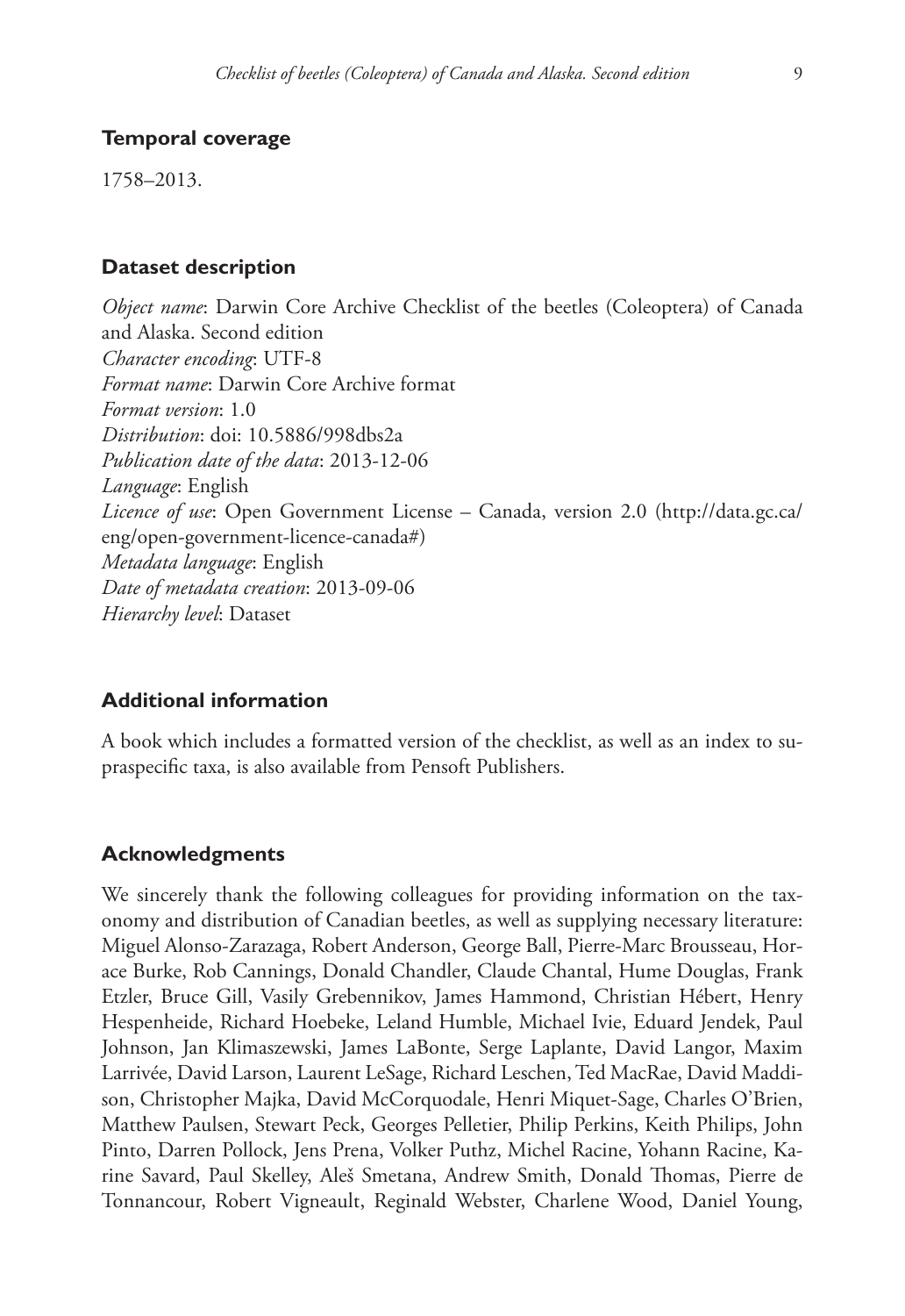### Temporal coverage

1758–2013.

### Dataset description

*Object name*: Darwin Core Archive Checklist of the beetles (Coleoptera) of Canada and Alaska. Second edition
*Character encoding*: UTF-8
*Format name*: Darwin Core Archive format
*Format version*: 1.0
*Distribution*: doi: 10.5886/998dbs2a
*Publication date of the data*: 2013-12-06
*Language*: English
*Licence of use*: Open Government License – Canada, version 2.0 (http://data.gc.ca/eng/open-government-licence-canada#)
*Metadata language*: English
*Date of metadata creation*: 2013-09-06
*Hierarchy level*: Dataset

### Additional information

A book which includes a formatted version of the checklist, as well as an index to supraspecific taxa, is also available from Pensoft Publishers.

### Acknowledgments

We sincerely thank the following colleagues for providing information on the taxonomy and distribution of Canadian beetles, as well as supplying necessary literature: Miguel Alonso-Zarazaga, Robert Anderson, George Ball, Pierre-Marc Brousseau, Horace Burke, Rob Cannings, Donald Chandler, Claude Chantal, Hume Douglas, Frank Etzler, Bruce Gill, Vasily Grebennikov, James Hammond, Christian Hébert, Henry Hespenheide, Richard Hoebeke, Leland Humble, Michael Ivie, Eduard Jendek, Paul Johnson, Jan Klimaszewski, James LaBonte, Serge Laplante, David Langor, Maxim Larrivée, David Larson, Laurent LeSage, Richard Leschen, Ted MacRae, David Maddison, Christopher Majka, David McCorquodale, Henri Miquet-Sage, Charles O'Brien, Matthew Paulsen, Stewart Peck, Georges Pelletier, Philip Perkins, Keith Philips, John Pinto, Darren Pollock, Jens Prena, Volker Puthz, Michel Racine, Yohann Racine, Karine Savard, Paul Skelley, Aleš Smetana, Andrew Smith, Donald Thomas, Pierre de Tonnancour, Robert Vigneault, Reginald Webster, Charlene Wood, Daniel Young,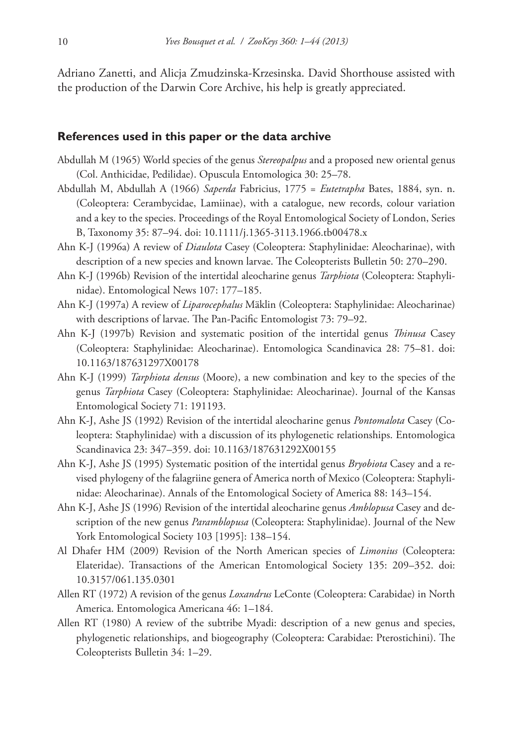Adriano Zanetti, and Alicja Zmudzinska-Krzesinska. David Shorthouse assisted with the production of the Darwin Core Archive, his help is greatly appreciated.

## References used in this paper or the data archive

Abdullah M (1965) World species of the genus *Stereopalpus* and a proposed new oriental genus (Col. Anthicidae, Pedilidae). Opuscula Entomologica 30: 25–78.

Abdullah M, Abdullah A (1966) *Saperda* Fabricius, 1775 = *Eutetrapha* Bates, 1884, syn. n. (Coleoptera: Cerambycidae, Lamiinae), with a catalogue, new records, colour variation and a key to the species. Proceedings of the Royal Entomological Society of London, Series B, Taxonomy 35: 87–94. doi: 10.1111/j.1365-3113.1966.tb00478.x

Ahn K-J (1996a) A review of *Diaulota* Casey (Coleoptera: Staphylinidae: Aleocharinae), with description of a new species and known larvae. The Coleopterists Bulletin 50: 270–290.

Ahn K-J (1996b) Revision of the intertidal aleocharine genus *Tarphiota* (Coleoptera: Staphylinidae). Entomological News 107: 177–185.

Ahn K-J (1997a) A review of *Liparocephalus* Mäklin (Coleoptera: Staphylinidae: Aleocharinae) with descriptions of larvae. The Pan-Pacific Entomologist 73: 79–92.

Ahn K-J (1997b) Revision and systematic position of the intertidal genus *Thinusa* Casey (Coleoptera: Staphylinidae: Aleocharinae). Entomologica Scandinavica 28: 75–81. doi: 10.1163/187631297X00178

Ahn K-J (1999) *Tarphiota densus* (Moore), a new combination and key to the species of the genus *Tarphiota* Casey (Coleoptera: Staphylinidae: Aleocharinae). Journal of the Kansas Entomological Society 71: 191193.

Ahn K-J, Ashe JS (1992) Revision of the intertidal aleocharine genus *Pontomalota* Casey (Coleoptera: Staphylinidae) with a discussion of its phylogenetic relationships. Entomologica Scandinavica 23: 347–359. doi: 10.1163/187631292X00155

Ahn K-J, Ashe JS (1995) Systematic position of the intertidal genus *Bryobiota* Casey and a revised phylogeny of the falagriine genera of America north of Mexico (Coleoptera: Staphylinidae: Aleocharinae). Annals of the Entomological Society of America 88: 143–154.

Ahn K-J, Ashe JS (1996) Revision of the intertidal aleocharine genus *Amblopusa* Casey and description of the new genus *Paramblopusa* (Coleoptera: Staphylinidae). Journal of the New York Entomological Society 103 [1995]: 138–154.

Al Dhafer HM (2009) Revision of the North American species of *Limonius* (Coleoptera: Elateridae). Transactions of the American Entomological Society 135: 209–352. doi: 10.3157/061.135.0301

Allen RT (1972) A revision of the genus *Loxandrus* LeConte (Coleoptera: Carabidae) in North America. Entomologica Americana 46: 1–184.

Allen RT (1980) A review of the subtribe Myadi: description of a new genus and species, phylogenetic relationships, and biogeography (Coleoptera: Carabidae: Pterostichini). The Coleopterists Bulletin 34: 1–29.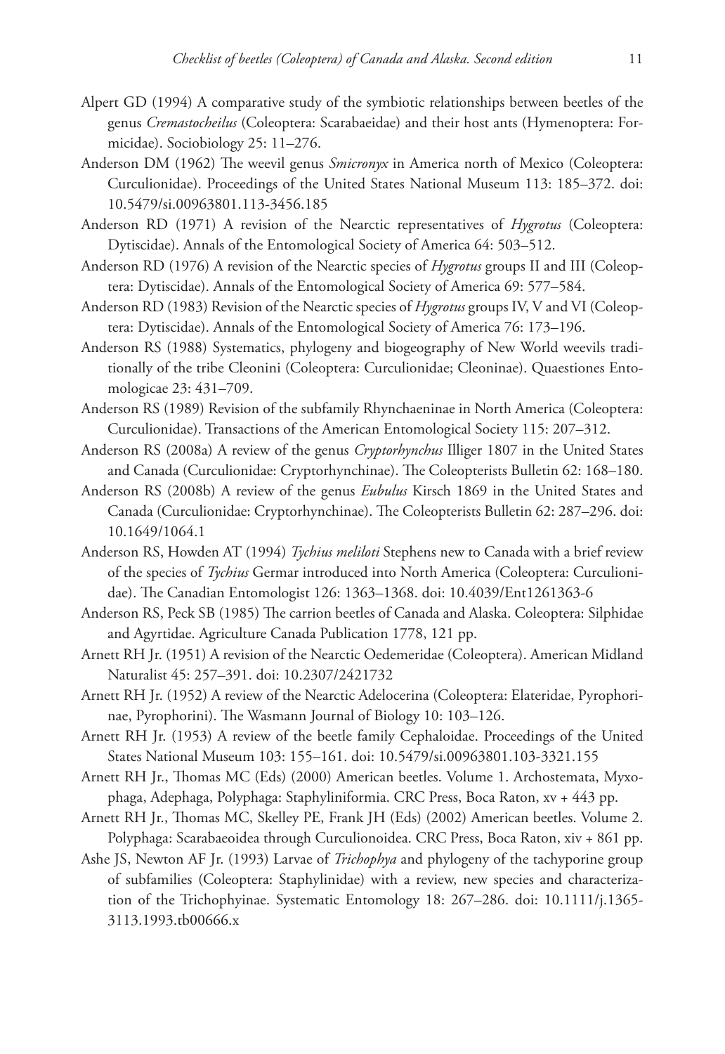Alpert GD (1994) A comparative study of the symbiotic relationships between beetles of the genus *Cremastocheilus* (Coleoptera: Scarabaeidae) and their host ants (Hymenoptera: Formicidae). Sociobiology 25: 11–276.

Anderson DM (1962) The weevil genus *Smicronyx* in America north of Mexico (Coleoptera: Curculionidae). Proceedings of the United States National Museum 113: 185–372. doi: 10.5479/si.00963801.113-3456.185

Anderson RD (1971) A revision of the Nearctic representatives of *Hygrotus* (Coleoptera: Dytiscidae). Annals of the Entomological Society of America 64: 503–512.

Anderson RD (1976) A revision of the Nearctic species of *Hygrotus* groups II and III (Coleoptera: Dytiscidae). Annals of the Entomological Society of America 69: 577–584.

Anderson RD (1983) Revision of the Nearctic species of *Hygrotus* groups IV, V and VI (Coleoptera: Dytiscidae). Annals of the Entomological Society of America 76: 173–196.

Anderson RS (1988) Systematics, phylogeny and biogeography of New World weevils traditionally of the tribe Cleonini (Coleoptera: Curculionidae; Cleoninae). Quaestiones Entomologicae 23: 431–709.

Anderson RS (1989) Revision of the subfamily Rhynchaeninae in North America (Coleoptera: Curculionidae). Transactions of the American Entomological Society 115: 207–312.

Anderson RS (2008a) A review of the genus *Cryptorhynchus* Illiger 1807 in the United States and Canada (Curculionidae: Cryptorhynchinae). The Coleopterists Bulletin 62: 168–180.

Anderson RS (2008b) A review of the genus *Eubulus* Kirsch 1869 in the United States and Canada (Curculionidae: Cryptorhynchinae). The Coleopterists Bulletin 62: 287–296. doi: 10.1649/1064.1

Anderson RS, Howden AT (1994) *Tychius meliloti* Stephens new to Canada with a brief review of the species of *Tychius* Germar introduced into North America (Coleoptera: Curculionidae). The Canadian Entomologist 126: 1363–1368. doi: 10.4039/Ent1261363-6

Anderson RS, Peck SB (1985) The carrion beetles of Canada and Alaska. Coleoptera: Silphidae and Agyrtidae. Agriculture Canada Publication 1778, 121 pp.

Arnett RH Jr. (1951) A revision of the Nearctic Oedemeridae (Coleoptera). American Midland Naturalist 45: 257–391. doi: 10.2307/2421732

Arnett RH Jr. (1952) A review of the Nearctic Adelocerina (Coleoptera: Elateridae, Pyrophorinae, Pyrophorini). The Wasmann Journal of Biology 10: 103–126.

Arnett RH Jr. (1953) A review of the beetle family Cephaloidae. Proceedings of the United States National Museum 103: 155–161. doi: 10.5479/si.00963801.103-3321.155

Arnett RH Jr., Thomas MC (Eds) (2000) American beetles. Volume 1. Archostemata, Myxophaga, Adephaga, Polyphaga: Staphyliniformia. CRC Press, Boca Raton, xv + 443 pp.

Arnett RH Jr., Thomas MC, Skelley PE, Frank JH (Eds) (2002) American beetles. Volume 2. Polyphaga: Scarabaeoidea through Curculionoidea. CRC Press, Boca Raton, xiv + 861 pp.

Ashe JS, Newton AF Jr. (1993) Larvae of *Trichophya* and phylogeny of the tachyporine group of subfamilies (Coleoptera: Staphylinidae) with a review, new species and characterization of the Trichophyinae. Systematic Entomology 18: 267–286. doi: 10.1111/j.1365-3113.1993.tb00666.x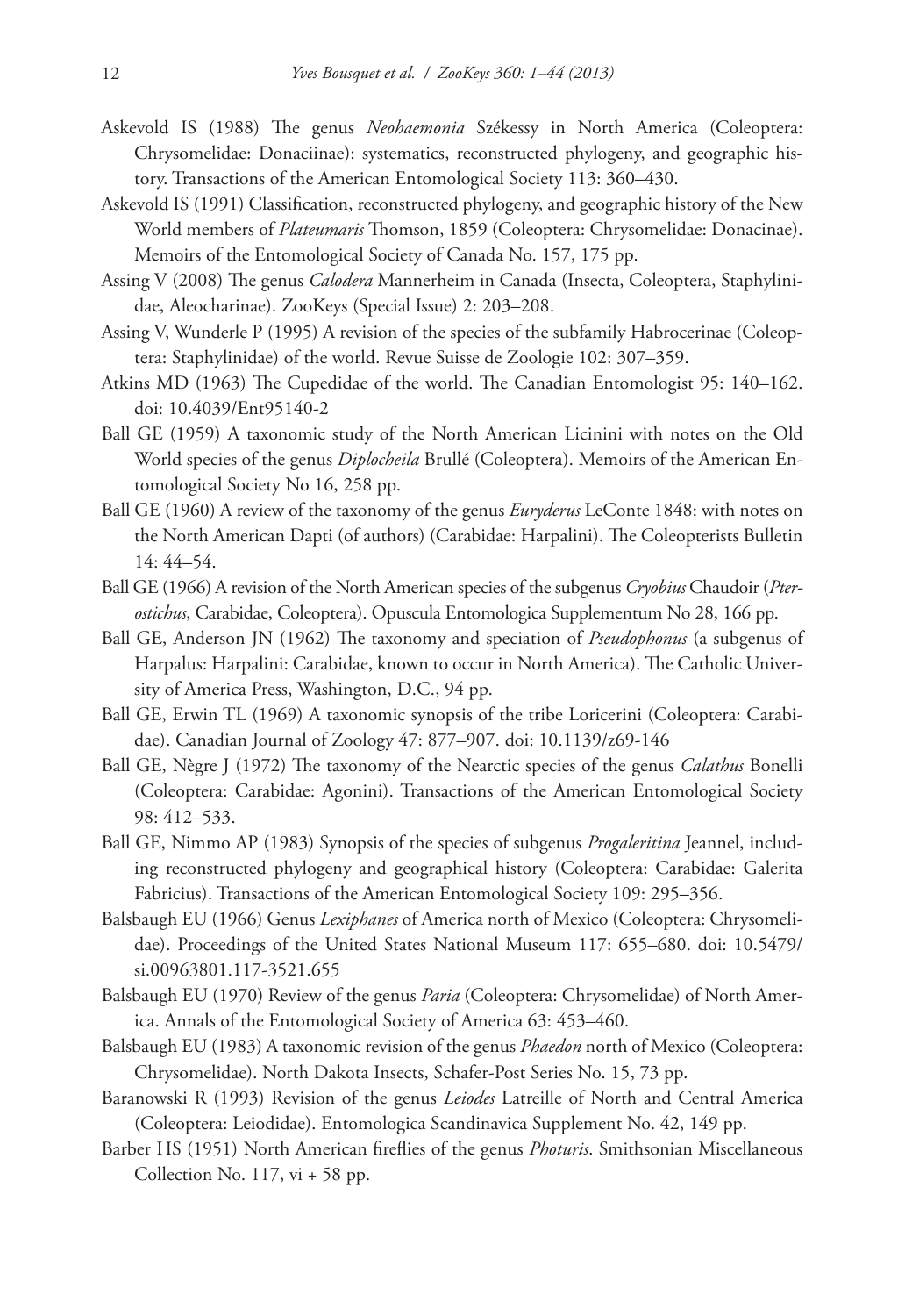Askevold IS (1988) The genus *Neohaemonia* Székessy in North America (Coleoptera: Chrysomelidae: Donaciinae): systematics, reconstructed phylogeny, and geographic history. Transactions of the American Entomological Society 113: 360–430.

Askevold IS (1991) Classification, reconstructed phylogeny, and geographic history of the New World members of *Plateumaris* Thomson, 1859 (Coleoptera: Chrysomelidae: Donacinae). Memoirs of the Entomological Society of Canada No. 157, 175 pp.

Assing V (2008) The genus *Calodera* Mannerheim in Canada (Insecta, Coleoptera, Staphylinidae, Aleocharinae). ZooKeys (Special Issue) 2: 203–208.

Assing V, Wunderle P (1995) A revision of the species of the subfamily Habrocerinae (Coleoptera: Staphylinidae) of the world. Revue Suisse de Zoologie 102: 307–359.

Atkins MD (1963) The Cupedidae of the world. The Canadian Entomologist 95: 140–162. doi: 10.4039/Ent95140-2

Ball GE (1959) A taxonomic study of the North American Licinini with notes on the Old World species of the genus *Diplocheila* Brullé (Coleoptera). Memoirs of the American Entomological Society No 16, 258 pp.

Ball GE (1960) A review of the taxonomy of the genus *Euryderus* LeConte 1848: with notes on the North American Dapti (of authors) (Carabidae: Harpalini). The Coleopterists Bulletin 14: 44–54.

Ball GE (1966) A revision of the North American species of the subgenus *Cryobius* Chaudoir (*Pterostichus*, Carabidae, Coleoptera). Opuscula Entomologica Supplementum No 28, 166 pp.

Ball GE, Anderson JN (1962) The taxonomy and speciation of *Pseudophonus* (a subgenus of Harpalus: Harpalini: Carabidae, known to occur in North America). The Catholic University of America Press, Washington, D.C., 94 pp.

Ball GE, Erwin TL (1969) A taxonomic synopsis of the tribe Loricerini (Coleoptera: Carabidae). Canadian Journal of Zoology 47: 877–907. doi: 10.1139/z69-146

Ball GE, Nègre J (1972) The taxonomy of the Nearctic species of the genus *Calathus* Bonelli (Coleoptera: Carabidae: Agonini). Transactions of the American Entomological Society 98: 412–533.

Ball GE, Nimmo AP (1983) Synopsis of the species of subgenus *Progaleritina* Jeannel, including reconstructed phylogeny and geographical history (Coleoptera: Carabidae: Galerita Fabricius). Transactions of the American Entomological Society 109: 295–356.

Balsbaugh EU (1966) Genus *Lexiphanes* of America north of Mexico (Coleoptera: Chrysomelidae). Proceedings of the United States National Museum 117: 655–680. doi: 10.5479/si.00963801.117-3521.655

Balsbaugh EU (1970) Review of the genus *Paria* (Coleoptera: Chrysomelidae) of North America. Annals of the Entomological Society of America 63: 453–460.

Balsbaugh EU (1983) A taxonomic revision of the genus *Phaedon* north of Mexico (Coleoptera: Chrysomelidae). North Dakota Insects, Schafer-Post Series No. 15, 73 pp.

Baranowski R (1993) Revision of the genus *Leiodes* Latreille of North and Central America (Coleoptera: Leiodidae). Entomologica Scandinavica Supplement No. 42, 149 pp.

Barber HS (1951) North American fireflies of the genus *Photuris*. Smithsonian Miscellaneous Collection No. 117, vi + 58 pp.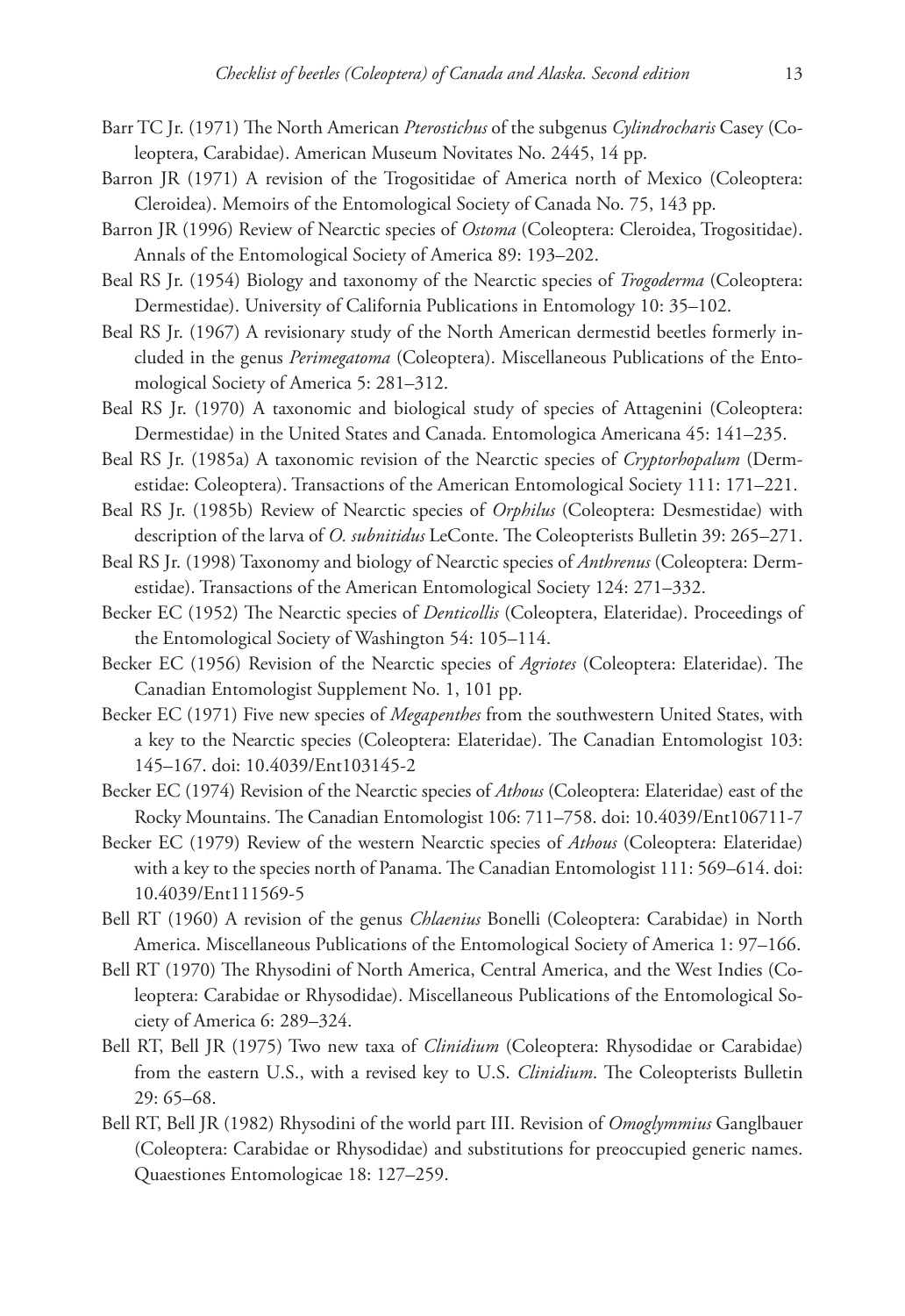Barr TC Jr. (1971) The North American *Pterostichus* of the subgenus *Cylindrocharis* Casey (Coleoptera, Carabidae). American Museum Novitates No. 2445, 14 pp.

Barron JR (1971) A revision of the Trogositidae of America north of Mexico (Coleoptera: Cleroidea). Memoirs of the Entomological Society of Canada No. 75, 143 pp.

Barron JR (1996) Review of Nearctic species of *Ostoma* (Coleoptera: Cleroidea, Trogositidae). Annals of the Entomological Society of America 89: 193–202.

Beal RS Jr. (1954) Biology and taxonomy of the Nearctic species of *Trogoderma* (Coleoptera: Dermestidae). University of California Publications in Entomology 10: 35–102.

Beal RS Jr. (1967) A revisionary study of the North American dermestid beetles formerly included in the genus *Perimegatoma* (Coleoptera). Miscellaneous Publications of the Entomological Society of America 5: 281–312.

Beal RS Jr. (1970) A taxonomic and biological study of species of Attagenini (Coleoptera: Dermestidae) in the United States and Canada. Entomologica Americana 45: 141–235.

Beal RS Jr. (1985a) A taxonomic revision of the Nearctic species of *Cryptorhopalum* (Dermestidae: Coleoptera). Transactions of the American Entomological Society 111: 171–221.

Beal RS Jr. (1985b) Review of Nearctic species of *Orphilus* (Coleoptera: Desmestidae) with description of the larva of *O. subnitidus* LeConte. The Coleopterists Bulletin 39: 265–271.

Beal RS Jr. (1998) Taxonomy and biology of Nearctic species of *Anthrenus* (Coleoptera: Dermestidae). Transactions of the American Entomological Society 124: 271–332.

Becker EC (1952) The Nearctic species of *Denticollis* (Coleoptera, Elateridae). Proceedings of the Entomological Society of Washington 54: 105–114.

Becker EC (1956) Revision of the Nearctic species of *Agriotes* (Coleoptera: Elateridae). The Canadian Entomologist Supplement No. 1, 101 pp.

Becker EC (1971) Five new species of *Megapenthes* from the southwestern United States, with a key to the Nearctic species (Coleoptera: Elateridae). The Canadian Entomologist 103: 145–167. doi: 10.4039/Ent103145-2

Becker EC (1974) Revision of the Nearctic species of *Athous* (Coleoptera: Elateridae) east of the Rocky Mountains. The Canadian Entomologist 106: 711–758. doi: 10.4039/Ent106711-7

Becker EC (1979) Review of the western Nearctic species of *Athous* (Coleoptera: Elateridae) with a key to the species north of Panama. The Canadian Entomologist 111: 569–614. doi: 10.4039/Ent111569-5

Bell RT (1960) A revision of the genus *Chlaenius* Bonelli (Coleoptera: Carabidae) in North America. Miscellaneous Publications of the Entomological Society of America 1: 97–166.

Bell RT (1970) The Rhysodini of North America, Central America, and the West Indies (Coleoptera: Carabidae or Rhysodidae). Miscellaneous Publications of the Entomological Society of America 6: 289–324.

Bell RT, Bell JR (1975) Two new taxa of *Clinidium* (Coleoptera: Rhysodidae or Carabidae) from the eastern U.S., with a revised key to U.S. *Clinidium*. The Coleopterists Bulletin 29: 65–68.

Bell RT, Bell JR (1982) Rhysodini of the world part III. Revision of *Omoglymmius* Ganglbauer (Coleoptera: Carabidae or Rhysodidae) and substitutions for preoccupied generic names. Quaestiones Entomologicae 18: 127–259.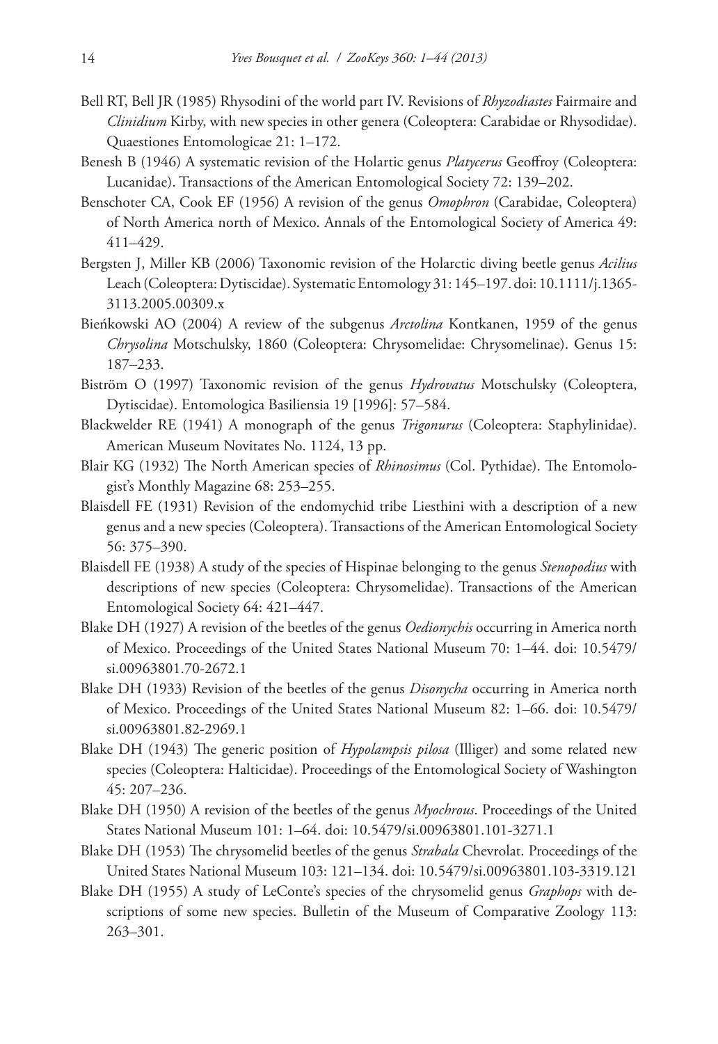Bell RT, Bell JR (1985) Rhysodini of the world part IV. Revisions of *Rhyzodiastes* Fairmaire and *Clinidium* Kirby, with new species in other genera (Coleoptera: Carabidae or Rhysodidae). Quaestiones Entomologicae 21: 1–172.

Benesh B (1946) A systematic revision of the Holartic genus *Platycerus* Geoffroy (Coleoptera: Lucanidae). Transactions of the American Entomological Society 72: 139–202.

Benschoter CA, Cook EF (1956) A revision of the genus *Omophron* (Carabidae, Coleoptera) of North America north of Mexico. Annals of the Entomological Society of America 49: 411–429.

Bergsten J, Miller KB (2006) Taxonomic revision of the Holarctic diving beetle genus *Acilius* Leach (Coleoptera: Dytiscidae). Systematic Entomology 31: 145–197. doi: 10.1111/j.1365-3113.2005.00309.x

Bieńkowski AO (2004) A review of the subgenus *Arctolina* Kontkanen, 1959 of the genus *Chrysolina* Motschulsky, 1860 (Coleoptera: Chrysomelidae: Chrysomelinae). Genus 15: 187–233.

Biström O (1997) Taxonomic revision of the genus *Hydrovatus* Motschulsky (Coleoptera, Dytiscidae). Entomologica Basiliensia 19 [1996]: 57–584.

Blackwelder RE (1941) A monograph of the genus *Trigonurus* (Coleoptera: Staphylinidae). American Museum Novitates No. 1124, 13 pp.

Blair KG (1932) The North American species of *Rhinosimus* (Col. Pythidae). The Entomologist's Monthly Magazine 68: 253–255.

Blaisdell FE (1931) Revision of the endomychid tribe Liesthini with a description of a new genus and a new species (Coleoptera). Transactions of the American Entomological Society 56: 375–390.

Blaisdell FE (1938) A study of the species of Hispinae belonging to the genus *Stenopodius* with descriptions of new species (Coleoptera: Chrysomelidae). Transactions of the American Entomological Society 64: 421–447.

Blake DH (1927) A revision of the beetles of the genus *Oedionychis* occurring in America north of Mexico. Proceedings of the United States National Museum 70: 1–44. doi: 10.5479/si.00963801.70-2672.1

Blake DH (1933) Revision of the beetles of the genus *Disonycha* occurring in America north of Mexico. Proceedings of the United States National Museum 82: 1–66. doi: 10.5479/si.00963801.82-2969.1

Blake DH (1943) The generic position of *Hypolampsis pilosa* (Illiger) and some related new species (Coleoptera: Halticidae). Proceedings of the Entomological Society of Washington 45: 207–236.

Blake DH (1950) A revision of the beetles of the genus *Myochrous*. Proceedings of the United States National Museum 101: 1–64. doi: 10.5479/si.00963801.101-3271.1

Blake DH (1953) The chrysomelid beetles of the genus *Strabala* Chevrolat. Proceedings of the United States National Museum 103: 121–134. doi: 10.5479/si.00963801.103-3319.121

Blake DH (1955) A study of LeConte's species of the chrysomelid genus *Graphops* with descriptions of some new species. Bulletin of the Museum of Comparative Zoology 113: 263–301.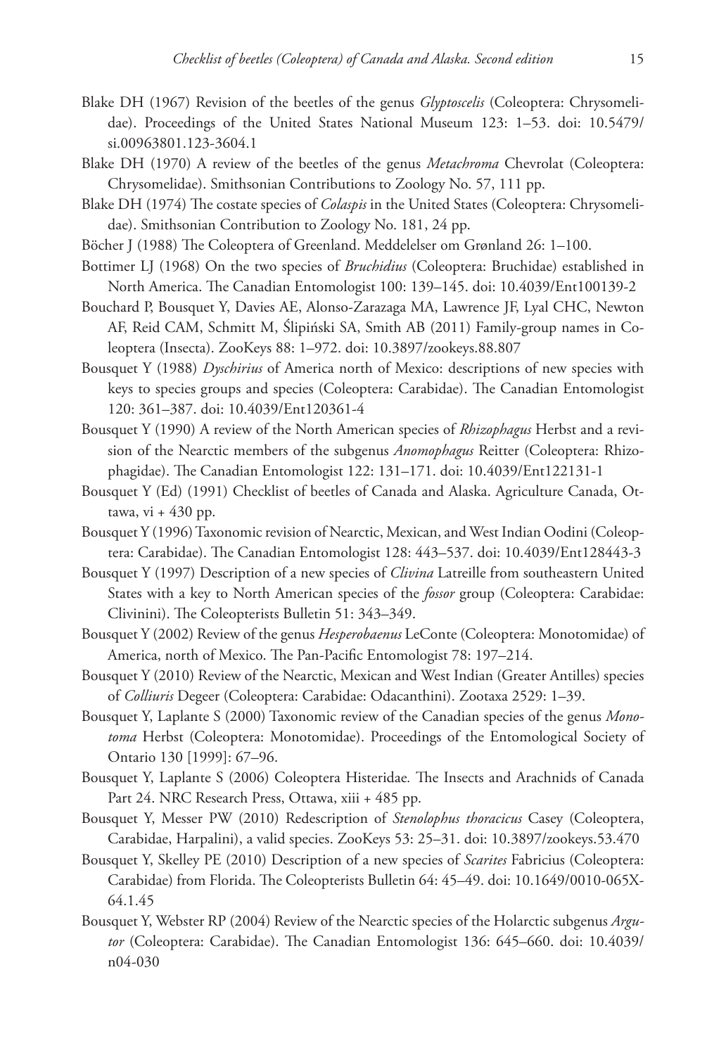Blake DH (1967) Revision of the beetles of the genus *Glyptoscelis* (Coleoptera: Chrysomelidae). Proceedings of the United States National Museum 123: 1–53. doi: 10.5479/si.00963801.123-3604.1

Blake DH (1970) A review of the beetles of the genus *Metachroma* Chevrolat (Coleoptera: Chrysomelidae). Smithsonian Contributions to Zoology No. 57, 111 pp.

Blake DH (1974) The costate species of *Colaspis* in the United States (Coleoptera: Chrysomelidae). Smithsonian Contribution to Zoology No. 181, 24 pp.

Böcher J (1988) The Coleoptera of Greenland. Meddelelser om Grønland 26: 1–100.

Bottimer LJ (1968) On the two species of *Bruchidius* (Coleoptera: Bruchidae) established in North America. The Canadian Entomologist 100: 139–145. doi: 10.4039/Ent100139-2

Bouchard P, Bousquet Y, Davies AE, Alonso-Zarazaga MA, Lawrence JF, Lyal CHC, Newton AF, Reid CAM, Schmitt M, Ślipiński SA, Smith AB (2011) Family-group names in Coleoptera (Insecta). ZooKeys 88: 1–972. doi: 10.3897/zookeys.88.807

Bousquet Y (1988) *Dyschirius* of America north of Mexico: descriptions of new species with keys to species groups and species (Coleoptera: Carabidae). The Canadian Entomologist 120: 361–387. doi: 10.4039/Ent120361-4

Bousquet Y (1990) A review of the North American species of *Rhizophagus* Herbst and a revision of the Nearctic members of the subgenus *Anomophagus* Reitter (Coleoptera: Rhizophagidae). The Canadian Entomologist 122: 131–171. doi: 10.4039/Ent122131-1

Bousquet Y (Ed) (1991) Checklist of beetles of Canada and Alaska. Agriculture Canada, Ottawa, vi + 430 pp.

Bousquet Y (1996) Taxonomic revision of Nearctic, Mexican, and West Indian Oodini (Coleoptera: Carabidae). The Canadian Entomologist 128: 443–537. doi: 10.4039/Ent128443-3

Bousquet Y (1997) Description of a new species of *Clivina* Latreille from southeastern United States with a key to North American species of the *fossor* group (Coleoptera: Carabidae: Clivinini). The Coleopterists Bulletin 51: 343–349.

Bousquet Y (2002) Review of the genus *Hesperobaenus* LeConte (Coleoptera: Monotomidae) of America, north of Mexico. The Pan-Pacific Entomologist 78: 197–214.

Bousquet Y (2010) Review of the Nearctic, Mexican and West Indian (Greater Antilles) species of *Colliuris* Degeer (Coleoptera: Carabidae: Odacanthini). Zootaxa 2529: 1–39.

Bousquet Y, Laplante S (2000) Taxonomic review of the Canadian species of the genus *Monotoma* Herbst (Coleoptera: Monotomidae). Proceedings of the Entomological Society of Ontario 130 [1999]: 67–96.

Bousquet Y, Laplante S (2006) Coleoptera Histeridae. The Insects and Arachnids of Canada Part 24. NRC Research Press, Ottawa, xiii + 485 pp.

Bousquet Y, Messer PW (2010) Redescription of *Stenolophus thoracicus* Casey (Coleoptera, Carabidae, Harpalini), a valid species. ZooKeys 53: 25–31. doi: 10.3897/zookeys.53.470

Bousquet Y, Skelley PE (2010) Description of a new species of *Scarites* Fabricius (Coleoptera: Carabidae) from Florida. The Coleopterists Bulletin 64: 45–49. doi: 10.1649/0010-065X-64.1.45

Bousquet Y, Webster RP (2004) Review of the Nearctic species of the Holarctic subgenus *Argutor* (Coleoptera: Carabidae). The Canadian Entomologist 136: 645–660. doi: 10.4039/n04-030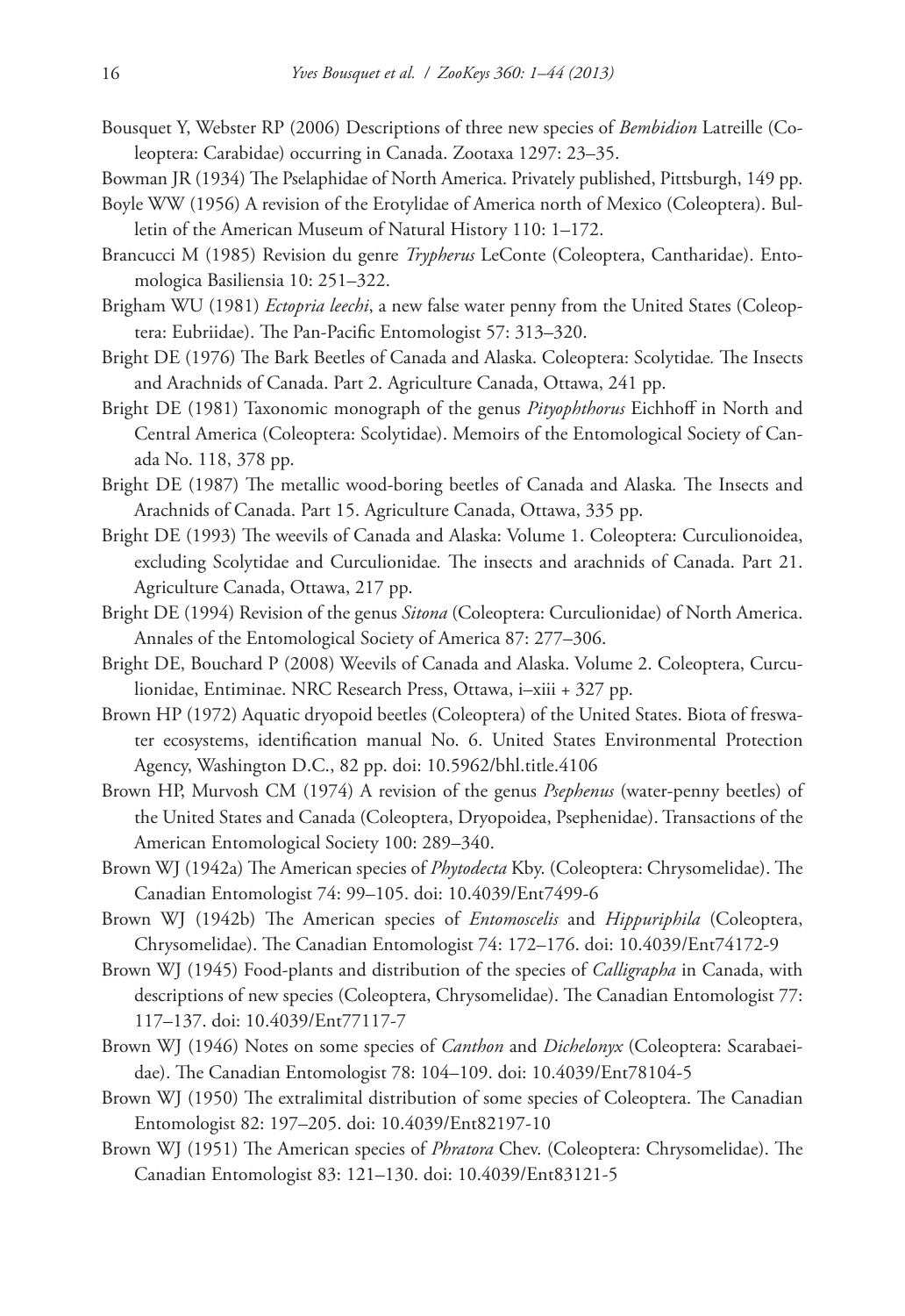Bousquet Y, Webster RP (2006) Descriptions of three new species of *Bembidion* Latreille (Coleoptera: Carabidae) occurring in Canada. Zootaxa 1297: 23–35.

Bowman JR (1934) The Pselaphidae of North America. Privately published, Pittsburgh, 149 pp.

Boyle WW (1956) A revision of the Erotylidae of America north of Mexico (Coleoptera). Bulletin of the American Museum of Natural History 110: 1–172.

Brancucci M (1985) Revision du genre *Trypherus* LeConte (Coleoptera, Cantharidae). Entomologica Basiliensia 10: 251–322.

Brigham WU (1981) *Ectopria leechi*, a new false water penny from the United States (Coleoptera: Eubriidae). The Pan-Pacific Entomologist 57: 313–320.

Bright DE (1976) The Bark Beetles of Canada and Alaska. Coleoptera: Scolytidae. The Insects and Arachnids of Canada. Part 2. Agriculture Canada, Ottawa, 241 pp.

Bright DE (1981) Taxonomic monograph of the genus *Pityophthorus* Eichhoff in North and Central America (Coleoptera: Scolytidae). Memoirs of the Entomological Society of Canada No. 118, 378 pp.

Bright DE (1987) The metallic wood-boring beetles of Canada and Alaska. The Insects and Arachnids of Canada. Part 15. Agriculture Canada, Ottawa, 335 pp.

Bright DE (1993) The weevils of Canada and Alaska: Volume 1. Coleoptera: Curculionoidea, excluding Scolytidae and Curculionidae. The insects and arachnids of Canada. Part 21. Agriculture Canada, Ottawa, 217 pp.

Bright DE (1994) Revision of the genus *Sitona* (Coleoptera: Curculionidae) of North America. Annales of the Entomological Society of America 87: 277–306.

Bright DE, Bouchard P (2008) Weevils of Canada and Alaska. Volume 2. Coleoptera, Curculionidae, Entiminae. NRC Research Press, Ottawa, i–xiii + 327 pp.

Brown HP (1972) Aquatic dryopoid beetles (Coleoptera) of the United States. Biota of freswater ecosystems, identification manual No. 6. United States Environmental Protection Agency, Washington D.C., 82 pp. doi: 10.5962/bhl.title.4106

Brown HP, Murvosh CM (1974) A revision of the genus *Psephenus* (water-penny beetles) of the United States and Canada (Coleoptera, Dryopoidea, Psephenidae). Transactions of the American Entomological Society 100: 289–340.

Brown WJ (1942a) The American species of *Phytodecta* Kby. (Coleoptera: Chrysomelidae). The Canadian Entomologist 74: 99–105. doi: 10.4039/Ent7499-6

Brown WJ (1942b) The American species of *Entomoscelis* and *Hippuriphila* (Coleoptera, Chrysomelidae). The Canadian Entomologist 74: 172–176. doi: 10.4039/Ent74172-9

Brown WJ (1945) Food-plants and distribution of the species of *Calligrapha* in Canada, with descriptions of new species (Coleoptera, Chrysomelidae). The Canadian Entomologist 77: 117–137. doi: 10.4039/Ent77117-7

Brown WJ (1946) Notes on some species of *Canthon* and *Dichelonyx* (Coleoptera: Scarabaeidae). The Canadian Entomologist 78: 104–109. doi: 10.4039/Ent78104-5

Brown WJ (1950) The extralimital distribution of some species of Coleoptera. The Canadian Entomologist 82: 197–205. doi: 10.4039/Ent82197-10

Brown WJ (1951) The American species of *Phratora* Chev. (Coleoptera: Chrysomelidae). The Canadian Entomologist 83: 121–130. doi: 10.4039/Ent83121-5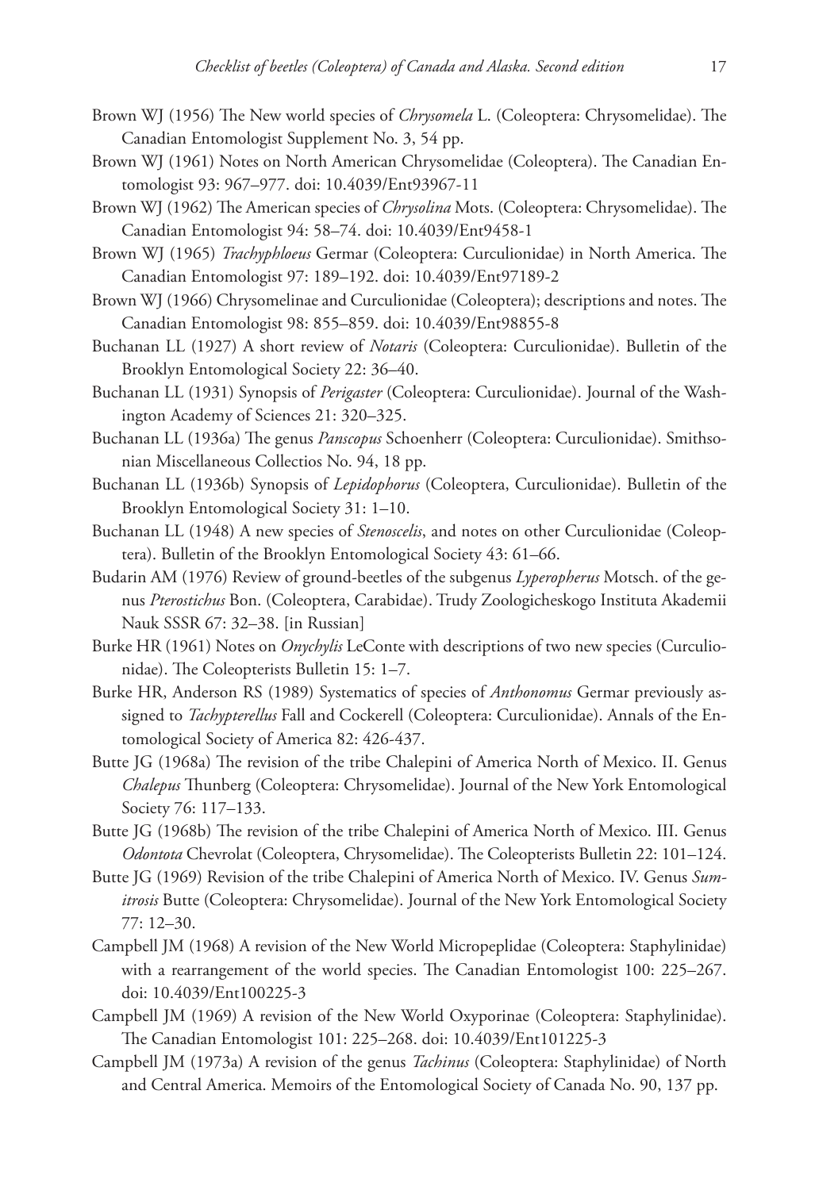Brown WJ (1956) The New world species of *Chrysomela* L. (Coleoptera: Chrysomelidae). The Canadian Entomologist Supplement No. 3, 54 pp.

Brown WJ (1961) Notes on North American Chrysomelidae (Coleoptera). The Canadian Entomologist 93: 967–977. doi: 10.4039/Ent93967-11

Brown WJ (1962) The American species of *Chrysolina* Mots. (Coleoptera: Chrysomelidae). The Canadian Entomologist 94: 58–74. doi: 10.4039/Ent9458-1

Brown WJ (1965) *Trachyphloeus* Germar (Coleoptera: Curculionidae) in North America. The Canadian Entomologist 97: 189–192. doi: 10.4039/Ent97189-2

Brown WJ (1966) Chrysomelinae and Curculionidae (Coleoptera); descriptions and notes. The Canadian Entomologist 98: 855–859. doi: 10.4039/Ent98855-8

Buchanan LL (1927) A short review of *Notaris* (Coleoptera: Curculionidae). Bulletin of the Brooklyn Entomological Society 22: 36–40.

Buchanan LL (1931) Synopsis of *Perigaster* (Coleoptera: Curculionidae). Journal of the Washington Academy of Sciences 21: 320–325.

Buchanan LL (1936a) The genus *Panscopus* Schoenherr (Coleoptera: Curculionidae). Smithsonian Miscellaneous Collectios No. 94, 18 pp.

Buchanan LL (1936b) Synopsis of *Lepidophorus* (Coleoptera, Curculionidae). Bulletin of the Brooklyn Entomological Society 31: 1–10.

Buchanan LL (1948) A new species of *Stenoscelis*, and notes on other Curculionidae (Coleoptera). Bulletin of the Brooklyn Entomological Society 43: 61–66.

Budarin AM (1976) Review of ground-beetles of the subgenus *Lyperopherus* Motsch. of the genus *Pterostichus* Bon. (Coleoptera, Carabidae). Trudy Zoologicheskogo Instituta Akademii Nauk SSSR 67: 32–38. [in Russian]

Burke HR (1961) Notes on *Onychylis* LeConte with descriptions of two new species (Curculionidae). The Coleopterists Bulletin 15: 1–7.

Burke HR, Anderson RS (1989) Systematics of species of *Anthonomus* Germar previously assigned to *Tachypterellus* Fall and Cockerell (Coleoptera: Curculionidae). Annals of the Entomological Society of America 82: 426-437.

Butte JG (1968a) The revision of the tribe Chalepini of America North of Mexico. II. Genus *Chalepus* Thunberg (Coleoptera: Chrysomelidae). Journal of the New York Entomological Society 76: 117–133.

Butte JG (1968b) The revision of the tribe Chalepini of America North of Mexico. III. Genus *Odontota* Chevrolat (Coleoptera, Chrysomelidae). The Coleopterists Bulletin 22: 101–124.

Butte JG (1969) Revision of the tribe Chalepini of America North of Mexico. IV. Genus *Sumitrosis* Butte (Coleoptera: Chrysomelidae). Journal of the New York Entomological Society 77: 12–30.

Campbell JM (1968) A revision of the New World Micropeplidae (Coleoptera: Staphylinidae) with a rearrangement of the world species. The Canadian Entomologist 100: 225–267. doi: 10.4039/Ent100225-3

Campbell JM (1969) A revision of the New World Oxyporinae (Coleoptera: Staphylinidae). The Canadian Entomologist 101: 225–268. doi: 10.4039/Ent101225-3

Campbell JM (1973a) A revision of the genus *Tachinus* (Coleoptera: Staphylinidae) of North and Central America. Memoirs of the Entomological Society of Canada No. 90, 137 pp.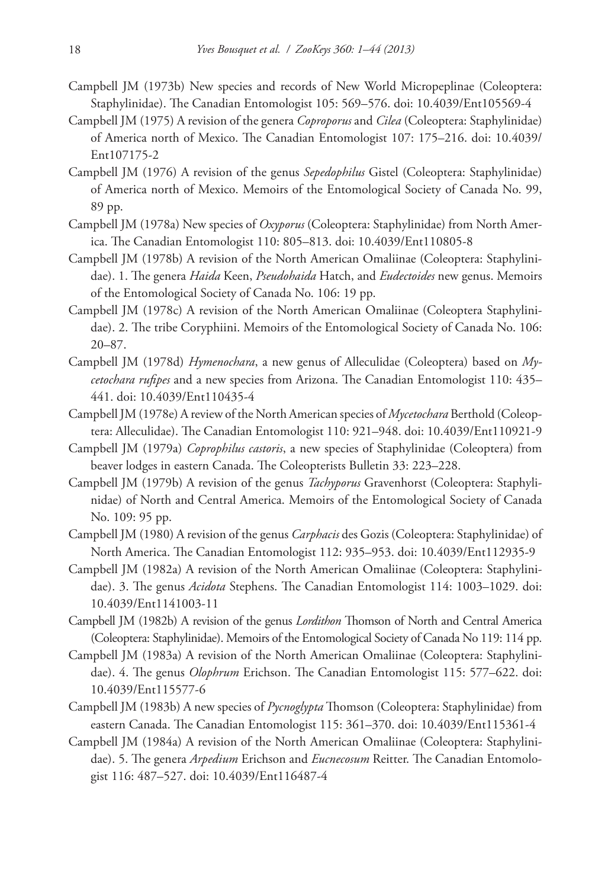Campbell JM (1973b) New species and records of New World Micropeplinae (Coleoptera: Staphylinidae). The Canadian Entomologist 105: 569–576. doi: 10.4039/Ent105569-4

Campbell JM (1975) A revision of the genera *Coproporus* and *Cilea* (Coleoptera: Staphylinidae) of America north of Mexico. The Canadian Entomologist 107: 175–216. doi: 10.4039/Ent107175-2

Campbell JM (1976) A revision of the genus *Sepedophilus* Gistel (Coleoptera: Staphylinidae) of America north of Mexico. Memoirs of the Entomological Society of Canada No. 99, 89 pp.

Campbell JM (1978a) New species of *Oxyporus* (Coleoptera: Staphylinidae) from North America. The Canadian Entomologist 110: 805–813. doi: 10.4039/Ent110805-8

Campbell JM (1978b) A revision of the North American Omaliinae (Coleoptera: Staphylinidae). 1. The genera *Haida* Keen, *Pseudohaida* Hatch, and *Eudectoides* new genus. Memoirs of the Entomological Society of Canada No. 106: 19 pp.

Campbell JM (1978c) A revision of the North American Omaliinae (Coleoptera Staphylinidae). 2. The tribe Coryphiini. Memoirs of the Entomological Society of Canada No. 106: 20–87.

Campbell JM (1978d) *Hymenochara*, a new genus of Alleculidae (Coleoptera) based on *Mycetochara rufipes* and a new species from Arizona. The Canadian Entomologist 110: 435–441. doi: 10.4039/Ent110435-4

Campbell JM (1978e) A review of the North American species of *Mycetochara* Berthold (Coleoptera: Alleculidae). The Canadian Entomologist 110: 921–948. doi: 10.4039/Ent110921-9

Campbell JM (1979a) *Coprophilus castoris*, a new species of Staphylinidae (Coleoptera) from beaver lodges in eastern Canada. The Coleopterists Bulletin 33: 223–228.

Campbell JM (1979b) A revision of the genus *Tachyporus* Gravenhorst (Coleoptera: Staphylinidae) of North and Central America. Memoirs of the Entomological Society of Canada No. 109: 95 pp.

Campbell JM (1980) A revision of the genus *Carphacis* des Gozis (Coleoptera: Staphylinidae) of North America. The Canadian Entomologist 112: 935–953. doi: 10.4039/Ent112935-9

Campbell JM (1982a) A revision of the North American Omaliinae (Coleoptera: Staphylinidae). 3. The genus *Acidota* Stephens. The Canadian Entomologist 114: 1003–1029. doi: 10.4039/Ent1141003-11

Campbell JM (1982b) A revision of the genus *Lordithon* Thomson of North and Central America (Coleoptera: Staphylinidae). Memoirs of the Entomological Society of Canada No 119: 114 pp.

Campbell JM (1983a) A revision of the North American Omaliinae (Coleoptera: Staphylinidae). 4. The genus *Olophrum* Erichson. The Canadian Entomologist 115: 577–622. doi: 10.4039/Ent115577-6

Campbell JM (1983b) A new species of *Pycnoglypta* Thomson (Coleoptera: Staphylinidae) from eastern Canada. The Canadian Entomologist 115: 361–370. doi: 10.4039/Ent115361-4

Campbell JM (1984a) A revision of the North American Omaliinae (Coleoptera: Staphylinidae). 5. The genera *Arpedium* Erichson and *Eucnecosum* Reitter. The Canadian Entomologist 116: 487–527. doi: 10.4039/Ent116487-4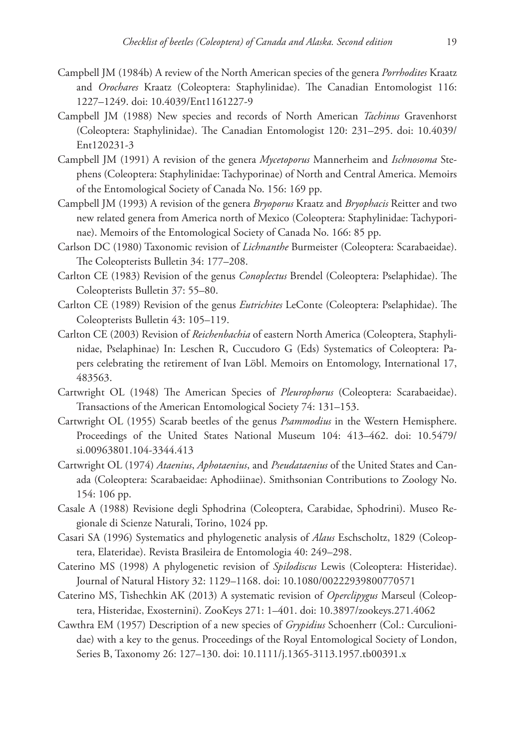Campbell JM (1984b) A review of the North American species of the genera *Porrhodites* Kraatz and *Orochares* Kraatz (Coleoptera: Staphylinidae). The Canadian Entomologist 116: 1227–1249. doi: 10.4039/Ent1161227-9

Campbell JM (1988) New species and records of North American *Tachinus* Gravenhorst (Coleoptera: Staphylinidae). The Canadian Entomologist 120: 231–295. doi: 10.4039/Ent120231-3

Campbell JM (1991) A revision of the genera *Mycetoporus* Mannerheim and *Ischnosoma* Stephens (Coleoptera: Staphylinidae: Tachyporinae) of North and Central America. Memoirs of the Entomological Society of Canada No. 156: 169 pp.

Campbell JM (1993) A revision of the genera *Bryoporus* Kraatz and *Bryophacis* Reitter and two new related genera from America north of Mexico (Coleoptera: Staphylinidae: Tachyporinae). Memoirs of the Entomological Society of Canada No. 166: 85 pp.

Carlson DC (1980) Taxonomic revision of *Lichnanthe* Burmeister (Coleoptera: Scarabaeidae). The Coleopterists Bulletin 34: 177–208.

Carlton CE (1983) Revision of the genus *Conoplectus* Brendel (Coleoptera: Pselaphidae). The Coleopterists Bulletin 37: 55–80.

Carlton CE (1989) Revision of the genus *Eutrichites* LeConte (Coleoptera: Pselaphidae). The Coleopterists Bulletin 43: 105–119.

Carlton CE (2003) Revision of *Reichenbachia* of eastern North America (Coleoptera, Staphylinidae, Pselaphinae) In: Leschen R, Cuccudoro G (Eds) Systematics of Coleoptera: Papers celebrating the retirement of Ivan Löbl. Memoirs on Entomology, International 17, 483563.

Cartwright OL (1948) The American Species of *Pleurophorus* (Coleoptera: Scarabaeidae). Transactions of the American Entomological Society 74: 131–153.

Cartwright OL (1955) Scarab beetles of the genus *Psammodius* in the Western Hemisphere. Proceedings of the United States National Museum 104: 413–462. doi: 10.5479/si.00963801.104-3344.413

Cartwright OL (1974) *Ataenius*, *Aphotaenius*, and *Pseudataenius* of the United States and Canada (Coleoptera: Scarabaeidae: Aphodiinae). Smithsonian Contributions to Zoology No. 154: 106 pp.

Casale A (1988) Revisione degli Sphodrina (Coleoptera, Carabidae, Sphodrini). Museo Regionale di Scienze Naturali, Torino, 1024 pp.

Casari SA (1996) Systematics and phylogenetic analysis of *Alaus* Eschscholtz, 1829 (Coleoptera, Elateridae). Revista Brasileira de Entomologia 40: 249–298.

Caterino MS (1998) A phylogenetic revision of *Spilodiscus* Lewis (Coleoptera: Histeridae). Journal of Natural History 32: 1129–1168. doi: 10.1080/00222939800770571

Caterino MS, Tishechkin AK (2013) A systematic revision of *Operclipygus* Marseul (Coleoptera, Histeridae, Exosternini). ZooKeys 271: 1–401. doi: 10.3897/zookeys.271.4062

Cawthra EM (1957) Description of a new species of *Grypidius* Schoenherr (Col.: Curculionidae) with a key to the genus. Proceedings of the Royal Entomological Society of London, Series B, Taxonomy 26: 127–130. doi: 10.1111/j.1365-3113.1957.tb00391.x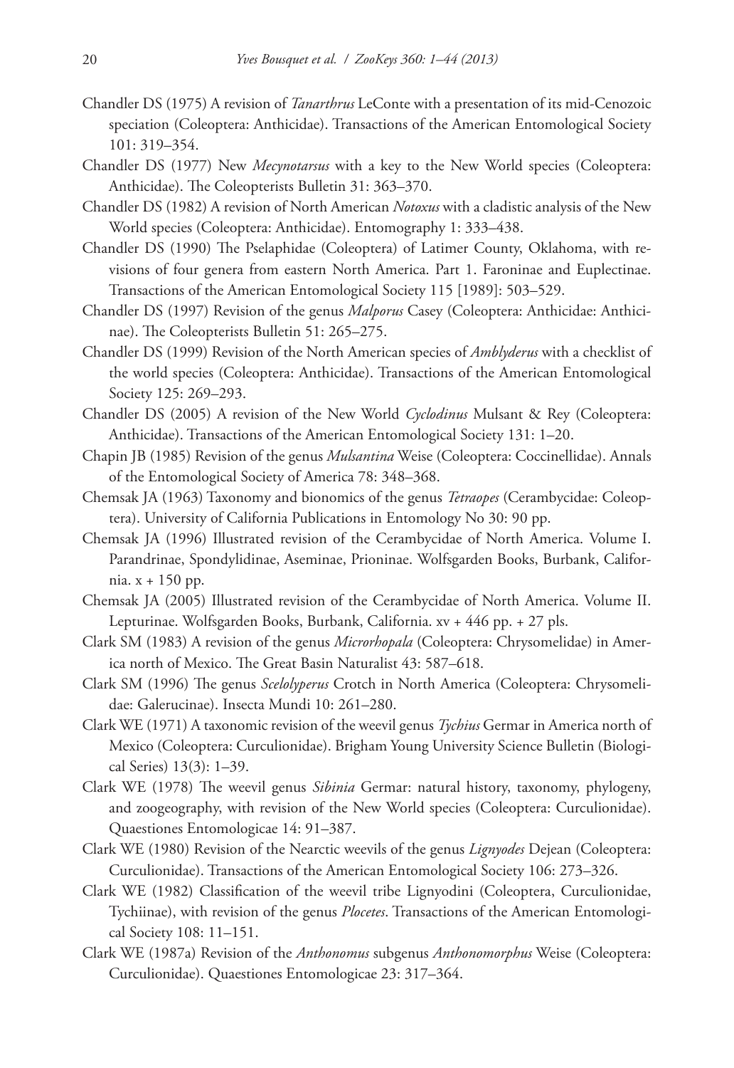Chandler DS (1975) A revision of *Tanarthrus* LeConte with a presentation of its mid-Cenozoic speciation (Coleoptera: Anthicidae). Transactions of the American Entomological Society 101: 319–354.

Chandler DS (1977) New *Mecynotarsus* with a key to the New World species (Coleoptera: Anthicidae). The Coleopterists Bulletin 31: 363–370.

Chandler DS (1982) A revision of North American *Notoxus* with a cladistic analysis of the New World species (Coleoptera: Anthicidae). Entomography 1: 333–438.

Chandler DS (1990) The Pselaphidae (Coleoptera) of Latimer County, Oklahoma, with revisions of four genera from eastern North America. Part 1. Faroninae and Euplectinae. Transactions of the American Entomological Society 115 [1989]: 503–529.

Chandler DS (1997) Revision of the genus *Malporus* Casey (Coleoptera: Anthicidae: Anthicinae). The Coleopterists Bulletin 51: 265–275.

Chandler DS (1999) Revision of the North American species of *Amblyderus* with a checklist of the world species (Coleoptera: Anthicidae). Transactions of the American Entomological Society 125: 269–293.

Chandler DS (2005) A revision of the New World *Cyclodinus* Mulsant & Rey (Coleoptera: Anthicidae). Transactions of the American Entomological Society 131: 1–20.

Chapin JB (1985) Revision of the genus *Mulsantina* Weise (Coleoptera: Coccinellidae). Annals of the Entomological Society of America 78: 348–368.

Chemsak JA (1963) Taxonomy and bionomics of the genus *Tetraopes* (Cerambycidae: Coleoptera). University of California Publications in Entomology No 30: 90 pp.

Chemsak JA (1996) Illustrated revision of the Cerambycidae of North America. Volume I. Parandrinae, Spondylidinae, Aseminae, Prioninae. Wolfsgarden Books, Burbank, California. x + 150 pp.

Chemsak JA (2005) Illustrated revision of the Cerambycidae of North America. Volume II. Lepturinae. Wolfsgarden Books, Burbank, California. xv + 446 pp. + 27 pls.

Clark SM (1983) A revision of the genus *Microrhopala* (Coleoptera: Chrysomelidae) in America north of Mexico. The Great Basin Naturalist 43: 587–618.

Clark SM (1996) The genus *Scelolyperus* Crotch in North America (Coleoptera: Chrysomelidae: Galerucinae). Insecta Mundi 10: 261–280.

Clark WE (1971) A taxonomic revision of the weevil genus *Tychius* Germar in America north of Mexico (Coleoptera: Curculionidae). Brigham Young University Science Bulletin (Biological Series) 13(3): 1–39.

Clark WE (1978) The weevil genus *Sibinia* Germar: natural history, taxonomy, phylogeny, and zoogeography, with revision of the New World species (Coleoptera: Curculionidae). Quaestiones Entomologicae 14: 91–387.

Clark WE (1980) Revision of the Nearctic weevils of the genus *Lignyodes* Dejean (Coleoptera: Curculionidae). Transactions of the American Entomological Society 106: 273–326.

Clark WE (1982) Classification of the weevil tribe Lignyodini (Coleoptera, Curculionidae, Tychiinae), with revision of the genus *Plocetes*. Transactions of the American Entomological Society 108: 11–151.

Clark WE (1987a) Revision of the *Anthonomus* subgenus *Anthonomorphus* Weise (Coleoptera: Curculionidae). Quaestiones Entomologicae 23: 317–364.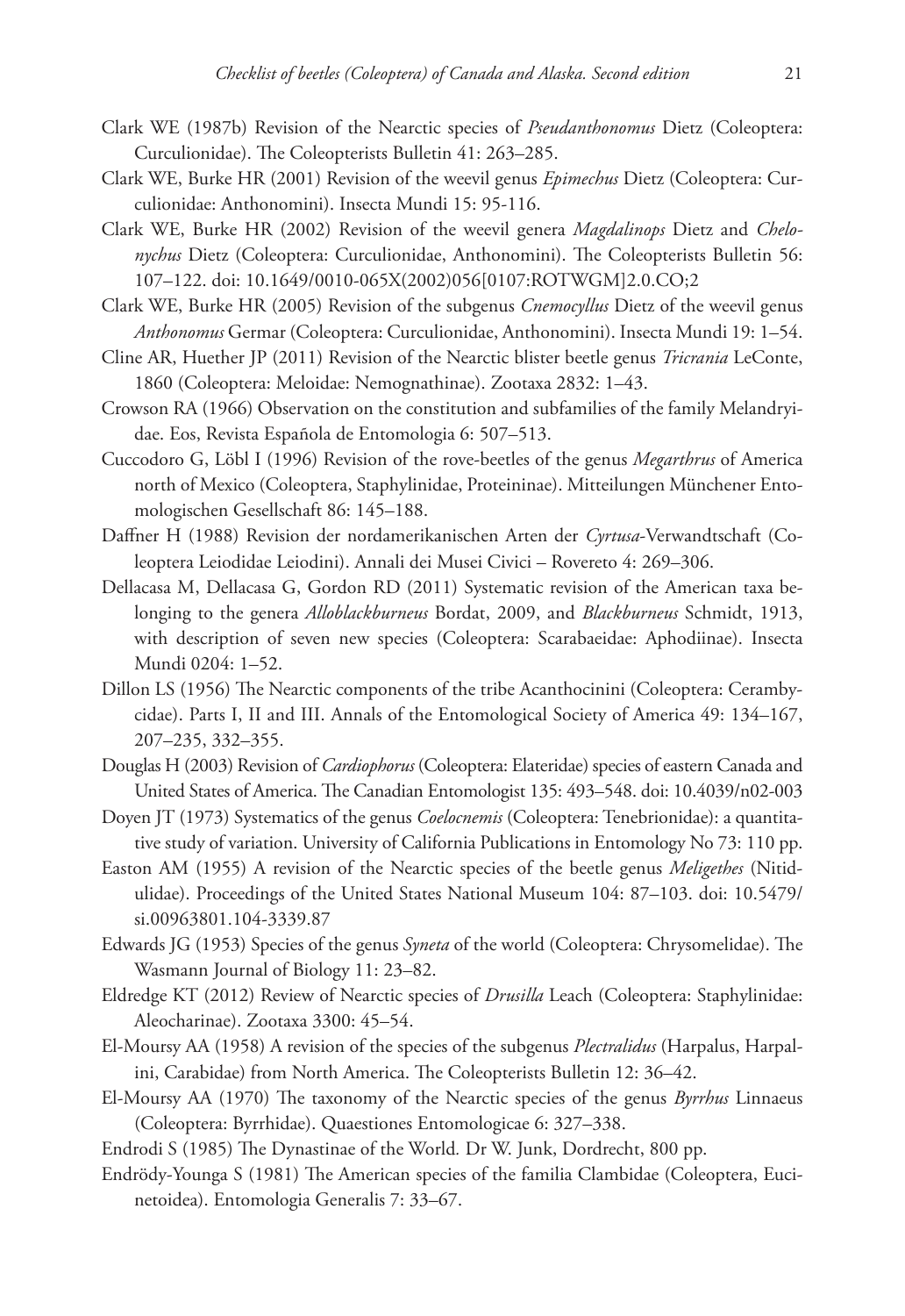Clark WE (1987b) Revision of the Nearctic species of *Pseudanthonomus* Dietz (Coleoptera: Curculionidae). The Coleopterists Bulletin 41: 263–285.

Clark WE, Burke HR (2001) Revision of the weevil genus *Epimechus* Dietz (Coleoptera: Curculionidae: Anthonomini). Insecta Mundi 15: 95-116.

Clark WE, Burke HR (2002) Revision of the weevil genera *Magdalinops* Dietz and *Chelonychus* Dietz (Coleoptera: Curculionidae, Anthonomini). The Coleopterists Bulletin 56: 107–122. doi: 10.1649/0010-065X(2002)056[0107:ROTWGM]2.0.CO;2

Clark WE, Burke HR (2005) Revision of the subgenus *Cnemocyllus* Dietz of the weevil genus *Anthonomus* Germar (Coleoptera: Curculionidae, Anthonomini). Insecta Mundi 19: 1–54.

Cline AR, Huether JP (2011) Revision of the Nearctic blister beetle genus *Tricrania* LeConte, 1860 (Coleoptera: Meloidae: Nemognathinae). Zootaxa 2832: 1–43.

Crowson RA (1966) Observation on the constitution and subfamilies of the family Melandryidae. Eos, Revista Española de Entomologia 6: 507–513.

Cuccodoro G, Löbl I (1996) Revision of the rove-beetles of the genus *Megarthrus* of America north of Mexico (Coleoptera, Staphylinidae, Proteininae). Mitteilungen Münchener Entomologischen Gesellschaft 86: 145–188.

Daffner H (1988) Revision der nordamerikanischen Arten der *Cyrtusa*-Verwandtschaft (Coleoptera Leiodidae Leiodini). Annali dei Musei Civici – Rovereto 4: 269–306.

Dellacasa M, Dellacasa G, Gordon RD (2011) Systematic revision of the American taxa belonging to the genera *Alloblackburneus* Bordat, 2009, and *Blackburneus* Schmidt, 1913, with description of seven new species (Coleoptera: Scarabaeidae: Aphodiinae). Insecta Mundi 0204: 1–52.

Dillon LS (1956) The Nearctic components of the tribe Acanthocinini (Coleoptera: Cerambycidae). Parts I, II and III. Annals of the Entomological Society of America 49: 134–167, 207–235, 332–355.

Douglas H (2003) Revision of *Cardiophorus* (Coleoptera: Elateridae) species of eastern Canada and United States of America. The Canadian Entomologist 135: 493–548. doi: 10.4039/n02-003

Doyen JT (1973) Systematics of the genus *Coelocnemis* (Coleoptera: Tenebrionidae): a quantitative study of variation. University of California Publications in Entomology No 73: 110 pp.

Easton AM (1955) A revision of the Nearctic species of the beetle genus *Meligethes* (Nitidulidae). Proceedings of the United States National Museum 104: 87–103. doi: 10.5479/si.00963801.104-3339.87

Edwards JG (1953) Species of the genus *Syneta* of the world (Coleoptera: Chrysomelidae). The Wasmann Journal of Biology 11: 23–82.

Eldredge KT (2012) Review of Nearctic species of *Drusilla* Leach (Coleoptera: Staphylinidae: Aleocharinae). Zootaxa 3300: 45–54.

El-Moursy AA (1958) A revision of the species of the subgenus *Plectralidus* (Harpalus, Harpalini, Carabidae) from North America. The Coleopterists Bulletin 12: 36–42.

El-Moursy AA (1970) The taxonomy of the Nearctic species of the genus *Byrrhus* Linnaeus (Coleoptera: Byrrhidae). Quaestiones Entomologicae 6: 327–338.

Endrodi S (1985) The Dynastinae of the World. Dr W. Junk, Dordrecht, 800 pp.

Endrödy-Younga S (1981) The American species of the familia Clambidae (Coleoptera, Eucinetoidea). Entomologia Generalis 7: 33–67.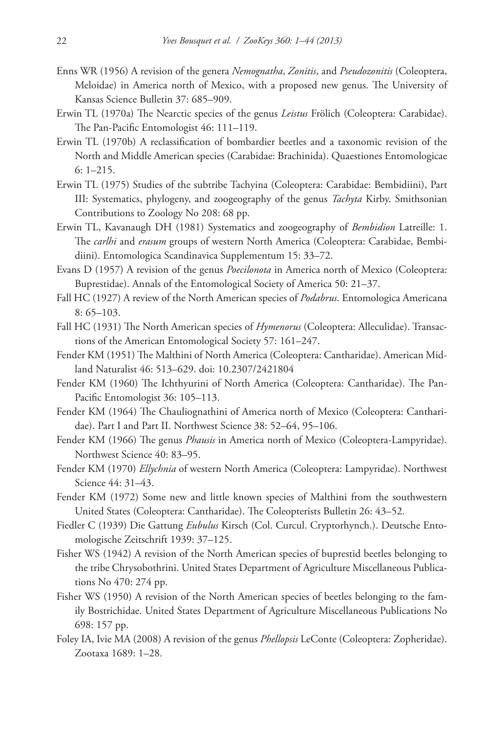Enns WR (1956) A revision of the genera *Nemognatha*, *Zonitis*, and *Pseudozonitis* (Coleoptera, Meloidae) in America north of Mexico, with a proposed new genus. The University of Kansas Science Bulletin 37: 685–909.

Erwin TL (1970a) The Nearctic species of the genus *Leistus* Frölich (Coleoptera: Carabidae). The Pan-Pacific Entomologist 46: 111–119.

Erwin TL (1970b) A reclassification of bombardier beetles and a taxonomic revision of the North and Middle American species (Carabidae: Brachinida). Quaestiones Entomologicae 6: 1–215.

Erwin TL (1975) Studies of the subtribe Tachyina (Coleoptera: Carabidae: Bembidiini), Part III: Systematics, phylogeny, and zoogeography of the genus *Tachyta* Kirby. Smithsonian Contributions to Zoology No 208: 68 pp.

Erwin TL, Kavanaugh DH (1981) Systematics and zoogeography of *Bembidion* Latreille: 1. The *carlhi* and *erasum* groups of western North America (Coleoptera: Carabidae, Bembidiini). Entomologica Scandinavica Supplementum 15: 33–72.

Evans D (1957) A revision of the genus *Poecilonota* in America north of Mexico (Coleoptera: Buprestidae). Annals of the Entomological Society of America 50: 21–37.

Fall HC (1927) A review of the North American species of *Podabrus*. Entomologica Americana 8: 65–103.

Fall HC (1931) The North American species of *Hymenorus* (Coleoptera: Alleculidae). Transactions of the American Entomological Society 57: 161–247.

Fender KM (1951) The Malthini of North America (Coleoptera: Cantharidae). American Midland Naturalist 46: 513–629. doi: 10.2307/2421804

Fender KM (1960) The Ichthyurini of North America (Coleoptera: Cantharidae). The Pan-Pacific Entomologist 36: 105–113.

Fender KM (1964) The Chauliognathini of America north of Mexico (Coleoptera: Cantharidae). Part I and Part II. Northwest Science 38: 52–64, 95–106.

Fender KM (1966) The genus *Phausis* in America north of Mexico (Coleoptera-Lampyridae). Northwest Science 40: 83–95.

Fender KM (1970) *Ellychnia* of western North America (Coleoptera: Lampyridae). Northwest Science 44: 31–43.

Fender KM (1972) Some new and little known species of Malthini from the southwestern United States (Coleoptera: Cantharidae). The Coleopterists Bulletin 26: 43–52.

Fiedler C (1939) Die Gattung *Eubulus* Kirsch (Col. Curcul. Cryptorhynch.). Deutsche Entomologische Zeitschrift 1939: 37–125.

Fisher WS (1942) A revision of the North American species of buprestid beetles belonging to the tribe Chrysobothrini. United States Department of Agriculture Miscellaneous Publications No 470: 274 pp.

Fisher WS (1950) A revision of the North American species of beetles belonging to the family Bostrichidae. United States Department of Agriculture Miscellaneous Publications No 698: 157 pp.

Foley IA, Ivie MA (2008) A revision of the genus *Phellopsis* LeConte (Coleoptera: Zopheridae). Zootaxa 1689: 1–28.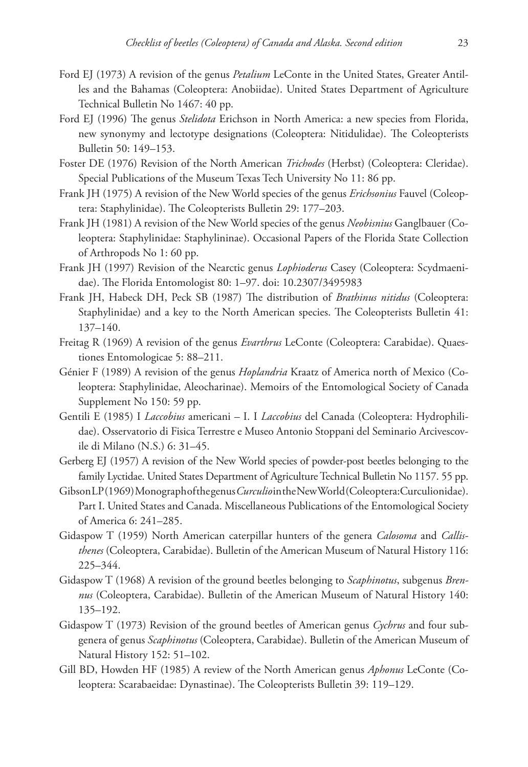Ford EJ (1973) A revision of the genus *Petalium* LeConte in the United States, Greater Antilles and the Bahamas (Coleoptera: Anobiidae). United States Department of Agriculture Technical Bulletin No 1467: 40 pp.

Ford EJ (1996) The genus *Stelidota* Erichson in North America: a new species from Florida, new synonymy and lectotype designations (Coleoptera: Nitidulidae). The Coleopterists Bulletin 50: 149–153.

Foster DE (1976) Revision of the North American *Trichodes* (Herbst) (Coleoptera: Cleridae). Special Publications of the Museum Texas Tech University No 11: 86 pp.

Frank JH (1975) A revision of the New World species of the genus *Erichsonius* Fauvel (Coleoptera: Staphylinidae). The Coleopterists Bulletin 29: 177–203.

Frank JH (1981) A revision of the New World species of the genus *Neobisnius* Ganglbauer (Coleoptera: Staphylinidae: Staphylininae). Occasional Papers of the Florida State Collection of Arthropods No 1: 60 pp.

Frank JH (1997) Revision of the Nearctic genus *Lophioderus* Casey (Coleoptera: Scydmaenidae). The Florida Entomologist 80: 1–97. doi: 10.2307/3495983

Frank JH, Habeck DH, Peck SB (1987) The distribution of *Brathinus nitidus* (Coleoptera: Staphylinidae) and a key to the North American species. The Coleopterists Bulletin 41: 137–140.

Freitag R (1969) A revision of the genus *Evarthrus* LeConte (Coleoptera: Carabidae). Quaestiones Entomologicae 5: 88–211.

Génier F (1989) A revision of the genus *Hoplandria* Kraatz of America north of Mexico (Coleoptera: Staphylinidae, Aleocharinae). Memoirs of the Entomological Society of Canada Supplement No 150: 59 pp.

Gentili E (1985) I *Laccobius* americani – I. I *Laccobius* del Canada (Coleoptera: Hydrophilidae). Osservatorio di Fisica Terrestre e Museo Antonio Stoppani del Seminario Arcivescovile di Milano (N.S.) 6: 31–45.

Gerberg EJ (1957) A revision of the New World species of powder-post beetles belonging to the family Lyctidae. United States Department of Agriculture Technical Bulletin No 1157. 55 pp.

Gibson LP (1969) Monograph of the genus *Curculio* in the New World (Coleoptera: Curculionidae). Part I. United States and Canada. Miscellaneous Publications of the Entomological Society of America 6: 241–285.

Gidaspow T (1959) North American caterpillar hunters of the genera *Calosoma* and *Callisthenes* (Coleoptera, Carabidae). Bulletin of the American Museum of Natural History 116: 225–344.

Gidaspow T (1968) A revision of the ground beetles belonging to *Scaphinotus*, subgenus *Brennus* (Coleoptera, Carabidae). Bulletin of the American Museum of Natural History 140: 135–192.

Gidaspow T (1973) Revision of the ground beetles of American genus *Cychrus* and four subgenera of genus *Scaphinotus* (Coleoptera, Carabidae). Bulletin of the American Museum of Natural History 152: 51–102.

Gill BD, Howden HF (1985) A review of the North American genus *Aphonus* LeConte (Coleoptera: Scarabaeidae: Dynastinae). The Coleopterists Bulletin 39: 119–129.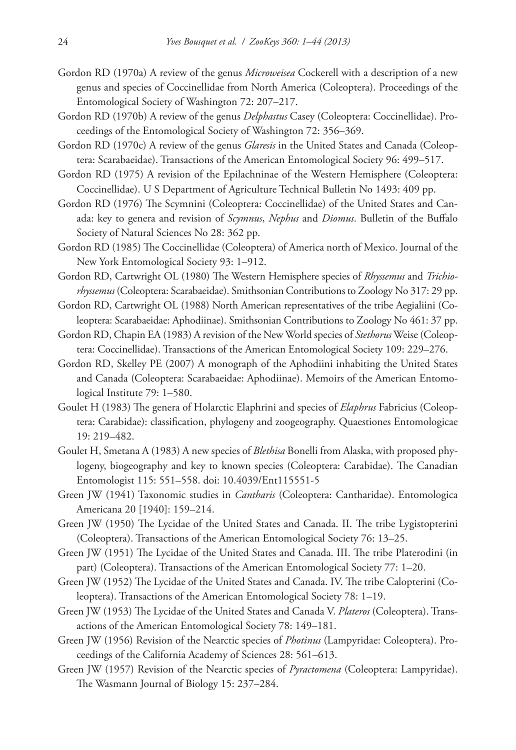Gordon RD (1970a) A review of the genus *Microweisea* Cockerell with a description of a new genus and species of Coccinellidae from North America (Coleoptera). Proceedings of the Entomological Society of Washington 72: 207–217.

Gordon RD (1970b) A review of the genus *Delphastus* Casey (Coleoptera: Coccinellidae). Proceedings of the Entomological Society of Washington 72: 356–369.

Gordon RD (1970c) A review of the genus *Glaresis* in the United States and Canada (Coleoptera: Scarabaeidae). Transactions of the American Entomological Society 96: 499–517.

Gordon RD (1975) A revision of the Epilachninae of the Western Hemisphere (Coleoptera: Coccinellidae). U S Department of Agriculture Technical Bulletin No 1493: 409 pp.

Gordon RD (1976) The Scymnini (Coleoptera: Coccinellidae) of the United States and Canada: key to genera and revision of *Scymnus*, *Nephus* and *Diomus*. Bulletin of the Buffalo Society of Natural Sciences No 28: 362 pp.

Gordon RD (1985) The Coccinellidae (Coleoptera) of America north of Mexico. Journal of the New York Entomological Society 93: 1–912.

Gordon RD, Cartwright OL (1980) The Western Hemisphere species of *Rhyssemus* and *Trichiorhyssemus* (Coleoptera: Scarabaeidae). Smithsonian Contributions to Zoology No 317: 29 pp.

Gordon RD, Cartwright OL (1988) North American representatives of the tribe Aegialiini (Coleoptera: Scarabaeidae: Aphodiinae). Smithsonian Contributions to Zoology No 461: 37 pp.

Gordon RD, Chapin EA (1983) A revision of the New World species of *Stethorus* Weise (Coleoptera: Coccinellidae). Transactions of the American Entomological Society 109: 229–276.

Gordon RD, Skelley PE (2007) A monograph of the Aphodiini inhabiting the United States and Canada (Coleoptera: Scarabaeidae: Aphodiinae). Memoirs of the American Entomological Institute 79: 1–580.

Goulet H (1983) The genera of Holarctic Elaphrini and species of *Elaphrus* Fabricius (Coleoptera: Carabidae): classification, phylogeny and zoogeography. Quaestiones Entomologicae 19: 219–482.

Goulet H, Smetana A (1983) A new species of *Blethisa* Bonelli from Alaska, with proposed phylogeny, biogeography and key to known species (Coleoptera: Carabidae). The Canadian Entomologist 115: 551–558. doi: 10.4039/Ent115551-5

Green JW (1941) Taxonomic studies in *Cantharis* (Coleoptera: Cantharidae). Entomologica Americana 20 [1940]: 159–214.

Green JW (1950) The Lycidae of the United States and Canada. II. The tribe Lygistopterini (Coleoptera). Transactions of the American Entomological Society 76: 13–25.

Green JW (1951) The Lycidae of the United States and Canada. III. The tribe Platerodini (in part) (Coleoptera). Transactions of the American Entomological Society 77: 1–20.

Green JW (1952) The Lycidae of the United States and Canada. IV. The tribe Calopterini (Coleoptera). Transactions of the American Entomological Society 78: 1–19.

Green JW (1953) The Lycidae of the United States and Canada V. *Plateros* (Coleoptera). Transactions of the American Entomological Society 78: 149–181.

Green JW (1956) Revision of the Nearctic species of *Photinus* (Lampyridae: Coleoptera). Proceedings of the California Academy of Sciences 28: 561–613.

Green JW (1957) Revision of the Nearctic species of *Pyractomena* (Coleoptera: Lampyridae). The Wasmann Journal of Biology 15: 237–284.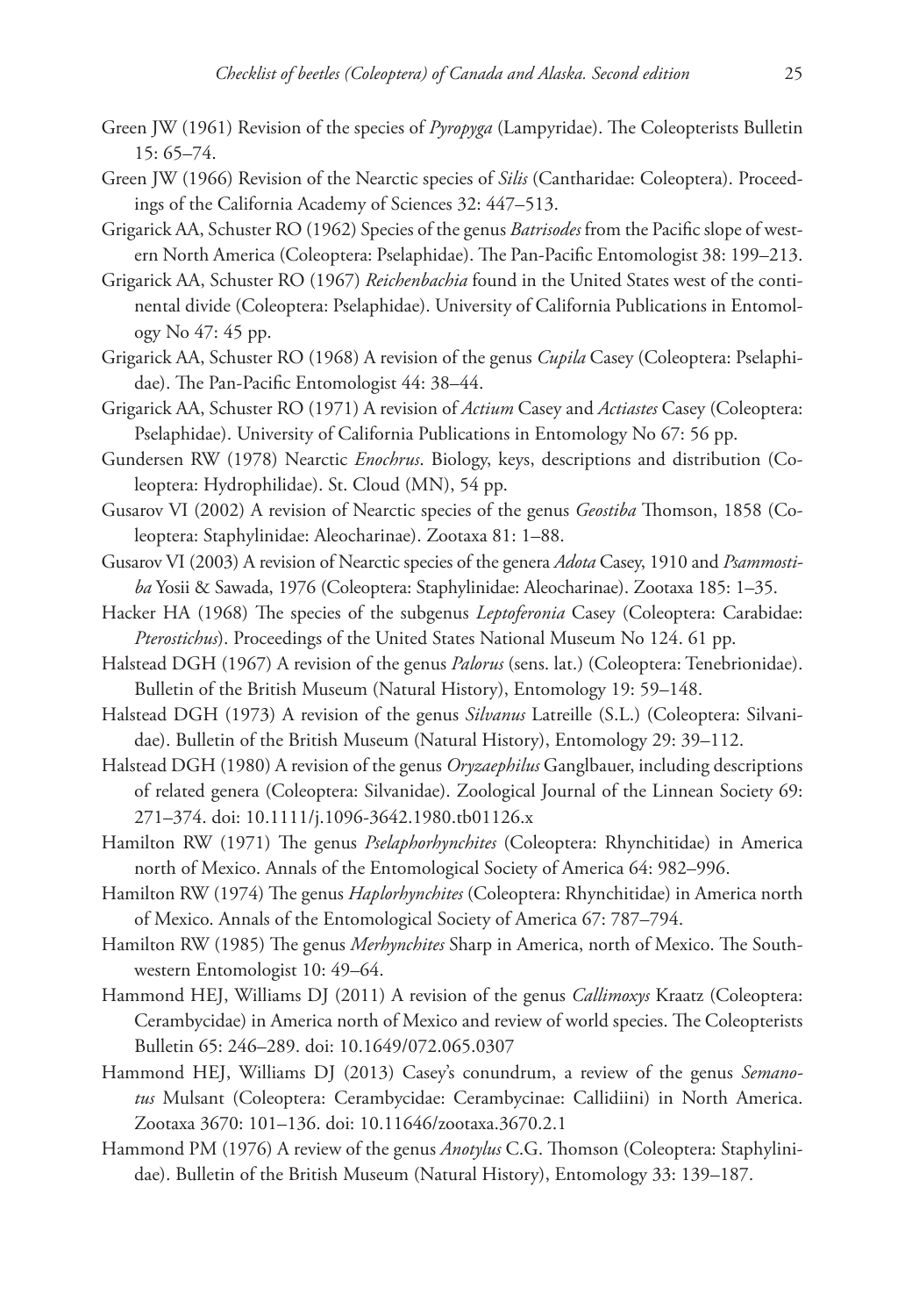Green JW (1961) Revision of the species of *Pyropyga* (Lampyridae). The Coleopterists Bulletin 15: 65–74.

Green JW (1966) Revision of the Nearctic species of *Silis* (Cantharidae: Coleoptera). Proceedings of the California Academy of Sciences 32: 447–513.

Grigarick AA, Schuster RO (1962) Species of the genus *Batrisodes* from the Pacific slope of western North America (Coleoptera: Pselaphidae). The Pan-Pacific Entomologist 38: 199–213.

Grigarick AA, Schuster RO (1967) *Reichenbachia* found in the United States west of the continental divide (Coleoptera: Pselaphidae). University of California Publications in Entomology No 47: 45 pp.

Grigarick AA, Schuster RO (1968) A revision of the genus *Cupila* Casey (Coleoptera: Pselaphidae). The Pan-Pacific Entomologist 44: 38–44.

Grigarick AA, Schuster RO (1971) A revision of *Actium* Casey and *Actiastes* Casey (Coleoptera: Pselaphidae). University of California Publications in Entomology No 67: 56 pp.

Gundersen RW (1978) Nearctic *Enochrus*. Biology, keys, descriptions and distribution (Coleoptera: Hydrophilidae). St. Cloud (MN), 54 pp.

Gusarov VI (2002) A revision of Nearctic species of the genus *Geostiba* Thomson, 1858 (Coleoptera: Staphylinidae: Aleocharinae). Zootaxa 81: 1–88.

Gusarov VI (2003) A revision of Nearctic species of the genera *Adota* Casey, 1910 and *Psammostiba* Yosii & Sawada, 1976 (Coleoptera: Staphylinidae: Aleocharinae). Zootaxa 185: 1–35.

Hacker HA (1968) The species of the subgenus *Leptoferonia* Casey (Coleoptera: Carabidae: *Pterostichus*). Proceedings of the United States National Museum No 124. 61 pp.

Halstead DGH (1967) A revision of the genus *Palorus* (sens. lat.) (Coleoptera: Tenebrionidae). Bulletin of the British Museum (Natural History), Entomology 19: 59–148.

Halstead DGH (1973) A revision of the genus *Silvanus* Latreille (S.L.) (Coleoptera: Silvanidae). Bulletin of the British Museum (Natural History), Entomology 29: 39–112.

Halstead DGH (1980) A revision of the genus *Oryzaephilus* Ganglbauer, including descriptions of related genera (Coleoptera: Silvanidae). Zoological Journal of the Linnean Society 69: 271–374. doi: 10.1111/j.1096-3642.1980.tb01126.x

Hamilton RW (1971) The genus *Pselaphorhynchites* (Coleoptera: Rhynchitidae) in America north of Mexico. Annals of the Entomological Society of America 64: 982–996.

Hamilton RW (1974) The genus *Haplorhynchites* (Coleoptera: Rhynchitidae) in America north of Mexico. Annals of the Entomological Society of America 67: 787–794.

Hamilton RW (1985) The genus *Merhynchites* Sharp in America, north of Mexico. The Southwestern Entomologist 10: 49–64.

Hammond HEJ, Williams DJ (2011) A revision of the genus *Callimoxys* Kraatz (Coleoptera: Cerambycidae) in America north of Mexico and review of world species. The Coleopterists Bulletin 65: 246–289. doi: 10.1649/072.065.0307

Hammond HEJ, Williams DJ (2013) Casey's conundrum, a review of the genus *Semanotus* Mulsant (Coleoptera: Cerambycidae: Cerambycinae: Callidiini) in North America. Zootaxa 3670: 101–136. doi: 10.11646/zootaxa.3670.2.1

Hammond PM (1976) A review of the genus *Anotylus* C.G. Thomson (Coleoptera: Staphylinidae). Bulletin of the British Museum (Natural History), Entomology 33: 139–187.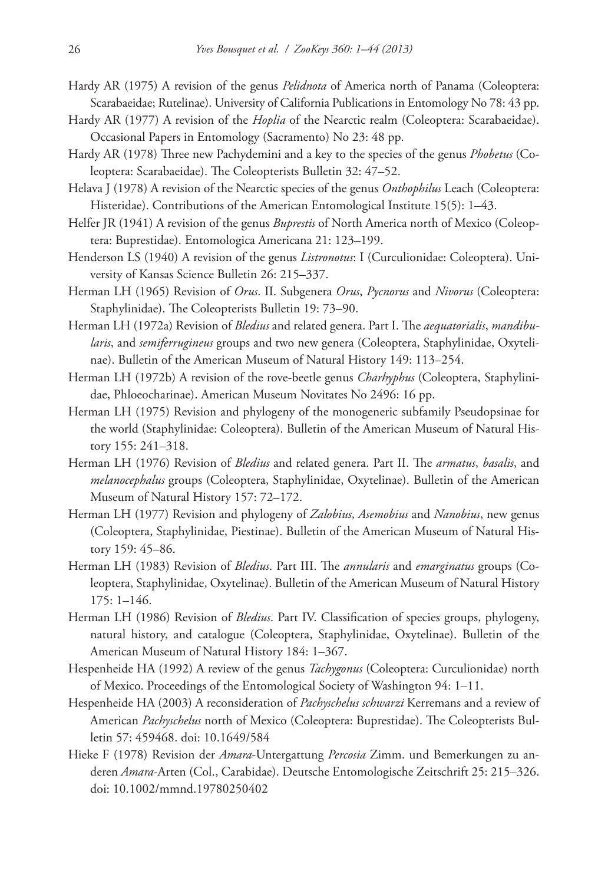Hardy AR (1975) A revision of the genus *Pelidnota* of America north of Panama (Coleoptera: Scarabaeidae; Rutelinae). University of California Publications in Entomology No 78: 43 pp.

Hardy AR (1977) A revision of the *Hoplia* of the Nearctic realm (Coleoptera: Scarabaeidae). Occasional Papers in Entomology (Sacramento) No 23: 48 pp.

Hardy AR (1978) Three new Pachydemini and a key to the species of the genus *Phobetus* (Coleoptera: Scarabaeidae). The Coleopterists Bulletin 32: 47–52.

Helava J (1978) A revision of the Nearctic species of the genus *Onthophilus* Leach (Coleoptera: Histeridae). Contributions of the American Entomological Institute 15(5): 1–43.

Helfer JR (1941) A revision of the genus *Buprestis* of North America north of Mexico (Coleoptera: Buprestidae). Entomologica Americana 21: 123–199.

Henderson LS (1940) A revision of the genus *Listronotus*: I (Curculionidae: Coleoptera). University of Kansas Science Bulletin 26: 215–337.

Herman LH (1965) Revision of *Orus*. II. Subgenera *Orus*, *Pycnorus* and *Nivorus* (Coleoptera: Staphylinidae). The Coleopterists Bulletin 19: 73–90.

Herman LH (1972a) Revision of *Bledius* and related genera. Part I. The *aequatorialis*, *mandibularis*, and *semiferrugineus* groups and two new genera (Coleoptera, Staphylinidae, Oxytelinae). Bulletin of the American Museum of Natural History 149: 113–254.

Herman LH (1972b) A revision of the rove-beetle genus *Charhyphus* (Coleoptera, Staphylinidae, Phloeocharinae). American Museum Novitates No 2496: 16 pp.

Herman LH (1975) Revision and phylogeny of the monogeneric subfamily Pseudopsinae for the world (Staphylinidae: Coleoptera). Bulletin of the American Museum of Natural History 155: 241–318.

Herman LH (1976) Revision of *Bledius* and related genera. Part II. The *armatus*, *basalis*, and *melanocephalus* groups (Coleoptera, Staphylinidae, Oxytelinae). Bulletin of the American Museum of Natural History 157: 72–172.

Herman LH (1977) Revision and phylogeny of *Zalobius*, *Asemobius* and *Nanobius*, new genus (Coleoptera, Staphylinidae, Piestinae). Bulletin of the American Museum of Natural History 159: 45–86.

Herman LH (1983) Revision of *Bledius*. Part III. The *annularis* and *emarginatus* groups (Coleoptera, Staphylinidae, Oxytelinae). Bulletin of the American Museum of Natural History 175: 1–146.

Herman LH (1986) Revision of *Bledius*. Part IV. Classification of species groups, phylogeny, natural history, and catalogue (Coleoptera, Staphylinidae, Oxytelinae). Bulletin of the American Museum of Natural History 184: 1–367.

Hespenheide HA (1992) A review of the genus *Tachygonus* (Coleoptera: Curculionidae) north of Mexico. Proceedings of the Entomological Society of Washington 94: 1–11.

Hespenheide HA (2003) A reconsideration of *Pachyschelus schwarzi* Kerremans and a review of American *Pachyschelus* north of Mexico (Coleoptera: Buprestidae). The Coleopterists Bulletin 57: 459468. doi: 10.1649/584

Hieke F (1978) Revision der *Amara*-Untergattung *Percosia* Zimm. und Bemerkungen zu anderen *Amara*-Arten (Col., Carabidae). Deutsche Entomologische Zeitschrift 25: 215–326. doi: 10.1002/mmnd.19780250402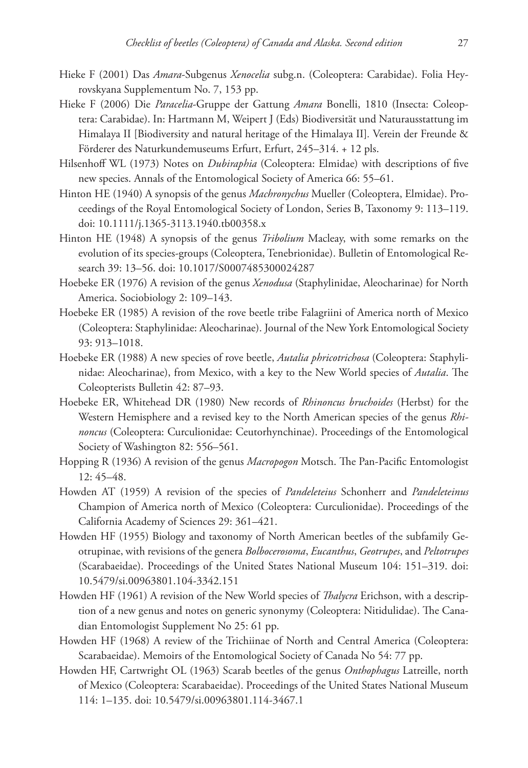Hieke F (2001) Das *Amara*-Subgenus *Xenocelia* subg.n. (Coleoptera: Carabidae). Folia Heyrovskyana Supplementum No. 7, 153 pp.

Hieke F (2006) Die *Paracelia*-Gruppe der Gattung *Amara* Bonelli, 1810 (Insecta: Coleoptera: Carabidae). In: Hartmann M, Weipert J (Eds) Biodiversität und Naturausstattung im Himalaya II [Biodiversity and natural heritage of the Himalaya II]. Verein der Freunde & Förderer des Naturkundemuseums Erfurt, Erfurt, 245–314. + 12 pls.

Hilsenhoff WL (1973) Notes on *Dubiraphia* (Coleoptera: Elmidae) with descriptions of five new species. Annals of the Entomological Society of America 66: 55–61.

Hinton HE (1940) A synopsis of the genus *Machronychus* Mueller (Coleoptera, Elmidae). Proceedings of the Royal Entomological Society of London, Series B, Taxonomy 9: 113–119. doi: 10.1111/j.1365-3113.1940.tb00358.x

Hinton HE (1948) A synopsis of the genus *Tribolium* Macleay, with some remarks on the evolution of its species-groups (Coleoptera, Tenebrionidae). Bulletin of Entomological Research 39: 13–56. doi: 10.1017/S0007485300024287

Hoebeke ER (1976) A revision of the genus *Xenodusa* (Staphylinidae, Aleocharinae) for North America. Sociobiology 2: 109–143.

Hoebeke ER (1985) A revision of the rove beetle tribe Falagriini of America north of Mexico (Coleoptera: Staphylinidae: Aleocharinae). Journal of the New York Entomological Society 93: 913–1018.

Hoebeke ER (1988) A new species of rove beetle, *Autalia phricotrichosa* (Coleoptera: Staphylinidae: Aleocharinae), from Mexico, with a key to the New World species of *Autalia*. The Coleopterists Bulletin 42: 87–93.

Hoebeke ER, Whitehead DR (1980) New records of *Rhinoncus bruchoides* (Herbst) for the Western Hemisphere and a revised key to the North American species of the genus *Rhinoncus* (Coleoptera: Curculionidae: Ceutorhynchinae). Proceedings of the Entomological Society of Washington 82: 556–561.

Hopping R (1936) A revision of the genus *Macropogon* Motsch. The Pan-Pacific Entomologist 12: 45–48.

Howden AT (1959) A revision of the species of *Pandeleteius* Schonherr and *Pandeleteinus* Champion of America north of Mexico (Coleoptera: Curculionidae). Proceedings of the California Academy of Sciences 29: 361–421.

Howden HF (1955) Biology and taxonomy of North American beetles of the subfamily Geotrupinae, with revisions of the genera *Bolbocerosoma*, *Eucanthus*, *Geotrupes*, and *Peltotrupes* (Scarabaeidae). Proceedings of the United States National Museum 104: 151–319. doi: 10.5479/si.00963801.104-3342.151

Howden HF (1961) A revision of the New World species of *Thalycra* Erichson, with a description of a new genus and notes on generic synonymy (Coleoptera: Nitidulidae). The Canadian Entomologist Supplement No 25: 61 pp.

Howden HF (1968) A review of the Trichiinae of North and Central America (Coleoptera: Scarabaeidae). Memoirs of the Entomological Society of Canada No 54: 77 pp.

Howden HF, Cartwright OL (1963) Scarab beetles of the genus *Onthophagus* Latreille, north of Mexico (Coleoptera: Scarabaeidae). Proceedings of the United States National Museum 114: 1–135. doi: 10.5479/si.00963801.114-3467.1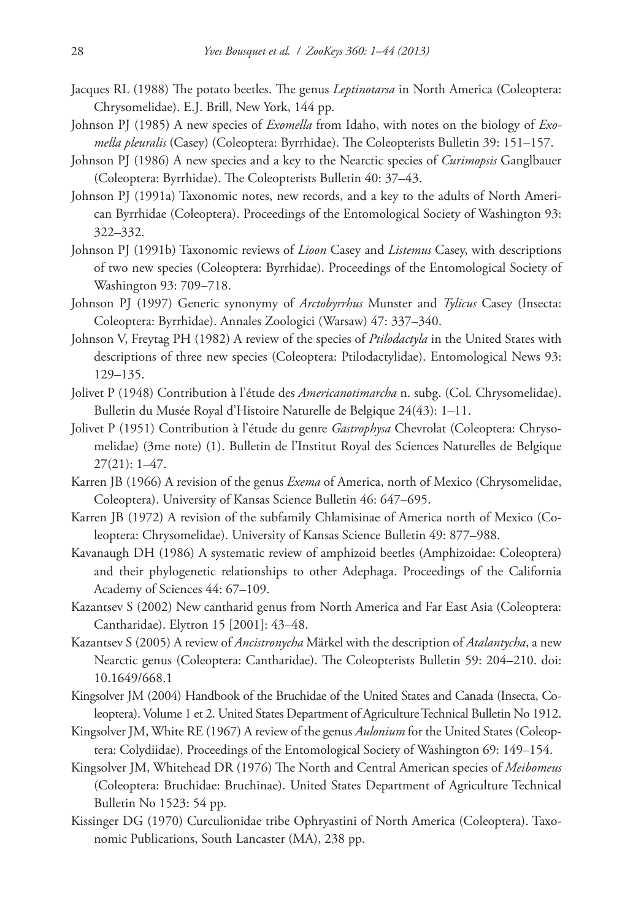Jacques RL (1988) The potato beetles. The genus *Leptinotarsa* in North America (Coleoptera: Chrysomelidae). E.J. Brill, New York, 144 pp.

Johnson PJ (1985) A new species of *Exomella* from Idaho, with notes on the biology of *Exomella pleuralis* (Casey) (Coleoptera: Byrrhidae). The Coleopterists Bulletin 39: 151–157.

Johnson PJ (1986) A new species and a key to the Nearctic species of *Curimopsis* Ganglbauer (Coleoptera: Byrrhidae). The Coleopterists Bulletin 40: 37–43.

Johnson PJ (1991a) Taxonomic notes, new records, and a key to the adults of North American Byrrhidae (Coleoptera). Proceedings of the Entomological Society of Washington 93: 322–332.

Johnson PJ (1991b) Taxonomic reviews of *Lioon* Casey and *Listemus* Casey, with descriptions of two new species (Coleoptera: Byrrhidae). Proceedings of the Entomological Society of Washington 93: 709–718.

Johnson PJ (1997) Generic synonymy of *Arctobyrrhus* Munster and *Tylicus* Casey (Insecta: Coleoptera: Byrrhidae). Annales Zoologici (Warsaw) 47: 337–340.

Johnson V, Freytag PH (1982) A review of the species of *Ptilodactyla* in the United States with descriptions of three new species (Coleoptera: Ptilodactylidae). Entomological News 93: 129–135.

Jolivet P (1948) Contribution à l'étude des *Americanotimarcha* n. subg. (Col. Chrysomelidae). Bulletin du Musée Royal d'Histoire Naturelle de Belgique 24(43): 1–11.

Jolivet P (1951) Contribution à l'étude du genre *Gastrophysa* Chevrolat (Coleoptera: Chrysomelidae) (3me note) (1). Bulletin de l'Institut Royal des Sciences Naturelles de Belgique 27(21): 1–47.

Karren JB (1966) A revision of the genus *Exema* of America, north of Mexico (Chrysomelidae, Coleoptera). University of Kansas Science Bulletin 46: 647–695.

Karren JB (1972) A revision of the subfamily Chlamisinae of America north of Mexico (Coleoptera: Chrysomelidae). University of Kansas Science Bulletin 49: 877–988.

Kavanaugh DH (1986) A systematic review of amphizoid beetles (Amphizoidae: Coleoptera) and their phylogenetic relationships to other Adephaga. Proceedings of the California Academy of Sciences 44: 67–109.

Kazantsev S (2002) New cantharid genus from North America and Far East Asia (Coleoptera: Cantharidae). Elytron 15 [2001]: 43–48.

Kazantsev S (2005) A review of *Ancistronycha* Märkel with the description of *Atalantycha*, a new Nearctic genus (Coleoptera: Cantharidae). The Coleopterists Bulletin 59: 204–210. doi: 10.1649/668.1

Kingsolver JM (2004) Handbook of the Bruchidae of the United States and Canada (Insecta, Coleoptera). Volume 1 et 2. United States Department of Agriculture Technical Bulletin No 1912.

Kingsolver JM, White RE (1967) A review of the genus *Aulonium* for the United States (Coleoptera: Colydiidae). Proceedings of the Entomological Society of Washington 69: 149–154.

Kingsolver JM, Whitehead DR (1976) The North and Central American species of *Meibomeus* (Coleoptera: Bruchidae: Bruchinae). United States Department of Agriculture Technical Bulletin No 1523: 54 pp.

Kissinger DG (1970) Curculionidae tribe Ophryastini of North America (Coleoptera). Taxonomic Publications, South Lancaster (MA), 238 pp.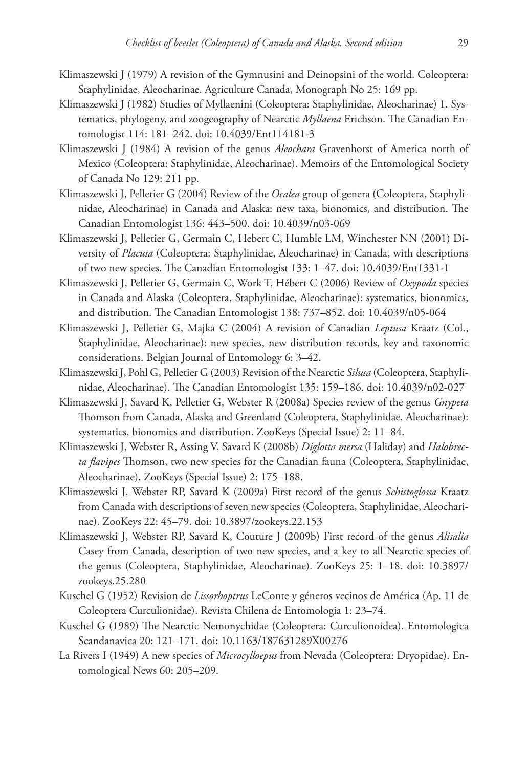Klimaszewski J (1979) A revision of the Gymnusini and Deinopsini of the world. Coleoptera: Staphylinidae, Aleocharinae. Agriculture Canada, Monograph No 25: 169 pp.

Klimaszewski J (1982) Studies of Myllaenini (Coleoptera: Staphylinidae, Aleocharinae) 1. Systematics, phylogeny, and zoogeography of Nearctic *Myllaena* Erichson. The Canadian Entomologist 114: 181–242. doi: 10.4039/Ent114181-3

Klimaszewski J (1984) A revision of the genus *Aleochara* Gravenhorst of America north of Mexico (Coleoptera: Staphylinidae, Aleocharinae). Memoirs of the Entomological Society of Canada No 129: 211 pp.

Klimaszewski J, Pelletier G (2004) Review of the *Ocalea* group of genera (Coleoptera, Staphylinidae, Aleocharinae) in Canada and Alaska: new taxa, bionomics, and distribution. The Canadian Entomologist 136: 443–500. doi: 10.4039/n03-069

Klimaszewski J, Pelletier G, Germain C, Hebert C, Humble LM, Winchester NN (2001) Diversity of *Placusa* (Coleoptera: Staphylinidae, Aleocharinae) in Canada, with descriptions of two new species. The Canadian Entomologist 133: 1–47. doi: 10.4039/Ent1331-1

Klimaszewski J, Pelletier G, Germain C, Work T, Hébert C (2006) Review of *Oxypoda* species in Canada and Alaska (Coleoptera, Staphylinidae, Aleocharinae): systematics, bionomics, and distribution. The Canadian Entomologist 138: 737–852. doi: 10.4039/n05-064

Klimaszewski J, Pelletier G, Majka C (2004) A revision of Canadian *Leptusa* Kraatz (Col., Staphylinidae, Aleocharinae): new species, new distribution records, key and taxonomic considerations. Belgian Journal of Entomology 6: 3–42.

Klimaszewski J, Pohl G, Pelletier G (2003) Revision of the Nearctic *Silusa* (Coleoptera, Staphylinidae, Aleocharinae). The Canadian Entomologist 135: 159–186. doi: 10.4039/n02-027

Klimaszewski J, Savard K, Pelletier G, Webster R (2008a) Species review of the genus *Gnypeta* Thomson from Canada, Alaska and Greenland (Coleoptera, Staphylinidae, Aleocharinae): systematics, bionomics and distribution. ZooKeys (Special Issue) 2: 11–84.

Klimaszewski J, Webster R, Assing V, Savard K (2008b) *Diglotta mersa* (Haliday) and *Halobrecta flavipes* Thomson, two new species for the Canadian fauna (Coleoptera, Staphylinidae, Aleocharinae). ZooKeys (Special Issue) 2: 175–188.

Klimaszewski J, Webster RP, Savard K (2009a) First record of the genus *Schistoglossa* Kraatz from Canada with descriptions of seven new species (Coleoptera, Staphylinidae, Aleocharinae). ZooKeys 22: 45–79. doi: 10.3897/zookeys.22.153

Klimaszewski J, Webster RP, Savard K, Couture J (2009b) First record of the genus *Alisalia* Casey from Canada, description of two new species, and a key to all Nearctic species of the genus (Coleoptera, Staphylinidae, Aleocharinae). ZooKeys 25: 1–18. doi: 10.3897/zookeys.25.280

Kuschel G (1952) Revision de *Lissorhoptrus* LeConte y géneros vecinos de América (Ap. 11 de Coleoptera Curculionidae). Revista Chilena de Entomologia 1: 23–74.

Kuschel G (1989) The Nearctic Nemonychidae (Coleoptera: Curculionoidea). Entomologica Scandanavica 20: 121–171. doi: 10.1163/187631289X00276

La Rivers I (1949) A new species of *Microcylloepus* from Nevada (Coleoptera: Dryopidae). Entomological News 60: 205–209.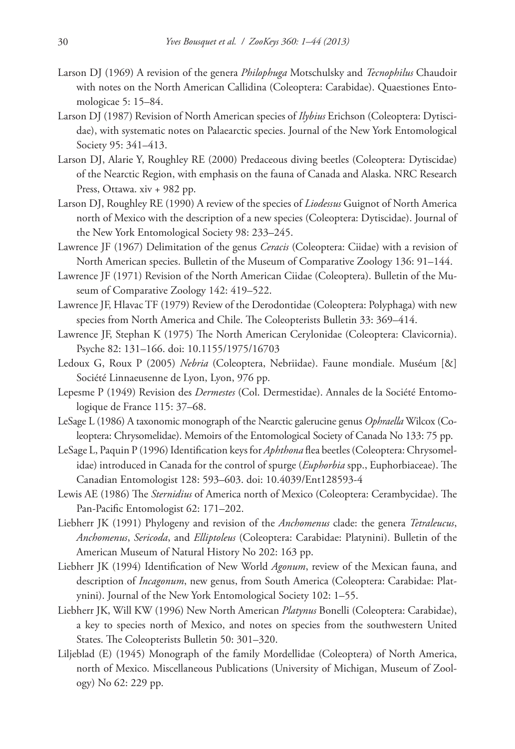Larson DJ (1969) A revision of the genera *Philophuga* Motschulsky and *Tecnophilus* Chaudoir with notes on the North American Callidina (Coleoptera: Carabidae). Quaestiones Entomologicae 5: 15–84.

Larson DJ (1987) Revision of North American species of *Ilybius* Erichson (Coleoptera: Dytiscidae), with systematic notes on Palaearctic species. Journal of the New York Entomological Society 95: 341–413.

Larson DJ, Alarie Y, Roughley RE (2000) Predaceous diving beetles (Coleoptera: Dytiscidae) of the Nearctic Region, with emphasis on the fauna of Canada and Alaska. NRC Research Press, Ottawa. xiv + 982 pp.

Larson DJ, Roughley RE (1990) A review of the species of *Liodessus* Guignot of North America north of Mexico with the description of a new species (Coleoptera: Dytiscidae). Journal of the New York Entomological Society 98: 233–245.

Lawrence JF (1967) Delimitation of the genus *Ceracis* (Coleoptera: Ciidae) with a revision of North American species. Bulletin of the Museum of Comparative Zoology 136: 91–144.

Lawrence JF (1971) Revision of the North American Ciidae (Coleoptera). Bulletin of the Museum of Comparative Zoology 142: 419–522.

Lawrence JF, Hlavac TF (1979) Review of the Derodontidae (Coleoptera: Polyphaga) with new species from North America and Chile. The Coleopterists Bulletin 33: 369–414.

Lawrence JF, Stephan K (1975) The North American Cerylonidae (Coleoptera: Clavicornia). Psyche 82: 131–166. doi: 10.1155/1975/16703

Ledoux G, Roux P (2005) *Nebria* (Coleoptera, Nebriidae). Faune mondiale. Muséum [&] Société Linnaeusenne de Lyon, Lyon, 976 pp.

Lepesme P (1949) Revision des *Dermestes* (Col. Dermestidae). Annales de la Société Entomologique de France 115: 37–68.

LeSage L (1986) A taxonomic monograph of the Nearctic galerucine genus *Ophraella* Wilcox (Coleoptera: Chrysomelidae). Memoirs of the Entomological Society of Canada No 133: 75 pp.

LeSage L, Paquin P (1996) Identification keys for *Aphthona* flea beetles (Coleoptera: Chrysomelidae) introduced in Canada for the control of spurge (*Euphorbia* spp., Euphorbiaceae). The Canadian Entomologist 128: 593–603. doi: 10.4039/Ent128593-4

Lewis AE (1986) The *Sternidius* of America north of Mexico (Coleoptera: Cerambycidae). The Pan-Pacific Entomologist 62: 171–202.

Liebherr JK (1991) Phylogeny and revision of the *Anchomenus* clade: the genera *Tetraleucus*, *Anchomenus*, *Sericoda*, and *Elliptoleus* (Coleoptera: Carabidae: Platynini). Bulletin of the American Museum of Natural History No 202: 163 pp.

Liebherr JK (1994) Identification of New World *Agonum*, review of the Mexican fauna, and description of *Incagonum*, new genus, from South America (Coleoptera: Carabidae: Platynini). Journal of the New York Entomological Society 102: 1–55.

Liebherr JK, Will KW (1996) New North American *Platynus* Bonelli (Coleoptera: Carabidae), a key to species north of Mexico, and notes on species from the southwestern United States. The Coleopterists Bulletin 50: 301–320.

Liljeblad (E) (1945) Monograph of the family Mordellidae (Coleoptera) of North America, north of Mexico. Miscellaneous Publications (University of Michigan, Museum of Zoology) No 62: 229 pp.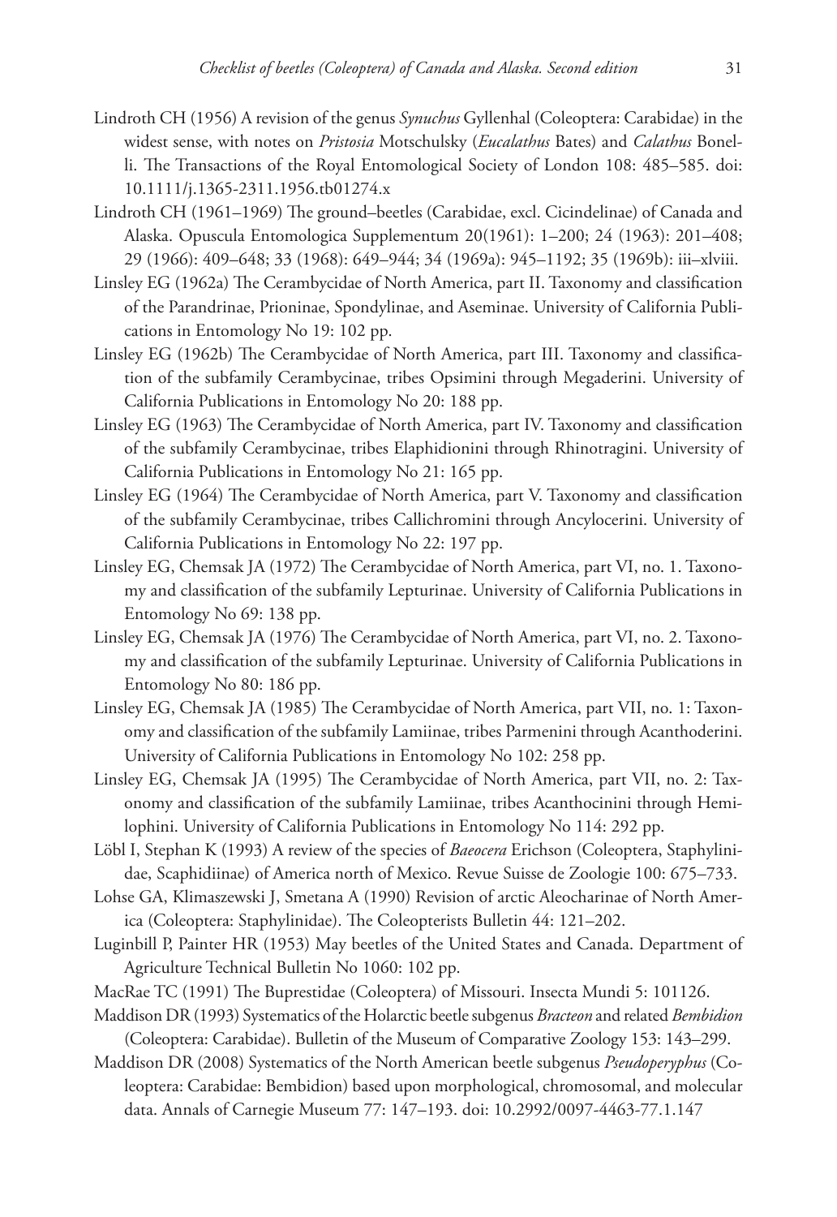Lindroth CH (1956) A revision of the genus *Synuchus* Gyllenhal (Coleoptera: Carabidae) in the widest sense, with notes on *Pristosia* Motschulsky (*Eucalathus* Bates) and *Calathus* Bonelli. The Transactions of the Royal Entomological Society of London 108: 485–585. doi: 10.1111/j.1365-2311.1956.tb01274.x

Lindroth CH (1961–1969) The ground–beetles (Carabidae, excl. Cicindelinae) of Canada and Alaska. Opuscula Entomologica Supplementum 20(1961): 1–200; 24 (1963): 201–408; 29 (1966): 409–648; 33 (1968): 649–944; 34 (1969a): 945–1192; 35 (1969b): iii–xlviii.

Linsley EG (1962a) The Cerambycidae of North America, part II. Taxonomy and classification of the Parandrinae, Prioninae, Spondylinae, and Aseminae. University of California Publications in Entomology No 19: 102 pp.

Linsley EG (1962b) The Cerambycidae of North America, part III. Taxonomy and classification of the subfamily Cerambycinae, tribes Opsimini through Megaderini. University of California Publications in Entomology No 20: 188 pp.

Linsley EG (1963) The Cerambycidae of North America, part IV. Taxonomy and classification of the subfamily Cerambycinae, tribes Elaphidionini through Rhinotragini. University of California Publications in Entomology No 21: 165 pp.

Linsley EG (1964) The Cerambycidae of North America, part V. Taxonomy and classification of the subfamily Cerambycinae, tribes Callichromini through Ancylocerini. University of California Publications in Entomology No 22: 197 pp.

Linsley EG, Chemsak JA (1972) The Cerambycidae of North America, part VI, no. 1. Taxonomy and classification of the subfamily Lepturinae. University of California Publications in Entomology No 69: 138 pp.

Linsley EG, Chemsak JA (1976) The Cerambycidae of North America, part VI, no. 2. Taxonomy and classification of the subfamily Lepturinae. University of California Publications in Entomology No 80: 186 pp.

Linsley EG, Chemsak JA (1985) The Cerambycidae of North America, part VII, no. 1: Taxonomy and classification of the subfamily Lamiinae, tribes Parmenini through Acanthoderini. University of California Publications in Entomology No 102: 258 pp.

Linsley EG, Chemsak JA (1995) The Cerambycidae of North America, part VII, no. 2: Taxonomy and classification of the subfamily Lamiinae, tribes Acanthocinini through Hemilophini. University of California Publications in Entomology No 114: 292 pp.

Löbl I, Stephan K (1993) A review of the species of *Baeocera* Erichson (Coleoptera, Staphylinidae, Scaphidiinae) of America north of Mexico. Revue Suisse de Zoologie 100: 675–733.

Lohse GA, Klimaszewski J, Smetana A (1990) Revision of arctic Aleocharinae of North America (Coleoptera: Staphylinidae). The Coleopterists Bulletin 44: 121–202.

Luginbill P, Painter HR (1953) May beetles of the United States and Canada. Department of Agriculture Technical Bulletin No 1060: 102 pp.

MacRae TC (1991) The Buprestidae (Coleoptera) of Missouri. Insecta Mundi 5: 101126.

Maddison DR (1993) Systematics of the Holarctic beetle subgenus *Bracteon* and related *Bembidion* (Coleoptera: Carabidae). Bulletin of the Museum of Comparative Zoology 153: 143–299.

Maddison DR (2008) Systematics of the North American beetle subgenus *Pseudoperyphus* (Coleoptera: Carabidae: Bembidion) based upon morphological, chromosomal, and molecular data. Annals of Carnegie Museum 77: 147–193. doi: 10.2992/0097-4463-77.1.147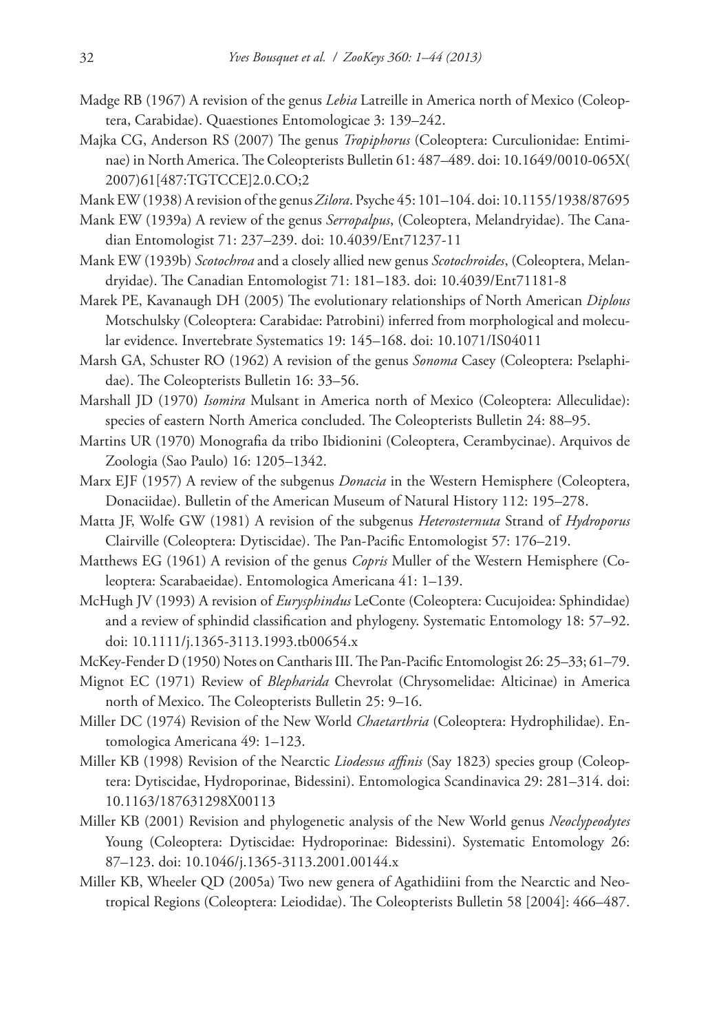Madge RB (1967) A revision of the genus *Lebia* Latreille in America north of Mexico (Coleoptera, Carabidae). Quaestiones Entomologicae 3: 139–242.

Majka CG, Anderson RS (2007) The genus *Tropiphorus* (Coleoptera: Curculionidae: Entiminae) in North America. The Coleopterists Bulletin 61: 487–489. doi: 10.1649/0010-065X(2007)61[487:TGTCCE]2.0.CO;2

Mank EW (1938) A revision of the genus *Zilora*. Psyche 45: 101–104. doi: 10.1155/1938/87695

Mank EW (1939a) A review of the genus *Serropalpus*, (Coleoptera, Melandryidae). The Canadian Entomologist 71: 237–239. doi: 10.4039/Ent71237-11

Mank EW (1939b) *Scotochroa* and a closely allied new genus *Scotochroides*, (Coleoptera, Melandryidae). The Canadian Entomologist 71: 181–183. doi: 10.4039/Ent71181-8

Marek PE, Kavanaugh DH (2005) The evolutionary relationships of North American *Diplous* Motschulsky (Coleoptera: Carabidae: Patrobini) inferred from morphological and molecular evidence. Invertebrate Systematics 19: 145–168. doi: 10.1071/IS04011

Marsh GA, Schuster RO (1962) A revision of the genus *Sonoma* Casey (Coleoptera: Pselaphidae). The Coleopterists Bulletin 16: 33–56.

Marshall JD (1970) *Isomira* Mulsant in America north of Mexico (Coleoptera: Alleculidae): species of eastern North America concluded. The Coleopterists Bulletin 24: 88–95.

Martins UR (1970) Monografia da tribo Ibidionini (Coleoptera, Cerambycinae). Arquivos de Zoologia (Sao Paulo) 16: 1205–1342.

Marx EJF (1957) A review of the subgenus *Donacia* in the Western Hemisphere (Coleoptera, Donaciidae). Bulletin of the American Museum of Natural History 112: 195–278.

Matta JF, Wolfe GW (1981) A revision of the subgenus *Heterosternuta* Strand of *Hydroporus* Clairville (Coleoptera: Dytiscidae). The Pan-Pacific Entomologist 57: 176–219.

Matthews EG (1961) A revision of the genus *Copris* Muller of the Western Hemisphere (Coleoptera: Scarabaeidae). Entomologica Americana 41: 1–139.

McHugh JV (1993) A revision of *Eurysphindus* LeConte (Coleoptera: Cucujoidea: Sphindidae) and a review of sphindid classification and phylogeny. Systematic Entomology 18: 57–92. doi: 10.1111/j.1365-3113.1993.tb00654.x

McKey-Fender D (1950) Notes on Cantharis III. The Pan-Pacific Entomologist 26: 25–33; 61–79.

Mignot EC (1971) Review of *Blepharida* Chevrolat (Chrysomelidae: Alticinae) in America north of Mexico. The Coleopterists Bulletin 25: 9–16.

Miller DC (1974) Revision of the New World *Chaetarthria* (Coleoptera: Hydrophilidae). Entomologica Americana 49: 1–123.

Miller KB (1998) Revision of the Nearctic *Liodessus affinis* (Say 1823) species group (Coleoptera: Dytiscidae, Hydroporinae, Bidessini). Entomologica Scandinavica 29: 281–314. doi: 10.1163/187631298X00113

Miller KB (2001) Revision and phylogenetic analysis of the New World genus *Neoclypeodytes* Young (Coleoptera: Dytiscidae: Hydroporinae: Bidessini). Systematic Entomology 26: 87–123. doi: 10.1046/j.1365-3113.2001.00144.x

Miller KB, Wheeler QD (2005a) Two new genera of Agathidiini from the Nearctic and Neotropical Regions (Coleoptera: Leiodidae). The Coleopterists Bulletin 58 [2004]: 466–487.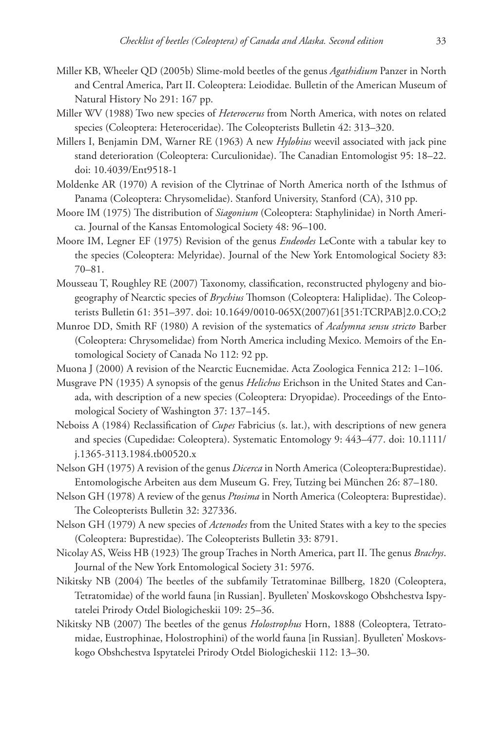Miller KB, Wheeler QD (2005b) Slime-mold beetles of the genus *Agathidium* Panzer in North and Central America, Part II. Coleoptera: Leiodidae. Bulletin of the American Museum of Natural History No 291: 167 pp.

Miller WV (1988) Two new species of *Heterocerus* from North America, with notes on related species (Coleoptera: Heteroceridae). The Coleopterists Bulletin 42: 313–320.

Millers I, Benjamin DM, Warner RE (1963) A new *Hylobius* weevil associated with jack pine stand deterioration (Coleoptera: Curculionidae). The Canadian Entomologist 95: 18–22. doi: 10.4039/Ent9518-1

Moldenke AR (1970) A revision of the Clytrinae of North America north of the Isthmus of Panama (Coleoptera: Chrysomelidae). Stanford University, Stanford (CA), 310 pp.

Moore IM (1975) The distribution of *Siagonium* (Coleoptera: Staphylinidae) in North America. Journal of the Kansas Entomological Society 48: 96–100.

Moore IM, Legner EF (1975) Revision of the genus *Endeodes* LeConte with a tabular key to the species (Coleoptera: Melyridae). Journal of the New York Entomological Society 83: 70–81.

Mousseau T, Roughley RE (2007) Taxonomy, classification, reconstructed phylogeny and biogeography of Nearctic species of *Brychius* Thomson (Coleoptera: Haliplidae). The Coleopterists Bulletin 61: 351–397. doi: 10.1649/0010-065X(2007)61[351:TCRPAB]2.0.CO;2

Munroe DD, Smith RF (1980) A revision of the systematics of *Acalymna sensu stricto* Barber (Coleoptera: Chrysomelidae) from North America including Mexico. Memoirs of the Entomological Society of Canada No 112: 92 pp.

Muona J (2000) A revision of the Nearctic Eucnemidae. Acta Zoologica Fennica 212: 1–106.

Musgrave PN (1935) A synopsis of the genus *Helichus* Erichson in the United States and Canada, with description of a new species (Coleoptera: Dryopidae). Proceedings of the Entomological Society of Washington 37: 137–145.

Neboiss A (1984) Reclassification of *Cupes* Fabricius (s. lat.), with descriptions of new genera and species (Cupedidae: Coleoptera). Systematic Entomology 9: 443–477. doi: 10.1111/j.1365-3113.1984.tb00520.x

Nelson GH (1975) A revision of the genus *Dicerca* in North America (Coleoptera:Buprestidae). Entomologische Arbeiten aus dem Museum G. Frey, Tutzing bei München 26: 87–180.

Nelson GH (1978) A review of the genus *Ptosima* in North America (Coleoptera: Buprestidae). The Coleopterists Bulletin 32: 327336.

Nelson GH (1979) A new species of *Actenodes* from the United States with a key to the species (Coleoptera: Buprestidae). The Coleopterists Bulletin 33: 8791.

Nicolay AS, Weiss HB (1923) The group Traches in North America, part II. The genus *Brachys*. Journal of the New York Entomological Society 31: 5976.

Nikitsky NB (2004) The beetles of the subfamily Tetratominae Billberg, 1820 (Coleoptera, Tetratomidae) of the world fauna [in Russian]. Byulleten' Moskovskogo Obshchestva Ispytatelei Prirody Otdel Biologicheskii 109: 25–36.

Nikitsky NB (2007) The beetles of the genus *Holostrophus* Horn, 1888 (Coleoptera, Tetratomidae, Eustrophinae, Holostrophini) of the world fauna [in Russian]. Byulleten' Moskovskogo Obshchestva Ispytatelei Prirody Otdel Biologicheskii 112: 13–30.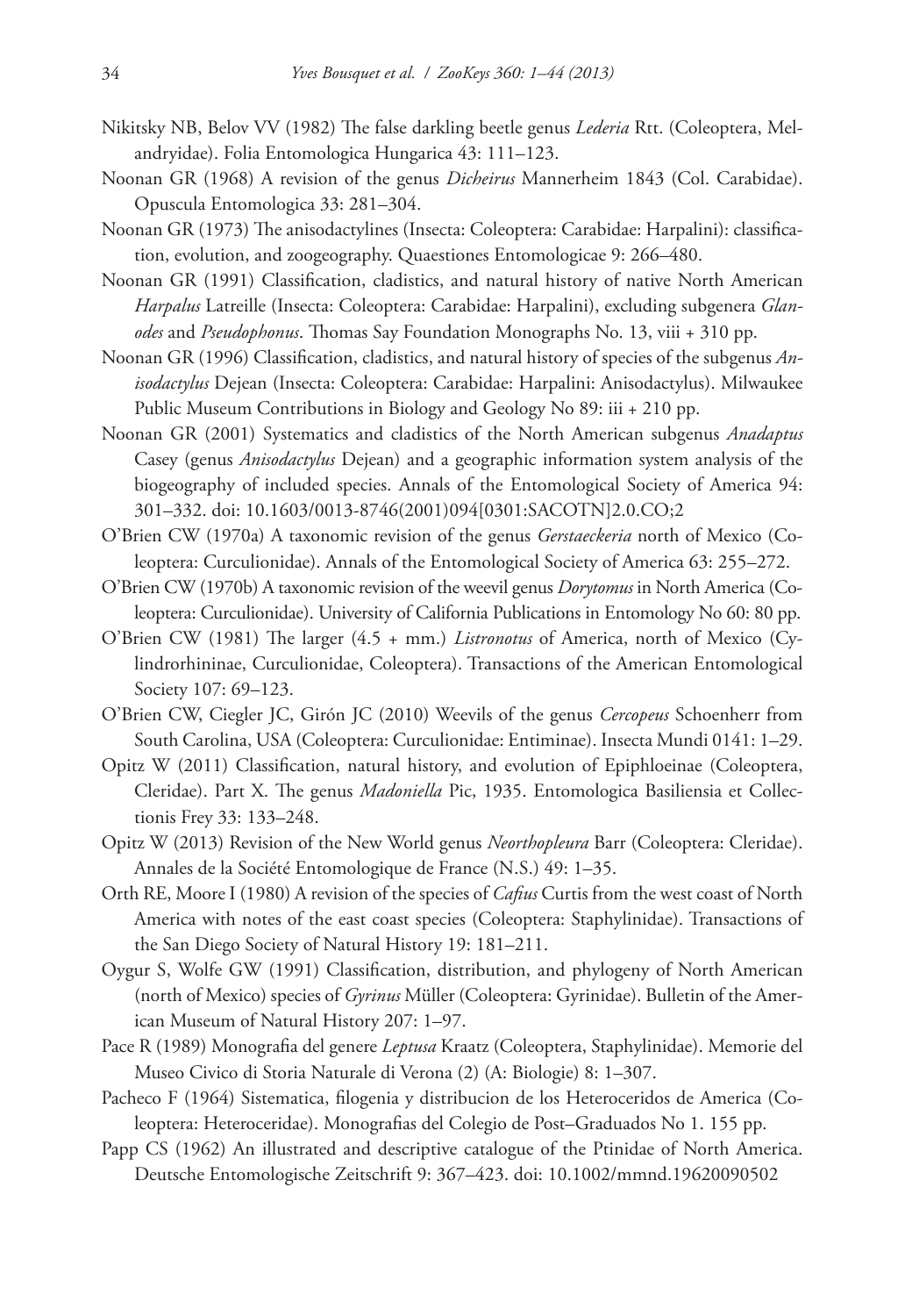Nikitsky NB, Belov VV (1982) The false darkling beetle genus *Lederia* Rtt. (Coleoptera, Melandryidae). Folia Entomologica Hungarica 43: 111–123.

Noonan GR (1968) A revision of the genus *Dicheirus* Mannerheim 1843 (Col. Carabidae). Opuscula Entomologica 33: 281–304.

Noonan GR (1973) The anisodactylines (Insecta: Coleoptera: Carabidae: Harpalini): classification, evolution, and zoogeography. Quaestiones Entomologicae 9: 266–480.

Noonan GR (1991) Classification, cladistics, and natural history of native North American *Harpalus* Latreille (Insecta: Coleoptera: Carabidae: Harpalini), excluding subgenera *Glanodes* and *Pseudophonus*. Thomas Say Foundation Monographs No. 13, viii + 310 pp.

Noonan GR (1996) Classification, cladistics, and natural history of species of the subgenus *Anisodactylus* Dejean (Insecta: Coleoptera: Carabidae: Harpalini: Anisodactylus). Milwaukee Public Museum Contributions in Biology and Geology No 89: iii + 210 pp.

Noonan GR (2001) Systematics and cladistics of the North American subgenus *Anadaptus* Casey (genus *Anisodactylus* Dejean) and a geographic information system analysis of the biogeography of included species. Annals of the Entomological Society of America 94: 301–332. doi: 10.1603/0013-8746(2001)094[0301:SACOTN]2.0.CO;2

O'Brien CW (1970a) A taxonomic revision of the genus *Gerstaeckeria* north of Mexico (Coleoptera: Curculionidae). Annals of the Entomological Society of America 63: 255–272.

O'Brien CW (1970b) A taxonomic revision of the weevil genus *Dorytomus* in North America (Coleoptera: Curculionidae). University of California Publications in Entomology No 60: 80 pp.

O'Brien CW (1981) The larger (4.5 + mm.) *Listronotus* of America, north of Mexico (Cylindrorhininae, Curculionidae, Coleoptera). Transactions of the American Entomological Society 107: 69–123.

O'Brien CW, Ciegler JC, Girón JC (2010) Weevils of the genus *Cercopeus* Schoenherr from South Carolina, USA (Coleoptera: Curculionidae: Entiminae). Insecta Mundi 0141: 1–29.

Opitz W (2011) Classification, natural history, and evolution of Epiphloeinae (Coleoptera, Cleridae). Part X. The genus *Madoniella* Pic, 1935. Entomologica Basiliensia et Collectionis Frey 33: 133–248.

Opitz W (2013) Revision of the New World genus *Neorthopleura* Barr (Coleoptera: Cleridae). Annales de la Société Entomologique de France (N.S.) 49: 1–35.

Orth RE, Moore I (1980) A revision of the species of *Cafius* Curtis from the west coast of North America with notes of the east coast species (Coleoptera: Staphylinidae). Transactions of the San Diego Society of Natural History 19: 181–211.

Oygur S, Wolfe GW (1991) Classification, distribution, and phylogeny of North American (north of Mexico) species of *Gyrinus* Müller (Coleoptera: Gyrinidae). Bulletin of the American Museum of Natural History 207: 1–97.

Pace R (1989) Monografia del genere *Leptusa* Kraatz (Coleoptera, Staphylinidae). Memorie del Museo Civico di Storia Naturale di Verona (2) (A: Biologie) 8: 1–307.

Pacheco F (1964) Sistematica, filogenia y distribucion de los Heteroceridos de America (Coleoptera: Heteroceridae). Monografias del Colegio de Post–Graduados No 1. 155 pp.

Papp CS (1962) An illustrated and descriptive catalogue of the Ptinidae of North America. Deutsche Entomologische Zeitschrift 9: 367–423. doi: 10.1002/mmnd.19620090502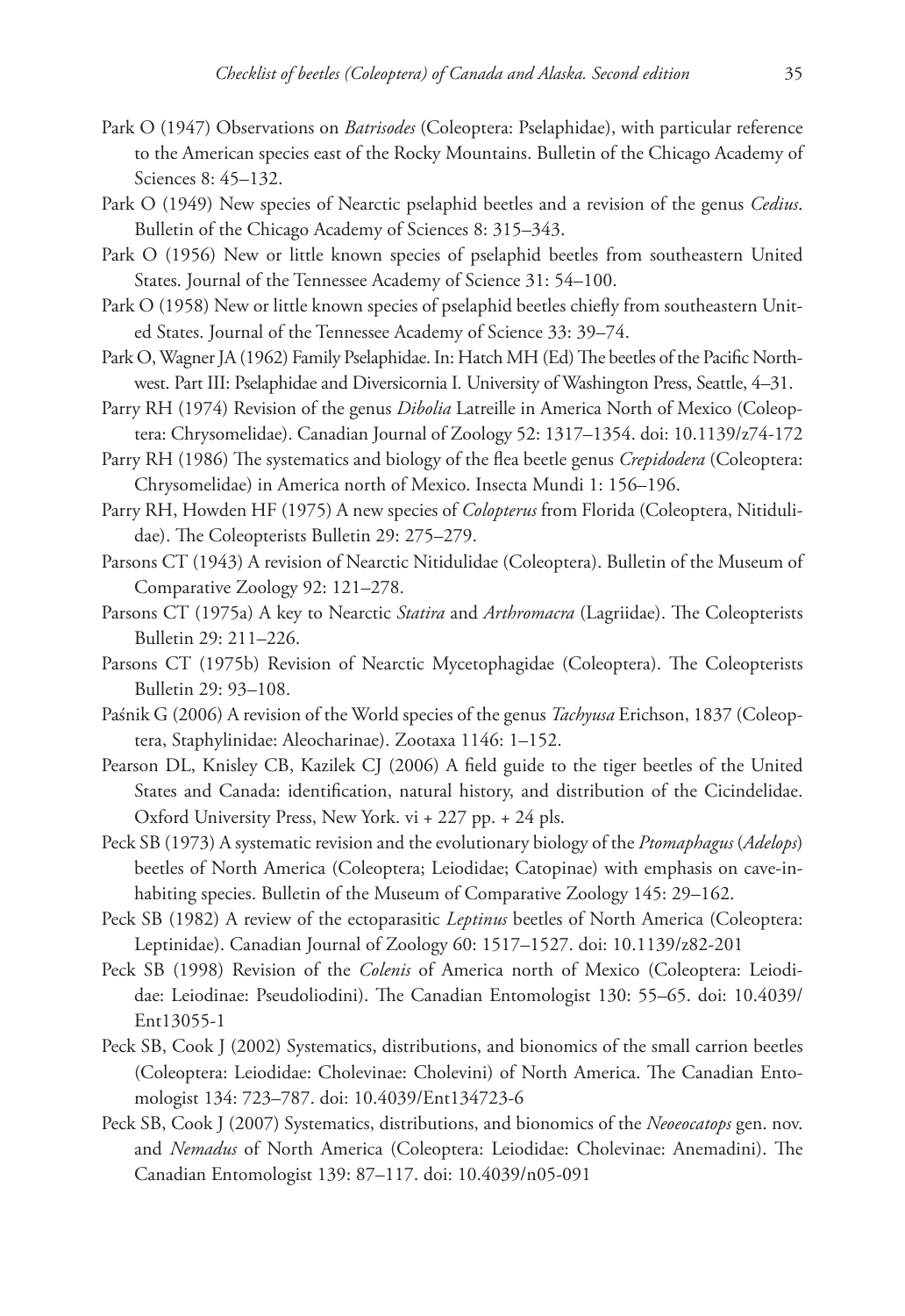Park O (1947) Observations on *Batrisodes* (Coleoptera: Pselaphidae), with particular reference to the American species east of the Rocky Mountains. Bulletin of the Chicago Academy of Sciences 8: 45–132.

Park O (1949) New species of Nearctic pselaphid beetles and a revision of the genus *Cedius*. Bulletin of the Chicago Academy of Sciences 8: 315–343.

Park O (1956) New or little known species of pselaphid beetles from southeastern United States. Journal of the Tennessee Academy of Science 31: 54–100.

Park O (1958) New or little known species of pselaphid beetles chiefly from southeastern United States. Journal of the Tennessee Academy of Science 33: 39–74.

Park O, Wagner JA (1962) Family Pselaphidae. In: Hatch MH (Ed) The beetles of the Pacific Northwest. Part III: Pselaphidae and Diversicornia I. University of Washington Press, Seattle, 4–31.

Parry RH (1974) Revision of the genus *Dibolia* Latreille in America North of Mexico (Coleoptera: Chrysomelidae). Canadian Journal of Zoology 52: 1317–1354. doi: 10.1139/z74-172

Parry RH (1986) The systematics and biology of the flea beetle genus *Crepidodera* (Coleoptera: Chrysomelidae) in America north of Mexico. Insecta Mundi 1: 156–196.

Parry RH, Howden HF (1975) A new species of *Colopterus* from Florida (Coleoptera, Nitidulidae). The Coleopterists Bulletin 29: 275–279.

Parsons CT (1943) A revision of Nearctic Nitidulidae (Coleoptera). Bulletin of the Museum of Comparative Zoology 92: 121–278.

Parsons CT (1975a) A key to Nearctic *Statira* and *Arthromacra* (Lagriidae). The Coleopterists Bulletin 29: 211–226.

Parsons CT (1975b) Revision of Nearctic Mycetophagidae (Coleoptera). The Coleopterists Bulletin 29: 93–108.

Paśnik G (2006) A revision of the World species of the genus *Tachyusa* Erichson, 1837 (Coleoptera, Staphylinidae: Aleocharinae). Zootaxa 1146: 1–152.

Pearson DL, Knisley CB, Kazilek CJ (2006) A field guide to the tiger beetles of the United States and Canada: identification, natural history, and distribution of the Cicindelidae. Oxford University Press, New York. vi + 227 pp. + 24 pls.

Peck SB (1973) A systematic revision and the evolutionary biology of the *Ptomaphagus* (*Adelops*) beetles of North America (Coleoptera; Leiodidae; Catopinae) with emphasis on cave-inhabiting species. Bulletin of the Museum of Comparative Zoology 145: 29–162.

Peck SB (1982) A review of the ectoparasitic *Leptinus* beetles of North America (Coleoptera: Leptinidae). Canadian Journal of Zoology 60: 1517–1527. doi: 10.1139/z82-201

Peck SB (1998) Revision of the *Colenis* of America north of Mexico (Coleoptera: Leiodidae: Leiodinae: Pseudoliodini). The Canadian Entomologist 130: 55–65. doi: 10.4039/Ent13055-1

Peck SB, Cook J (2002) Systematics, distributions, and bionomics of the small carrion beetles (Coleoptera: Leiodidae: Cholevinae: Cholevini) of North America. The Canadian Entomologist 134: 723–787. doi: 10.4039/Ent134723-6

Peck SB, Cook J (2007) Systematics, distributions, and bionomics of the *Neoeocatops* gen. nov. and *Nemadus* of North America (Coleoptera: Leiodidae: Cholevinae: Anemadini). The Canadian Entomologist 139: 87–117. doi: 10.4039/n05-091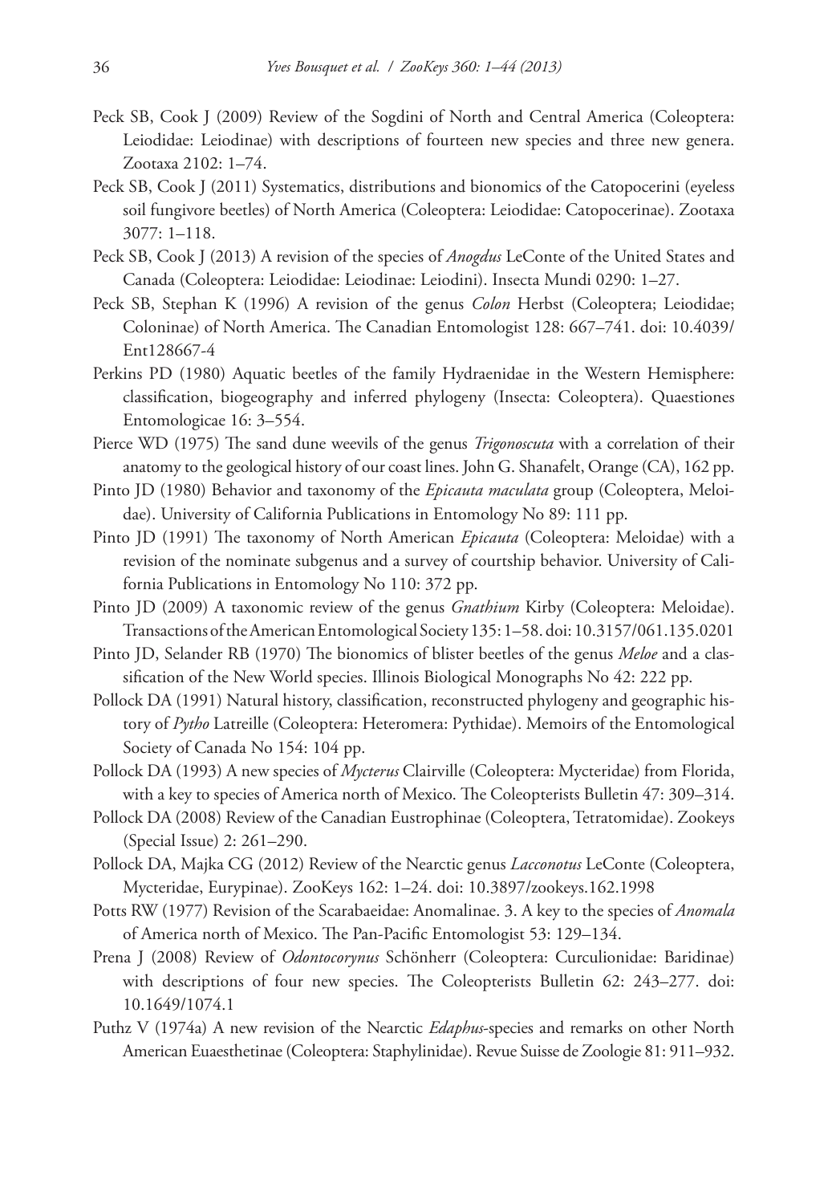Peck SB, Cook J (2009) Review of the Sogdini of North and Central America (Coleoptera: Leiodidae: Leiodinae) with descriptions of fourteen new species and three new genera. Zootaxa 2102: 1–74.

Peck SB, Cook J (2011) Systematics, distributions and bionomics of the Catopocerini (eyeless soil fungivore beetles) of North America (Coleoptera: Leiodidae: Catopocerinae). Zootaxa 3077: 1–118.

Peck SB, Cook J (2013) A revision of the species of *Anogdus* LeConte of the United States and Canada (Coleoptera: Leiodidae: Leiodinae: Leiodini). Insecta Mundi 0290: 1–27.

Peck SB, Stephan K (1996) A revision of the genus *Colon* Herbst (Coleoptera; Leiodidae; Coloninae) of North America. The Canadian Entomologist 128: 667–741. doi: 10.4039/Ent128667-4

Perkins PD (1980) Aquatic beetles of the family Hydraenidae in the Western Hemisphere: classification, biogeography and inferred phylogeny (Insecta: Coleoptera). Quaestiones Entomologicae 16: 3–554.

Pierce WD (1975) The sand dune weevils of the genus *Trigonoscuta* with a correlation of their anatomy to the geological history of our coast lines. John G. Shanafelt, Orange (CA), 162 pp.

Pinto JD (1980) Behavior and taxonomy of the *Epicauta maculata* group (Coleoptera, Meloidae). University of California Publications in Entomology No 89: 111 pp.

Pinto JD (1991) The taxonomy of North American *Epicauta* (Coleoptera: Meloidae) with a revision of the nominate subgenus and a survey of courtship behavior. University of California Publications in Entomology No 110: 372 pp.

Pinto JD (2009) A taxonomic review of the genus *Gnathium* Kirby (Coleoptera: Meloidae). Transactions of the American Entomological Society 135: 1–58. doi: 10.3157/061.135.0201

Pinto JD, Selander RB (1970) The bionomics of blister beetles of the genus *Meloe* and a classification of the New World species. Illinois Biological Monographs No 42: 222 pp.

Pollock DA (1991) Natural history, classification, reconstructed phylogeny and geographic history of *Pytho* Latreille (Coleoptera: Heteromera: Pythidae). Memoirs of the Entomological Society of Canada No 154: 104 pp.

Pollock DA (1993) A new species of *Mycterus* Clairville (Coleoptera: Mycteridae) from Florida, with a key to species of America north of Mexico. The Coleopterists Bulletin 47: 309–314.

Pollock DA (2008) Review of the Canadian Eustrophinae (Coleoptera, Tetratomidae). Zookeys (Special Issue) 2: 261–290.

Pollock DA, Majka CG (2012) Review of the Nearctic genus *Lacconotus* LeConte (Coleoptera, Mycteridae, Eurypinae). ZooKeys 162: 1–24. doi: 10.3897/zookeys.162.1998

Potts RW (1977) Revision of the Scarabaeidae: Anomalinae. 3. A key to the species of *Anomala* of America north of Mexico. The Pan-Pacific Entomologist 53: 129–134.

Prena J (2008) Review of *Odontocorynus* Schönherr (Coleoptera: Curculionidae: Baridinae) with descriptions of four new species. The Coleopterists Bulletin 62: 243–277. doi: 10.1649/1074.1

Puthz V (1974a) A new revision of the Nearctic *Edaphus*-species and remarks on other North American Euaesthetinae (Coleoptera: Staphylinidae). Revue Suisse de Zoologie 81: 911–932.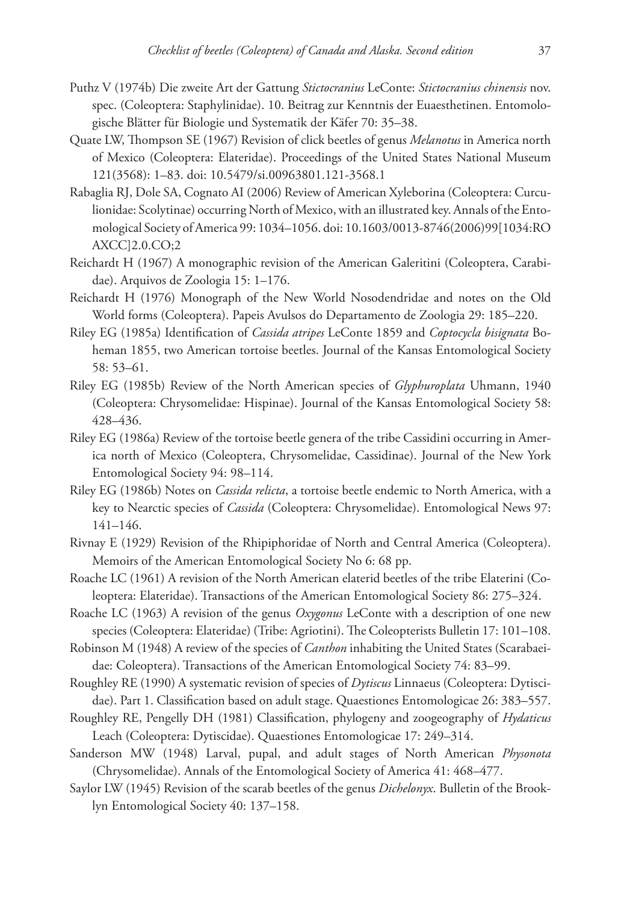Puthz V (1974b) Die zweite Art der Gattung *Stictocranius* LeConte: *Stictocranius chinensis* nov. spec. (Coleoptera: Staphylinidae). 10. Beitrag zur Kenntnis der Euaesthetinen. Entomologische Blätter für Biologie und Systematik der Käfer 70: 35–38.

Quate LW, Thompson SE (1967) Revision of click beetles of genus *Melanotus* in America north of Mexico (Coleoptera: Elateridae). Proceedings of the United States National Museum 121(3568): 1–83. doi: 10.5479/si.00963801.121-3568.1

Rabaglia RJ, Dole SA, Cognato AI (2006) Review of American Xyleborina (Coleoptera: Curculionidae: Scolytinae) occurring North of Mexico, with an illustrated key. Annals of the Entomological Society of America 99: 1034–1056. doi: 10.1603/0013-8746(2006)99[1034:ROAXCC]2.0.CO;2

Reichardt H (1967) A monographic revision of the American Galeritini (Coleoptera, Carabidae). Arquivos de Zoologia 15: 1–176.

Reichardt H (1976) Monograph of the New World Nosodendridae and notes on the Old World forms (Coleoptera). Papeis Avulsos do Departamento de Zoologia 29: 185–220.

Riley EG (1985a) Identification of *Cassida atripes* LeConte 1859 and *Coptocycla bisignata* Boheman 1855, two American tortoise beetles. Journal of the Kansas Entomological Society 58: 53–61.

Riley EG (1985b) Review of the North American species of *Glyphuroplata* Uhmann, 1940 (Coleoptera: Chrysomelidae: Hispinae). Journal of the Kansas Entomological Society 58: 428–436.

Riley EG (1986a) Review of the tortoise beetle genera of the tribe Cassidini occurring in America north of Mexico (Coleoptera, Chrysomelidae, Cassidinae). Journal of the New York Entomological Society 94: 98–114.

Riley EG (1986b) Notes on *Cassida relicta*, a tortoise beetle endemic to North America, with a key to Nearctic species of *Cassida* (Coleoptera: Chrysomelidae). Entomological News 97: 141–146.

Rivnay E (1929) Revision of the Rhipiphoridae of North and Central America (Coleoptera). Memoirs of the American Entomological Society No 6: 68 pp.

Roache LC (1961) A revision of the North American elaterid beetles of the tribe Elaterini (Coleoptera: Elateridae). Transactions of the American Entomological Society 86: 275–324.

Roache LC (1963) A revision of the genus *Oxygonus* LeConte with a description of one new species (Coleoptera: Elateridae) (Tribe: Agriotini). The Coleopterists Bulletin 17: 101–108.

Robinson M (1948) A review of the species of *Canthon* inhabiting the United States (Scarabaeidae: Coleoptera). Transactions of the American Entomological Society 74: 83–99.

Roughley RE (1990) A systematic revision of species of *Dytiscus* Linnaeus (Coleoptera: Dytiscidae). Part 1. Classification based on adult stage. Quaestiones Entomologicae 26: 383–557.

Roughley RE, Pengelly DH (1981) Classification, phylogeny and zoogeography of *Hydaticus* Leach (Coleoptera: Dytiscidae). Quaestiones Entomologicae 17: 249–314.

Sanderson MW (1948) Larval, pupal, and adult stages of North American *Physonota* (Chrysomelidae). Annals of the Entomological Society of America 41: 468–477.

Saylor LW (1945) Revision of the scarab beetles of the genus *Dichelonyx*. Bulletin of the Brooklyn Entomological Society 40: 137–158.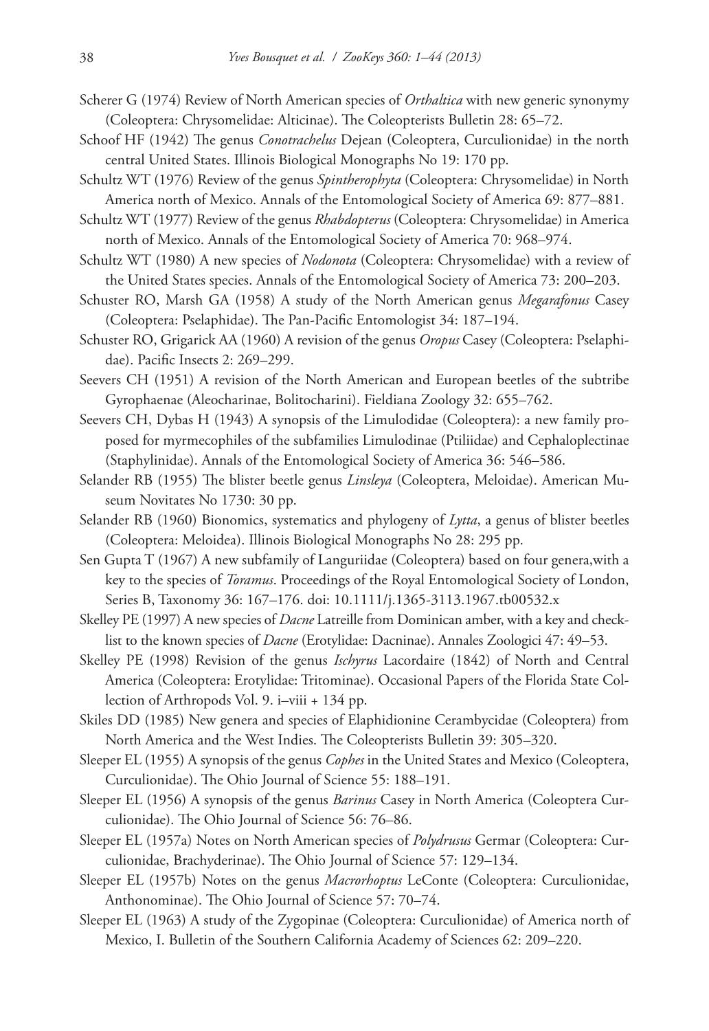Scherer G (1974) Review of North American species of *Orthaltica* with new generic synonymy (Coleoptera: Chrysomelidae: Alticinae). The Coleopterists Bulletin 28: 65–72.

Schoof HF (1942) The genus *Conotrachelus* Dejean (Coleoptera, Curculionidae) in the north central United States. Illinois Biological Monographs No 19: 170 pp.

Schultz WT (1976) Review of the genus *Spintherophyta* (Coleoptera: Chrysomelidae) in North America north of Mexico. Annals of the Entomological Society of America 69: 877–881.

Schultz WT (1977) Review of the genus *Rhabdopterus* (Coleoptera: Chrysomelidae) in America north of Mexico. Annals of the Entomological Society of America 70: 968–974.

Schultz WT (1980) A new species of *Nodonota* (Coleoptera: Chrysomelidae) with a review of the United States species. Annals of the Entomological Society of America 73: 200–203.

Schuster RO, Marsh GA (1958) A study of the North American genus *Megarafonus* Casey (Coleoptera: Pselaphidae). The Pan-Pacific Entomologist 34: 187–194.

Schuster RO, Grigarick AA (1960) A revision of the genus *Oropus* Casey (Coleoptera: Pselaphidae). Pacific Insects 2: 269–299.

Seevers CH (1951) A revision of the North American and European beetles of the subtribe Gyrophaenae (Aleocharinae, Bolitocharini). Fieldiana Zoology 32: 655–762.

Seevers CH, Dybas H (1943) A synopsis of the Limulodidae (Coleoptera): a new family proposed for myrmecophiles of the subfamilies Limulodinae (Ptiliidae) and Cephaloplectinae (Staphylinidae). Annals of the Entomological Society of America 36: 546–586.

Selander RB (1955) The blister beetle genus *Linsleya* (Coleoptera, Meloidae). American Museum Novitates No 1730: 30 pp.

Selander RB (1960) Bionomics, systematics and phylogeny of *Lytta*, a genus of blister beetles (Coleoptera: Meloidea). Illinois Biological Monographs No 28: 295 pp.

Sen Gupta T (1967) A new subfamily of Languriidae (Coleoptera) based on four genera,with a key to the species of *Toramus*. Proceedings of the Royal Entomological Society of London, Series B, Taxonomy 36: 167–176. doi: 10.1111/j.1365-3113.1967.tb00532.x

Skelley PE (1997) A new species of *Dacne* Latreille from Dominican amber, with a key and checklist to the known species of *Dacne* (Erotylidae: Dacninae). Annales Zoologici 47: 49–53.

Skelley PE (1998) Revision of the genus *Ischyrus* Lacordaire (1842) of North and Central America (Coleoptera: Erotylidae: Tritominae). Occasional Papers of the Florida State Collection of Arthropods Vol. 9. i–viii + 134 pp.

Skiles DD (1985) New genera and species of Elaphidionine Cerambycidae (Coleoptera) from North America and the West Indies. The Coleopterists Bulletin 39: 305–320.

Sleeper EL (1955) A synopsis of the genus *Cophes* in the United States and Mexico (Coleoptera, Curculionidae). The Ohio Journal of Science 55: 188–191.

Sleeper EL (1956) A synopsis of the genus *Barinus* Casey in North America (Coleoptera Curculionidae). The Ohio Journal of Science 56: 76–86.

Sleeper EL (1957a) Notes on North American species of *Polydrusus* Germar (Coleoptera: Curculionidae, Brachyderinae). The Ohio Journal of Science 57: 129–134.

Sleeper EL (1957b) Notes on the genus *Macrorhoptus* LeConte (Coleoptera: Curculionidae, Anthonominae). The Ohio Journal of Science 57: 70–74.

Sleeper EL (1963) A study of the Zygopinae (Coleoptera: Curculionidae) of America north of Mexico, I. Bulletin of the Southern California Academy of Sciences 62: 209–220.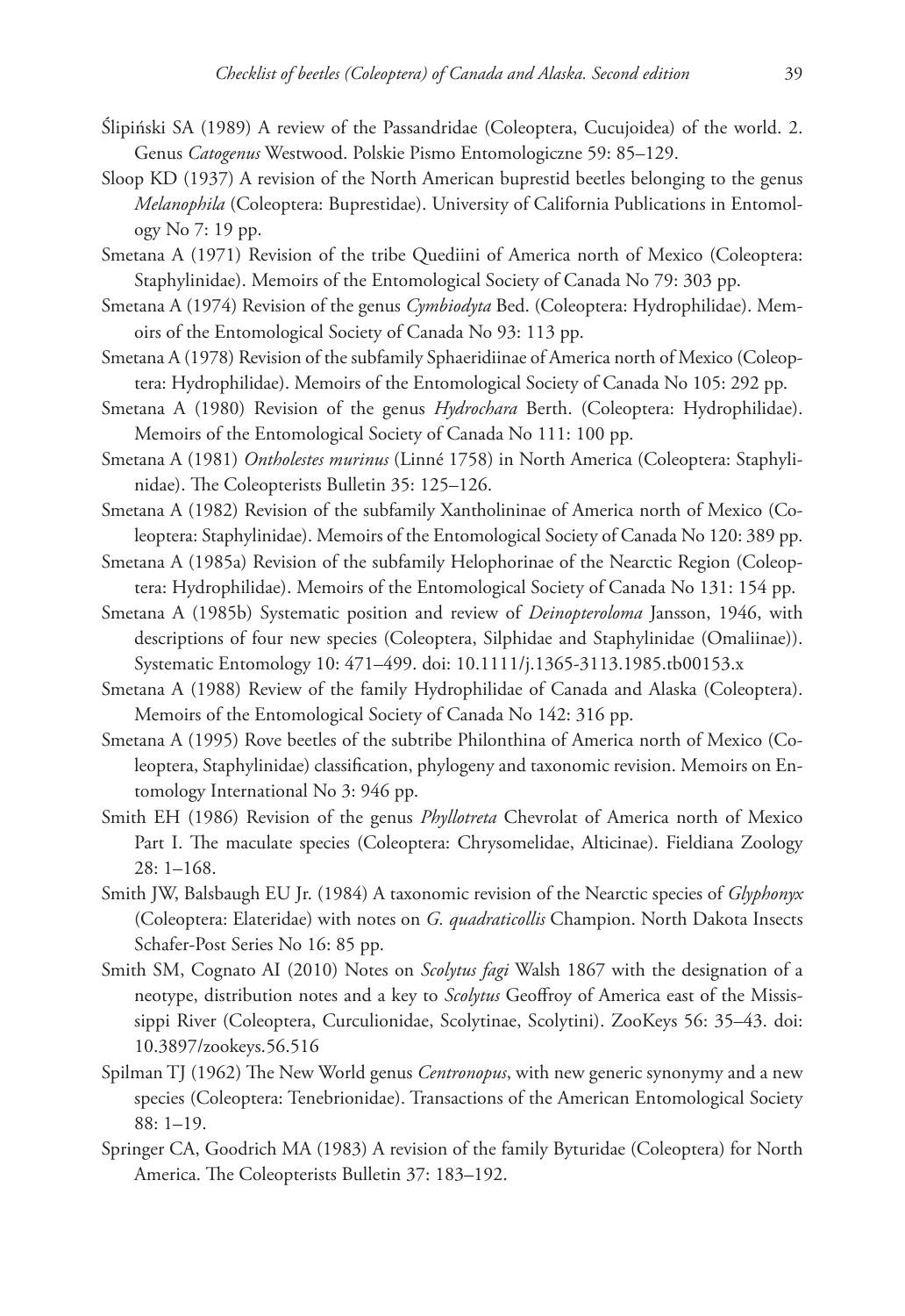Ślipiński SA (1989) A review of the Passandridae (Coleoptera, Cucujoidea) of the world. 2. Genus *Catogenus* Westwood. Polskie Pismo Entomologiczne 59: 85–129.

Sloop KD (1937) A revision of the North American buprestid beetles belonging to the genus *Melanophila* (Coleoptera: Buprestidae). University of California Publications in Entomology No 7: 19 pp.

Smetana A (1971) Revision of the tribe Quediini of America north of Mexico (Coleoptera: Staphylinidae). Memoirs of the Entomological Society of Canada No 79: 303 pp.

Smetana A (1974) Revision of the genus *Cymbiodyta* Bed. (Coleoptera: Hydrophilidae). Memoirs of the Entomological Society of Canada No 93: 113 pp.

Smetana A (1978) Revision of the subfamily Sphaeridiinae of America north of Mexico (Coleoptera: Hydrophilidae). Memoirs of the Entomological Society of Canada No 105: 292 pp.

Smetana A (1980) Revision of the genus *Hydrochara* Berth. (Coleoptera: Hydrophilidae). Memoirs of the Entomological Society of Canada No 111: 100 pp.

Smetana A (1981) *Ontholestes murinus* (Linné 1758) in North America (Coleoptera: Staphylinidae). The Coleopterists Bulletin 35: 125–126.

Smetana A (1982) Revision of the subfamily Xantholininae of America north of Mexico (Coleoptera: Staphylinidae). Memoirs of the Entomological Society of Canada No 120: 389 pp.

Smetana A (1985a) Revision of the subfamily Helophorinae of the Nearctic Region (Coleoptera: Hydrophilidae). Memoirs of the Entomological Society of Canada No 131: 154 pp.

Smetana A (1985b) Systematic position and review of *Deinopteroloma* Jansson, 1946, with descriptions of four new species (Coleoptera, Silphidae and Staphylinidae (Omaliinae)). Systematic Entomology 10: 471–499. doi: 10.1111/j.1365-3113.1985.tb00153.x

Smetana A (1988) Review of the family Hydrophilidae of Canada and Alaska (Coleoptera). Memoirs of the Entomological Society of Canada No 142: 316 pp.

Smetana A (1995) Rove beetles of the subtribe Philonthina of America north of Mexico (Coleoptera, Staphylinidae) classification, phylogeny and taxonomic revision. Memoirs on Entomology International No 3: 946 pp.

Smith EH (1986) Revision of the genus *Phyllotreta* Chevrolat of America north of Mexico Part I. The maculate species (Coleoptera: Chrysomelidae, Alticinae). Fieldiana Zoology 28: 1–168.

Smith JW, Balsbaugh EU Jr. (1984) A taxonomic revision of the Nearctic species of *Glyphonyx* (Coleoptera: Elateridae) with notes on *G. quadraticollis* Champion. North Dakota Insects Schafer-Post Series No 16: 85 pp.

Smith SM, Cognato AI (2010) Notes on *Scolytus fagi* Walsh 1867 with the designation of a neotype, distribution notes and a key to *Scolytus* Geoffroy of America east of the Mississippi River (Coleoptera, Curculionidae, Scolytinae, Scolytini). ZooKeys 56: 35–43. doi: 10.3897/zookeys.56.516

Spilman TJ (1962) The New World genus *Centronopus*, with new generic synonymy and a new species (Coleoptera: Tenebrionidae). Transactions of the American Entomological Society 88: 1–19.

Springer CA, Goodrich MA (1983) A revision of the family Byturidae (Coleoptera) for North America. The Coleopterists Bulletin 37: 183–192.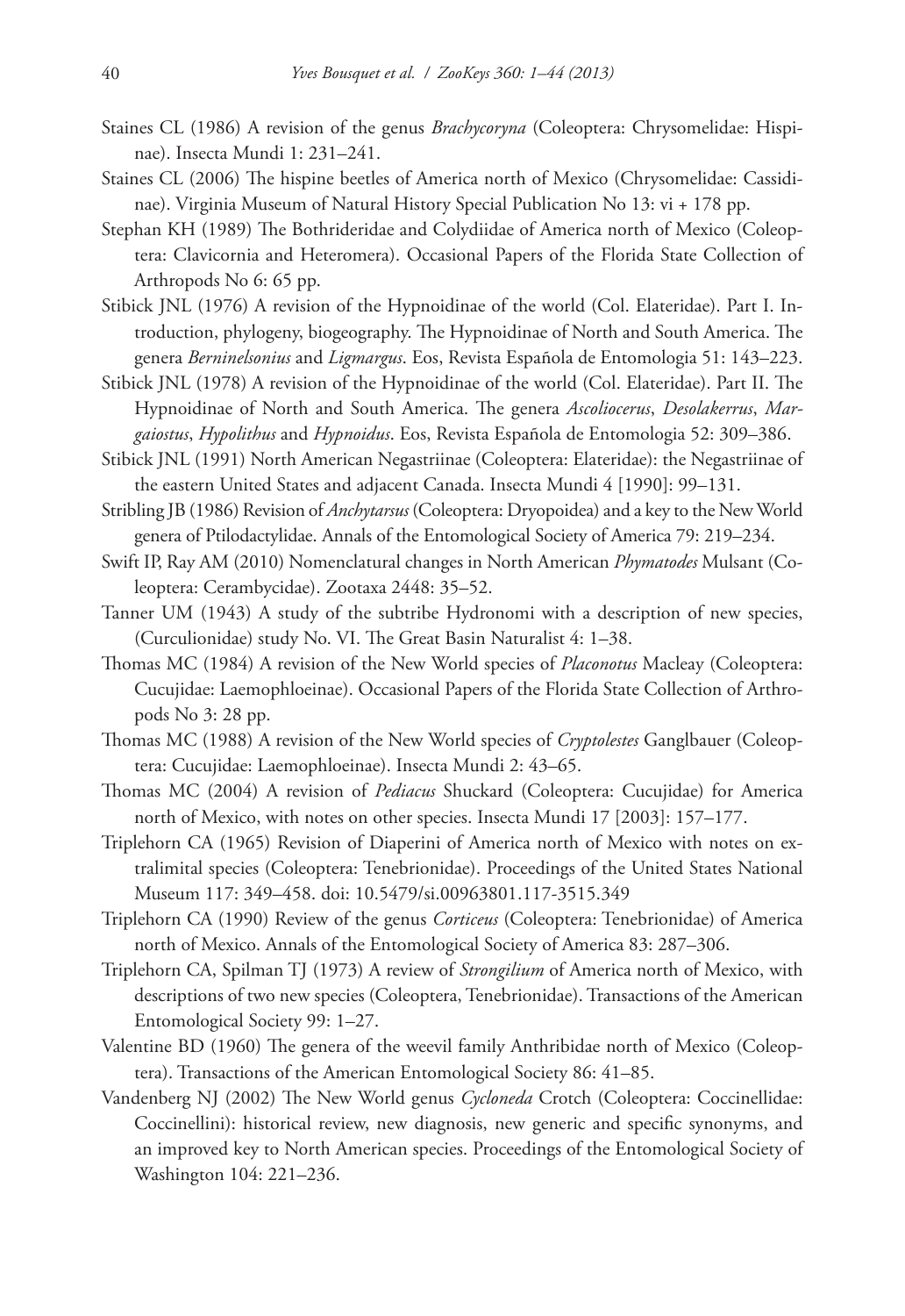Staines CL (1986) A revision of the genus *Brachycoryna* (Coleoptera: Chrysomelidae: Hispinae). Insecta Mundi 1: 231–241.

Staines CL (2006) The hispine beetles of America north of Mexico (Chrysomelidae: Cassidinae). Virginia Museum of Natural History Special Publication No 13: vi + 178 pp.

Stephan KH (1989) The Bothrideridae and Colydiidae of America north of Mexico (Coleoptera: Clavicornia and Heteromera). Occasional Papers of the Florida State Collection of Arthropods No 6: 65 pp.

Stibick JNL (1976) A revision of the Hypnoidinae of the world (Col. Elateridae). Part I. Introduction, phylogeny, biogeography. The Hypnoidinae of North and South America. The genera *Berninelsonius* and *Ligmargus*. Eos, Revista Española de Entomologia 51: 143–223.

Stibick JNL (1978) A revision of the Hypnoidinae of the world (Col. Elateridae). Part II. The Hypnoidinae of North and South America. The genera *Ascoliocerus*, *Desolakerrus*, *Margaiostus*, *Hypolithus* and *Hypnoidus*. Eos, Revista Española de Entomologia 52: 309–386.

Stibick JNL (1991) North American Negastriinae (Coleoptera: Elateridae): the Negastriinae of the eastern United States and adjacent Canada. Insecta Mundi 4 [1990]: 99–131.

Stribling JB (1986) Revision of *Anchytarsus* (Coleoptera: Dryopoidea) and a key to the New World genera of Ptilodactylidae. Annals of the Entomological Society of America 79: 219–234.

Swift IP, Ray AM (2010) Nomenclatural changes in North American *Phymatodes* Mulsant (Coleoptera: Cerambycidae). Zootaxa 2448: 35–52.

Tanner UM (1943) A study of the subtribe Hydronomi with a description of new species, (Curculionidae) study No. VI. The Great Basin Naturalist 4: 1–38.

Thomas MC (1984) A revision of the New World species of *Placonotus* Macleay (Coleoptera: Cucujidae: Laemophloeinae). Occasional Papers of the Florida State Collection of Arthropods No 3: 28 pp.

Thomas MC (1988) A revision of the New World species of *Cryptolestes* Ganglbauer (Coleoptera: Cucujidae: Laemophloeinae). Insecta Mundi 2: 43–65.

Thomas MC (2004) A revision of *Pediacus* Shuckard (Coleoptera: Cucujidae) for America north of Mexico, with notes on other species. Insecta Mundi 17 [2003]: 157–177.

Triplehorn CA (1965) Revision of Diaperini of America north of Mexico with notes on extralimital species (Coleoptera: Tenebrionidae). Proceedings of the United States National Museum 117: 349–458. doi: 10.5479/si.00963801.117-3515.349

Triplehorn CA (1990) Review of the genus *Corticeus* (Coleoptera: Tenebrionidae) of America north of Mexico. Annals of the Entomological Society of America 83: 287–306.

Triplehorn CA, Spilman TJ (1973) A review of *Strongilium* of America north of Mexico, with descriptions of two new species (Coleoptera, Tenebrionidae). Transactions of the American Entomological Society 99: 1–27.

Valentine BD (1960) The genera of the weevil family Anthribidae north of Mexico (Coleoptera). Transactions of the American Entomological Society 86: 41–85.

Vandenberg NJ (2002) The New World genus *Cycloneda* Crotch (Coleoptera: Coccinellidae: Coccinellini): historical review, new diagnosis, new generic and specific synonyms, and an improved key to North American species. Proceedings of the Entomological Society of Washington 104: 221–236.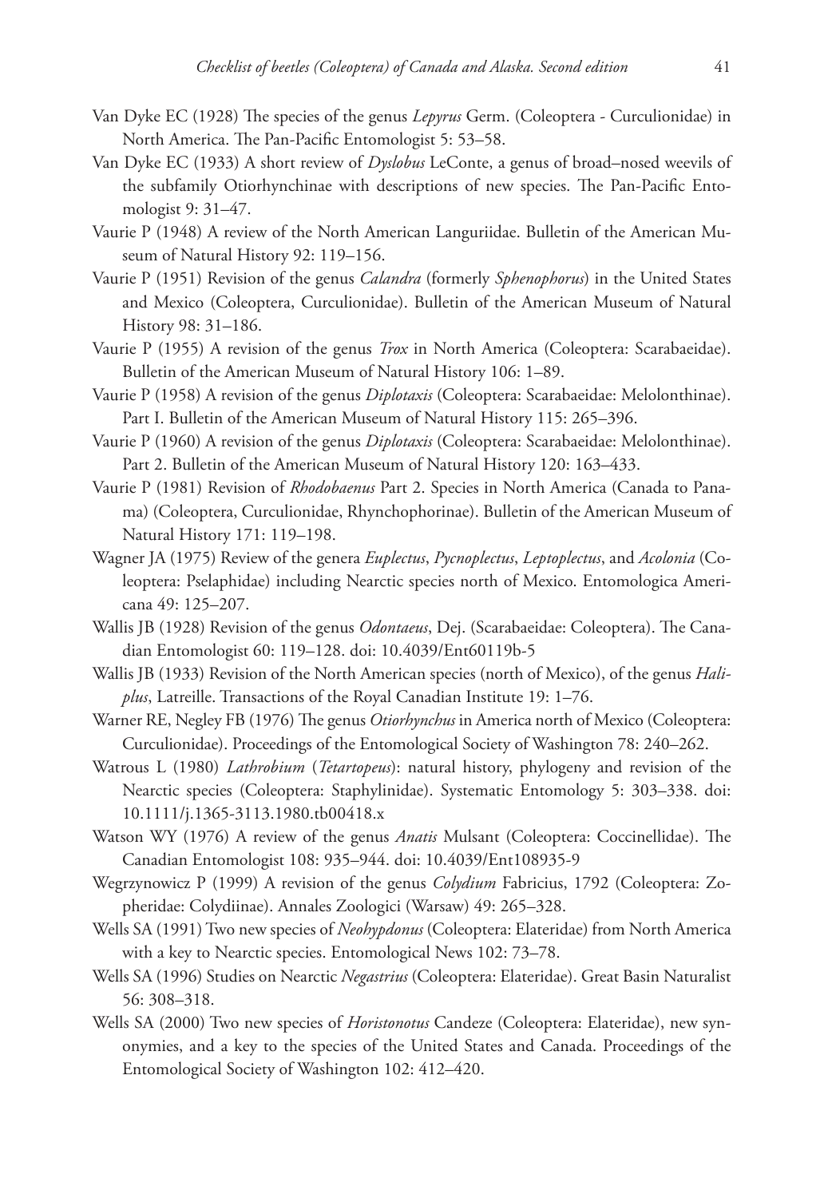Van Dyke EC (1928) The species of the genus *Lepyrus* Germ. (Coleoptera - Curculionidae) in North America. The Pan-Pacific Entomologist 5: 53–58.

Van Dyke EC (1933) A short review of *Dyslobus* LeConte, a genus of broad–nosed weevils of the subfamily Otiorhynchinae with descriptions of new species. The Pan-Pacific Entomologist 9: 31–47.

Vaurie P (1948) A review of the North American Languriidae. Bulletin of the American Museum of Natural History 92: 119–156.

Vaurie P (1951) Revision of the genus *Calandra* (formerly *Sphenophorus*) in the United States and Mexico (Coleoptera, Curculionidae). Bulletin of the American Museum of Natural History 98: 31–186.

Vaurie P (1955) A revision of the genus *Trox* in North America (Coleoptera: Scarabaeidae). Bulletin of the American Museum of Natural History 106: 1–89.

Vaurie P (1958) A revision of the genus *Diplotaxis* (Coleoptera: Scarabaeidae: Melolonthinae). Part I. Bulletin of the American Museum of Natural History 115: 265–396.

Vaurie P (1960) A revision of the genus *Diplotaxis* (Coleoptera: Scarabaeidae: Melolonthinae). Part 2. Bulletin of the American Museum of Natural History 120: 163–433.

Vaurie P (1981) Revision of *Rhodobaenus* Part 2. Species in North America (Canada to Panama) (Coleoptera, Curculionidae, Rhynchophorinae). Bulletin of the American Museum of Natural History 171: 119–198.

Wagner JA (1975) Review of the genera *Euplectus*, *Pycnoplectus*, *Leptoplectus*, and *Acolonia* (Coleoptera: Pselaphidae) including Nearctic species north of Mexico. Entomologica Americana 49: 125–207.

Wallis JB (1928) Revision of the genus *Odontaeus*, Dej. (Scarabaeidae: Coleoptera). The Canadian Entomologist 60: 119–128. doi: 10.4039/Ent60119b-5

Wallis JB (1933) Revision of the North American species (north of Mexico), of the genus *Haliplus*, Latreille. Transactions of the Royal Canadian Institute 19: 1–76.

Warner RE, Negley FB (1976) The genus *Otiorhynchus* in America north of Mexico (Coleoptera: Curculionidae). Proceedings of the Entomological Society of Washington 78: 240–262.

Watrous L (1980) *Lathrobium* (*Tetartopeus*): natural history, phylogeny and revision of the Nearctic species (Coleoptera: Staphylinidae). Systematic Entomology 5: 303–338. doi: 10.1111/j.1365-3113.1980.tb00418.x

Watson WY (1976) A review of the genus *Anatis* Mulsant (Coleoptera: Coccinellidae). The Canadian Entomologist 108: 935–944. doi: 10.4039/Ent108935-9

Wegrzynowicz P (1999) A revision of the genus *Colydium* Fabricius, 1792 (Coleoptera: Zopheridae: Colydiinae). Annales Zoologici (Warsaw) 49: 265–328.

Wells SA (1991) Two new species of *Neohypdonus* (Coleoptera: Elateridae) from North America with a key to Nearctic species. Entomological News 102: 73–78.

Wells SA (1996) Studies on Nearctic *Negastrius* (Coleoptera: Elateridae). Great Basin Naturalist 56: 308–318.

Wells SA (2000) Two new species of *Horistonotus* Candeze (Coleoptera: Elateridae), new synonymies, and a key to the species of the United States and Canada. Proceedings of the Entomological Society of Washington 102: 412–420.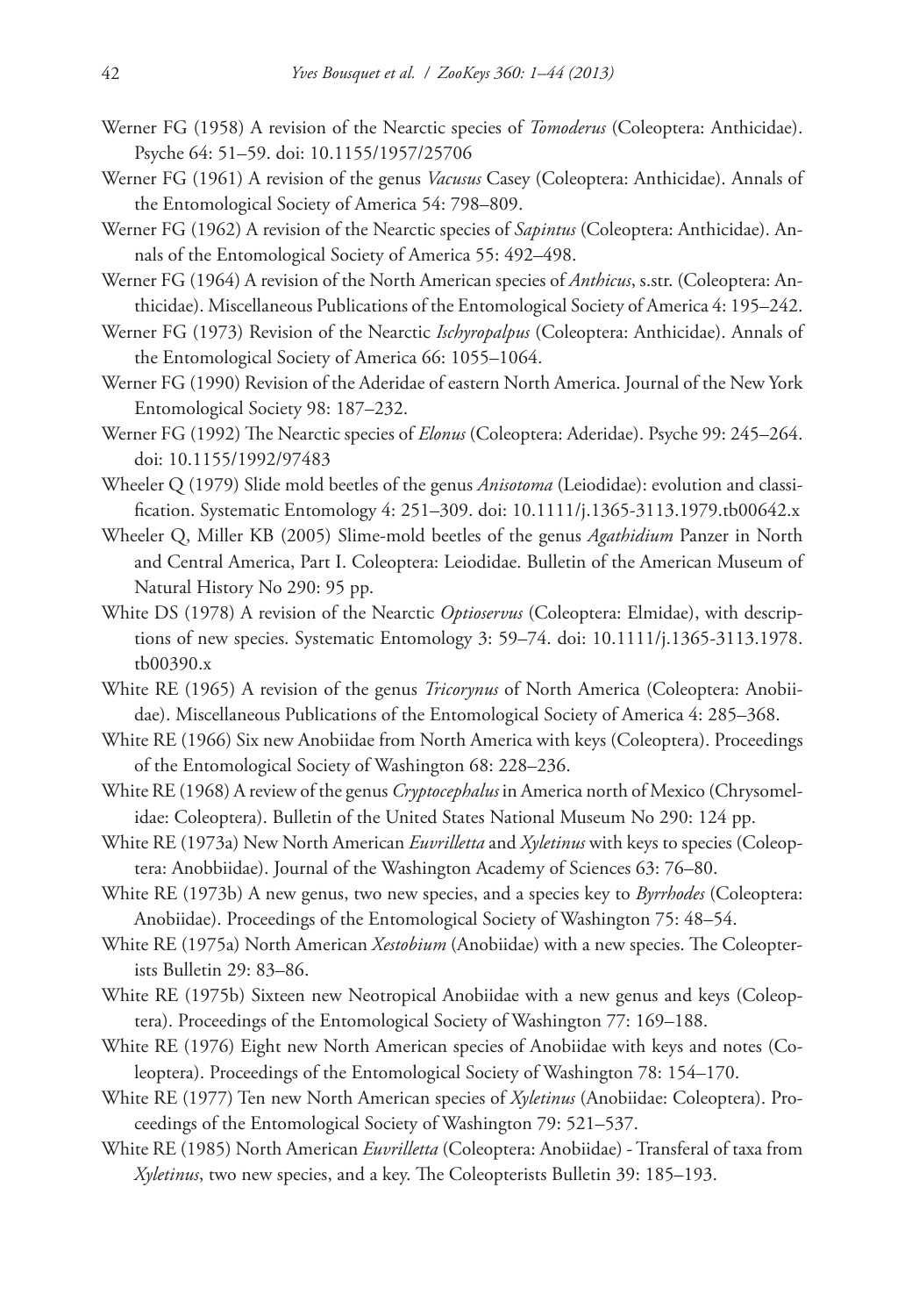Werner FG (1958) A revision of the Nearctic species of *Tomoderus* (Coleoptera: Anthicidae). Psyche 64: 51–59. doi: 10.1155/1957/25706

Werner FG (1961) A revision of the genus *Vacusus* Casey (Coleoptera: Anthicidae). Annals of the Entomological Society of America 54: 798–809.

Werner FG (1962) A revision of the Nearctic species of *Sapintus* (Coleoptera: Anthicidae). Annals of the Entomological Society of America 55: 492–498.

Werner FG (1964) A revision of the North American species of *Anthicus*, s.str. (Coleoptera: Anthicidae). Miscellaneous Publications of the Entomological Society of America 4: 195–242.

Werner FG (1973) Revision of the Nearctic *Ischyropalpus* (Coleoptera: Anthicidae). Annals of the Entomological Society of America 66: 1055–1064.

Werner FG (1990) Revision of the Aderidae of eastern North America. Journal of the New York Entomological Society 98: 187–232.

Werner FG (1992) The Nearctic species of *Elonus* (Coleoptera: Aderidae). Psyche 99: 245–264. doi: 10.1155/1992/97483

Wheeler Q (1979) Slide mold beetles of the genus *Anisotoma* (Leiodidae): evolution and classification. Systematic Entomology 4: 251–309. doi: 10.1111/j.1365-3113.1979.tb00642.x

Wheeler Q, Miller KB (2005) Slime-mold beetles of the genus *Agathidium* Panzer in North and Central America, Part I. Coleoptera: Leiodidae. Bulletin of the American Museum of Natural History No 290: 95 pp.

White DS (1978) A revision of the Nearctic *Optioservus* (Coleoptera: Elmidae), with descriptions of new species. Systematic Entomology 3: 59–74. doi: 10.1111/j.1365-3113.1978.tb00390.x

White RE (1965) A revision of the genus *Tricorynus* of North America (Coleoptera: Anobiidae). Miscellaneous Publications of the Entomological Society of America 4: 285–368.

White RE (1966) Six new Anobiidae from North America with keys (Coleoptera). Proceedings of the Entomological Society of Washington 68: 228–236.

White RE (1968) A review of the genus *Cryptocephalus* in America north of Mexico (Chrysomelidae: Coleoptera). Bulletin of the United States National Museum No 290: 124 pp.

White RE (1973a) New North American *Euvrilletta* and *Xyletinus* with keys to species (Coleoptera: Anobbiidae). Journal of the Washington Academy of Sciences 63: 76–80.

White RE (1973b) A new genus, two new species, and a species key to *Byrrhodes* (Coleoptera: Anobiidae). Proceedings of the Entomological Society of Washington 75: 48–54.

White RE (1975a) North American *Xestobium* (Anobiidae) with a new species. The Coleopterists Bulletin 29: 83–86.

White RE (1975b) Sixteen new Neotropical Anobiidae with a new genus and keys (Coleoptera). Proceedings of the Entomological Society of Washington 77: 169–188.

White RE (1976) Eight new North American species of Anobiidae with keys and notes (Coleoptera). Proceedings of the Entomological Society of Washington 78: 154–170.

White RE (1977) Ten new North American species of *Xyletinus* (Anobiidae: Coleoptera). Proceedings of the Entomological Society of Washington 79: 521–537.

White RE (1985) North American *Euvrilletta* (Coleoptera: Anobiidae) - Transferal of taxa from *Xyletinus*, two new species, and a key. The Coleopterists Bulletin 39: 185–193.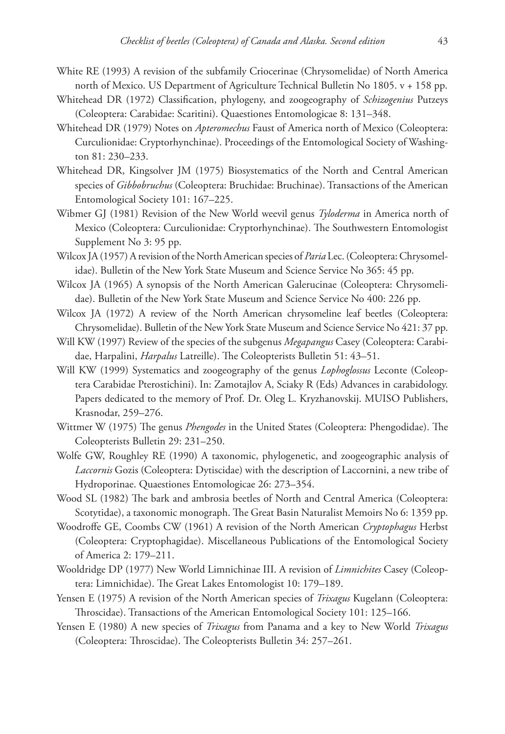White RE (1993) A revision of the subfamily Criocerinae (Chrysomelidae) of North America north of Mexico. US Department of Agriculture Technical Bulletin No 1805. v + 158 pp.

Whitehead DR (1972) Classification, phylogeny, and zoogeography of *Schizogenius* Putzeys (Coleoptera: Carabidae: Scaritini). Quaestiones Entomologicae 8: 131–348.

Whitehead DR (1979) Notes on *Apteromechus* Faust of America north of Mexico (Coleoptera: Curculionidae: Cryptorhynchinae). Proceedings of the Entomological Society of Washington 81: 230–233.

Whitehead DR, Kingsolver JM (1975) Biosystematics of the North and Central American species of *Gibbobruchus* (Coleoptera: Bruchidae: Bruchinae). Transactions of the American Entomological Society 101: 167–225.

Wibmer GJ (1981) Revision of the New World weevil genus *Tyloderma* in America north of Mexico (Coleoptera: Curculionidae: Cryptorhynchinae). The Southwestern Entomologist Supplement No 3: 95 pp.

Wilcox JA (1957) A revision of the North American species of *Paria* Lec. (Coleoptera: Chrysomelidae). Bulletin of the New York State Museum and Science Service No 365: 45 pp.

Wilcox JA (1965) A synopsis of the North American Galerucinae (Coleoptera: Chrysomelidae). Bulletin of the New York State Museum and Science Service No 400: 226 pp.

Wilcox JA (1972) A review of the North American chrysomeline leaf beetles (Coleoptera: Chrysomelidae). Bulletin of the New York State Museum and Science Service No 421: 37 pp.

Will KW (1997) Review of the species of the subgenus *Megapangus* Casey (Coleoptera: Carabidae, Harpalini, *Harpalus* Latreille). The Coleopterists Bulletin 51: 43–51.

Will KW (1999) Systematics and zoogeography of the genus *Lophoglossus* Leconte (Coleoptera Carabidae Pterostichini). In: Zamotajlov A, Sciaky R (Eds) Advances in carabidology. Papers dedicated to the memory of Prof. Dr. Oleg L. Kryzhanovskij. MUISO Publishers, Krasnodar, 259–276.

Wittmer W (1975) The genus *Phengodes* in the United States (Coleoptera: Phengodidae). The Coleopterists Bulletin 29: 231–250.

Wolfe GW, Roughley RE (1990) A taxonomic, phylogenetic, and zoogeographic analysis of *Laccornis* Gozis (Coleoptera: Dytiscidae) with the description of Laccornini, a new tribe of Hydroporinae. Quaestiones Entomologicae 26: 273–354.

Wood SL (1982) The bark and ambrosia beetles of North and Central America (Coleoptera: Scotytidae), a taxonomic monograph. The Great Basin Naturalist Memoirs No 6: 1359 pp.

Woodroffe GE, Coombs CW (1961) A revision of the North American *Cryptophagus* Herbst (Coleoptera: Cryptophagidae). Miscellaneous Publications of the Entomological Society of America 2: 179–211.

Wooldridge DP (1977) New World Limnichinae III. A revision of *Limnichites* Casey (Coleoptera: Limnichidae). The Great Lakes Entomologist 10: 179–189.

Yensen E (1975) A revision of the North American species of *Trixagus* Kugelann (Coleoptera: Throscidae). Transactions of the American Entomological Society 101: 125–166.

Yensen E (1980) A new species of *Trixagus* from Panama and a key to New World *Trixagus* (Coleoptera: Throscidae). The Coleopterists Bulletin 34: 257–261.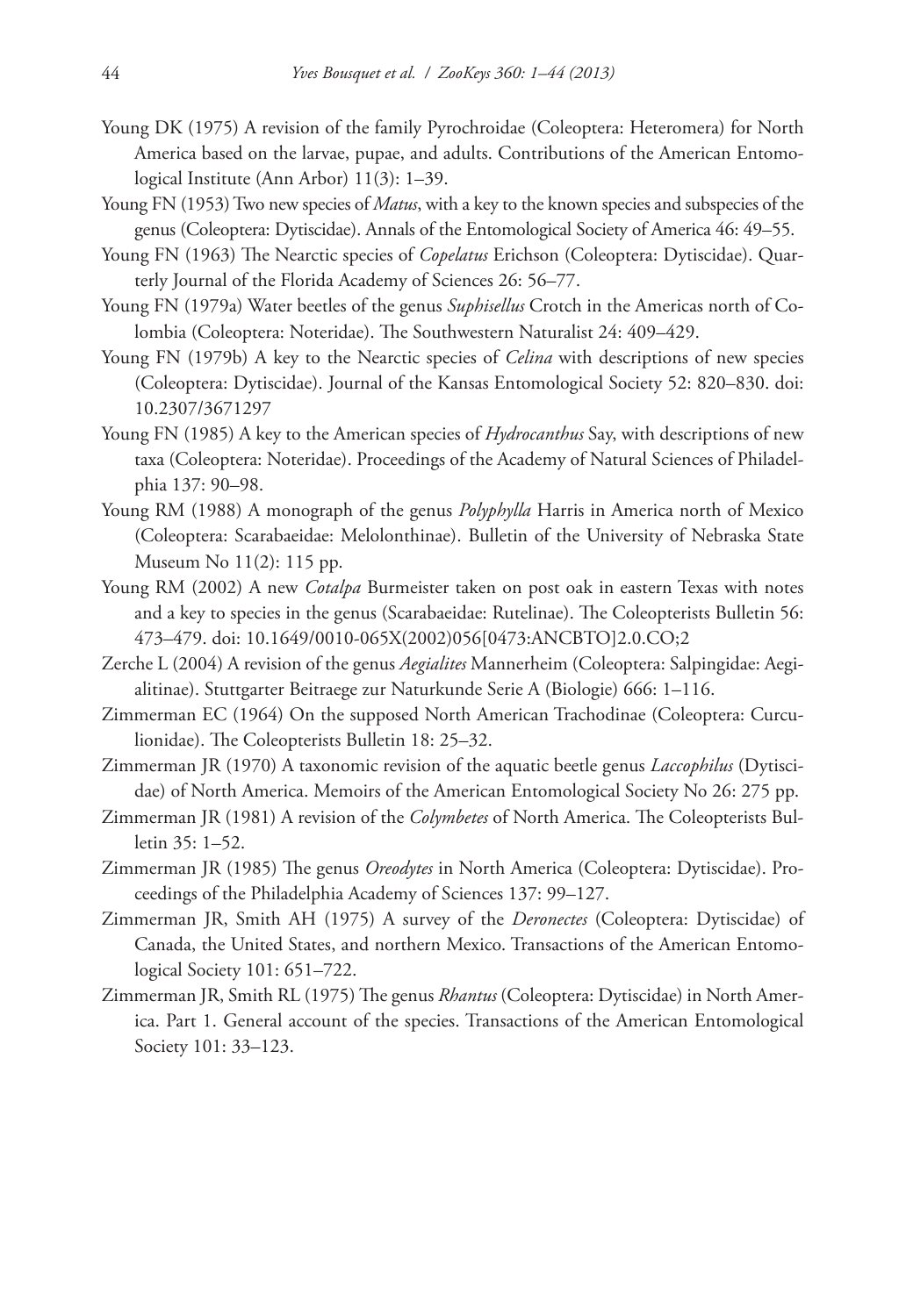Young DK (1975) A revision of the family Pyrochroidae (Coleoptera: Heteromera) for North America based on the larvae, pupae, and adults. Contributions of the American Entomological Institute (Ann Arbor) 11(3): 1–39.

Young FN (1953) Two new species of *Matus*, with a key to the known species and subspecies of the genus (Coleoptera: Dytiscidae). Annals of the Entomological Society of America 46: 49–55.

Young FN (1963) The Nearctic species of *Copelatus* Erichson (Coleoptera: Dytiscidae). Quarterly Journal of the Florida Academy of Sciences 26: 56–77.

Young FN (1979a) Water beetles of the genus *Suphisellus* Crotch in the Americas north of Colombia (Coleoptera: Noteridae). The Southwestern Naturalist 24: 409–429.

Young FN (1979b) A key to the Nearctic species of *Celina* with descriptions of new species (Coleoptera: Dytiscidae). Journal of the Kansas Entomological Society 52: 820–830. doi: 10.2307/3671297

Young FN (1985) A key to the American species of *Hydrocanthus* Say, with descriptions of new taxa (Coleoptera: Noteridae). Proceedings of the Academy of Natural Sciences of Philadelphia 137: 90–98.

Young RM (1988) A monograph of the genus *Polyphylla* Harris in America north of Mexico (Coleoptera: Scarabaeidae: Melolonthinae). Bulletin of the University of Nebraska State Museum No 11(2): 115 pp.

Young RM (2002) A new *Cotalpa* Burmeister taken on post oak in eastern Texas with notes and a key to species in the genus (Scarabaeidae: Rutelinae). The Coleopterists Bulletin 56: 473–479. doi: 10.1649/0010-065X(2002)056[0473:ANCBTO]2.0.CO;2

Zerche L (2004) A revision of the genus *Aegialites* Mannerheim (Coleoptera: Salpingidae: Aegialitinae). Stuttgarter Beitraege zur Naturkunde Serie A (Biologie) 666: 1–116.

Zimmerman EC (1964) On the supposed North American Trachodinae (Coleoptera: Curculionidae). The Coleopterists Bulletin 18: 25–32.

Zimmerman JR (1970) A taxonomic revision of the aquatic beetle genus *Laccophilus* (Dytiscidae) of North America. Memoirs of the American Entomological Society No 26: 275 pp.

Zimmerman JR (1981) A revision of the *Colymbetes* of North America. The Coleopterists Bulletin 35: 1–52.

Zimmerman JR (1985) The genus *Oreodytes* in North America (Coleoptera: Dytiscidae). Proceedings of the Philadelphia Academy of Sciences 137: 99–127.

Zimmerman JR, Smith AH (1975) A survey of the *Deronectes* (Coleoptera: Dytiscidae) of Canada, the United States, and northern Mexico. Transactions of the American Entomological Society 101: 651–722.

Zimmerman JR, Smith RL (1975) The genus *Rhantus* (Coleoptera: Dytiscidae) in North America. Part 1. General account of the species. Transactions of the American Entomological Society 101: 33–123.